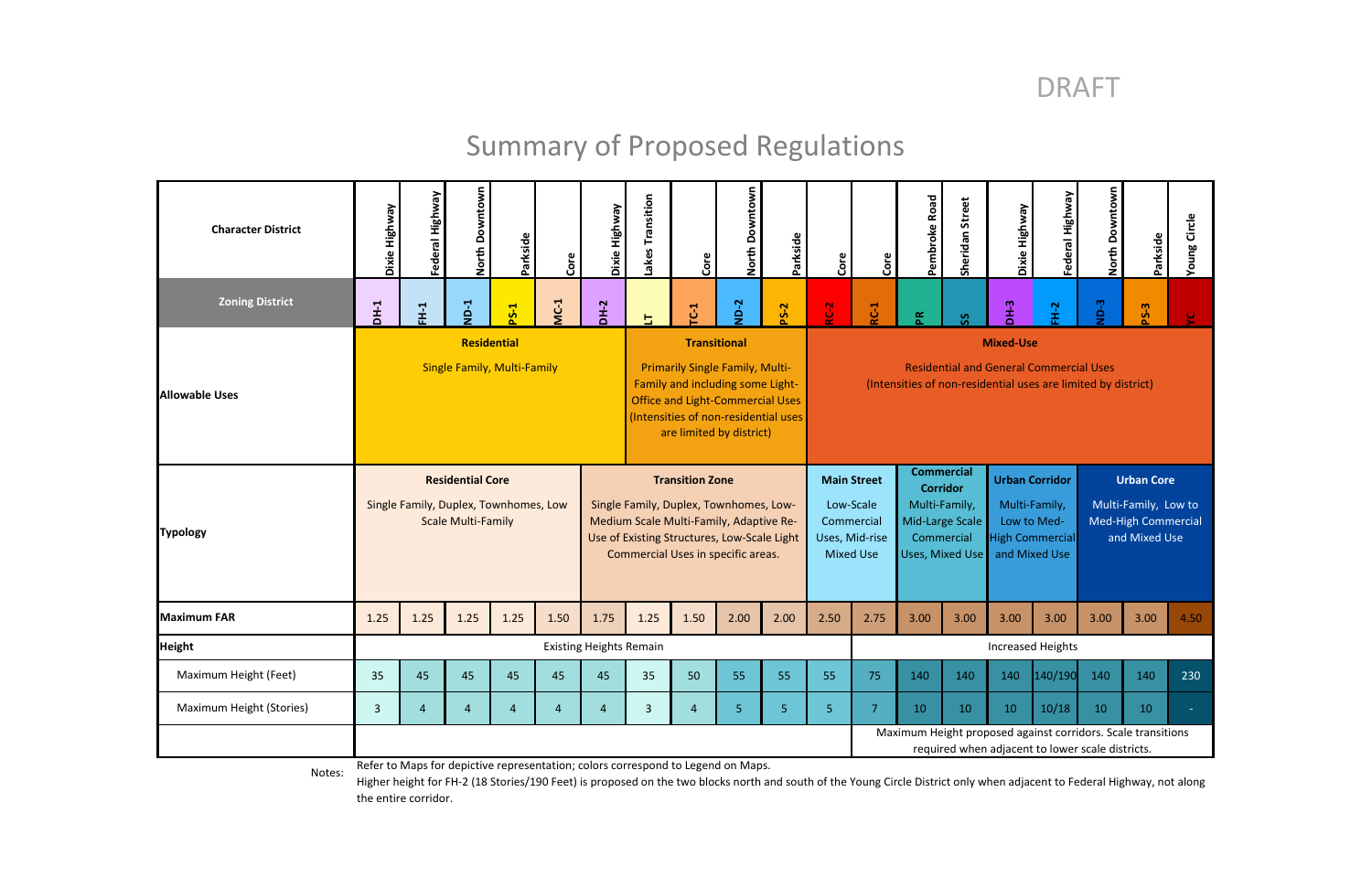DRAFT

# Summary of Proposed Regulations

| Character District | Dixie Highway | Federal Highway | North Downtown | Parkside | Core | Dixie Highway | Lakes Transition | Core | North Downtown | Parkside | Core | Core | Pembroke Road | Sheridan Street | Dixie Highway | Federal Highway | North Downtown | Parkside | Young Circle |
|---|---|---|---|---|---|---|---|---|---|---|---|---|---|---|---|---|---|---|---|
| **Zoning District** | DH-1 | FH-1 | ND-1 | PS-1 | MC-1 | DH-2 | LT | TC-1 | ND-2 | PS-2 | RC-2 | RC-1 | PR | SS | DH-3 | FH-2 | ND-3 | PS-3 | YC |
| **Allowable Uses** | **Residential** Single Family, Multi-Family | | | | | | **Transitional** Primarily Single Family, Multi-Family and including some Light-Office and Light-Commercial Uses (Intensities of non-residential uses are limited by district) | | | | **Mixed-Use** Residential and General Commercial Uses (Intensities of non-residential uses are limited by district) | | | | | | | | |
| **Typology** | **Residential Core** Single Family, Duplex, Townhomes, Low Scale Multi-Family | | | | | **Transition Zone** Single Family, Duplex, Townhomes, Low-Medium Scale Multi-Family, Adaptive Re-Use of Existing Structures, Low-Scale Light Commercial Uses in specific areas. | | | | | **Main Street** Low-Scale Commercial Uses, Mid-rise Mixed Use | | **Commercial Corridor** Multi-Family, Mid-Large Scale Commercial Uses, Mixed Use | | **Urban Corridor** Multi-Family, Low to Med-High Commercial and Mixed Use | | **Urban Core** Multi-Family, Low to Med-High Commercial and Mixed Use | | |
| **Maximum FAR** | 1.25 | 1.25 | 1.25 | 1.25 | 1.50 | 1.75 | 1.25 | 1.50 | 2.00 | 2.00 | 2.50 | 2.75 | 3.00 | 3.00 | 3.00 | 3.00 | 3.00 | 3.00 | 4.50 |
| **Height** | Existing Heights Remain | | | | | | | | | | | Increased Heights | | | | | | | |
| Maximum Height (Feet) | 35 | 45 | 45 | 45 | 45 | 45 | 35 | 50 | 55 | 55 | 55 | 75 | 140 | 140 | 140 | 140/190 | 140 | 140 | 230 |
| Maximum Height (Stories) | 3 | 4 | 4 | 4 | 4 | 4 | 3 | 4 | 5 | 5 | 5 | 7 | 10 | 10 | 10 | 10/18 | 10 | 10 | - |
| | | | | | | | | | | | | Maximum Height proposed against corridors. Scale transitions required when adjacent to lower scale districts. | | | | | | | |

Notes: Refer to Maps for depictive representation; colors correspond to Legend on Maps.

Higher height for FH-2 (18 Stories/190 Feet) is proposed on the two blocks north and south of the Young Circle District only when adjacent to Federal Highway, not along the entire corridor.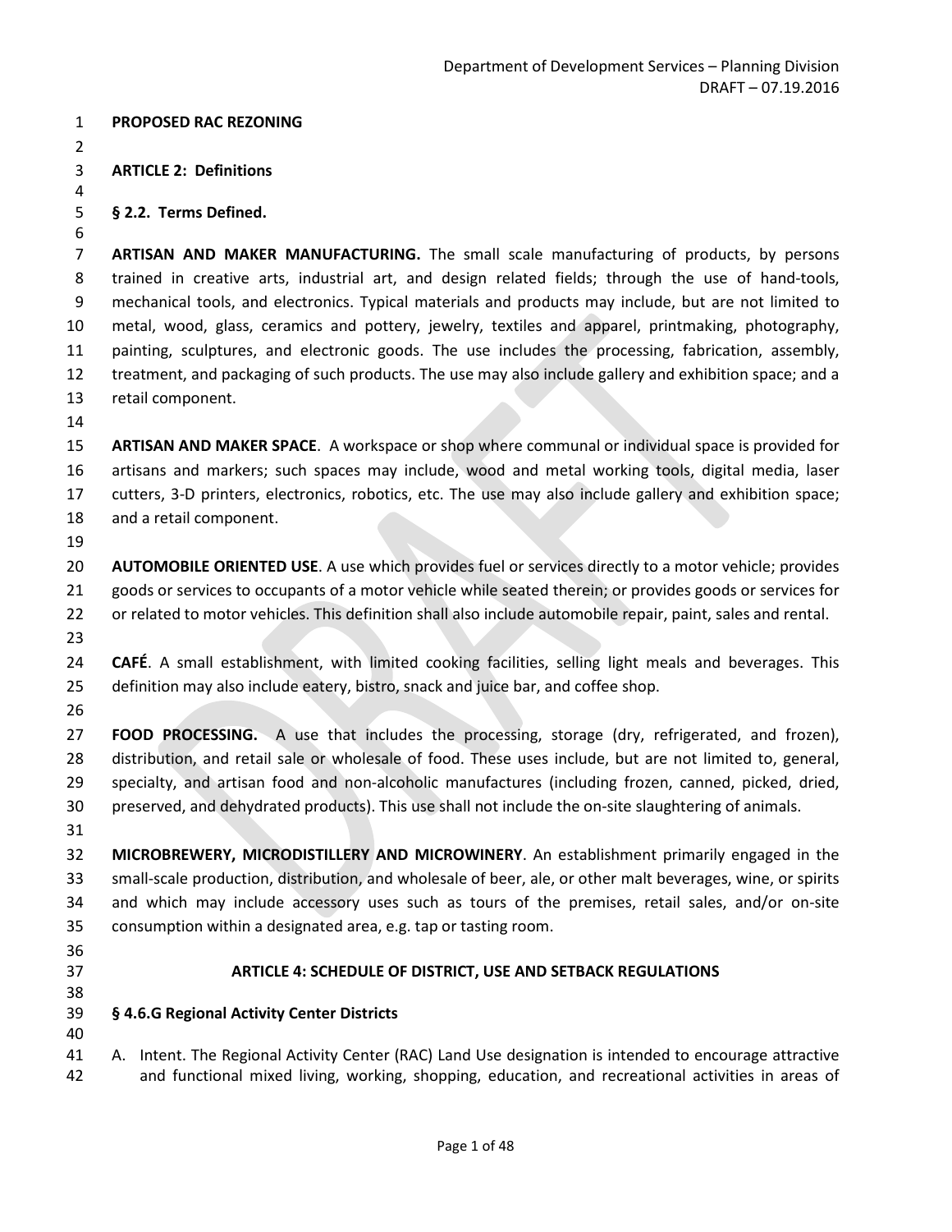**PROPOSED RAC REZONING**

**ARTICLE 2: Definitions**

**§ 2.2. Terms Defined.**

**ARTISAN AND MAKER MANUFACTURING.** The small scale manufacturing of products, by persons trained in creative arts, industrial art, and design related fields; through the use of hand-tools, mechanical tools, and electronics. Typical materials and products may include, but are not limited to metal, wood, glass, ceramics and pottery, jewelry, textiles and apparel, printmaking, photography, painting, sculptures, and electronic goods. The use includes the processing, fabrication, assembly, treatment, and packaging of such products. The use may also include gallery and exhibition space; and a retail component.

**ARTISAN AND MAKER SPACE**. A workspace or shop where communal or individual space is provided for artisans and markers; such spaces may include, wood and metal working tools, digital media, laser cutters, 3-D printers, electronics, robotics, etc. The use may also include gallery and exhibition space; and a retail component.

**AUTOMOBILE ORIENTED USE**. A use which provides fuel or services directly to a motor vehicle; provides goods or services to occupants of a motor vehicle while seated therein; or provides goods or services for or related to motor vehicles. This definition shall also include automobile repair, paint, sales and rental.

**CAFÉ**. A small establishment, with limited cooking facilities, selling light meals and beverages. This definition may also include eatery, bistro, snack and juice bar, and coffee shop.

**FOOD PROCESSING.** A use that includes the processing, storage (dry, refrigerated, and frozen), distribution, and retail sale or wholesale of food. These uses include, but are not limited to, general, specialty, and artisan food and non-alcoholic manufactures (including frozen, canned, picked, dried, preserved, and dehydrated products). This use shall not include the on-site slaughtering of animals.

**MICROBREWERY, MICRODISTILLERY AND MICROWINERY**. An establishment primarily engaged in the small-scale production, distribution, and wholesale of beer, ale, or other malt beverages, wine, or spirits and which may include accessory uses such as tours of the premises, retail sales, and/or on-site consumption within a designated area, e.g. tap or tasting room.

## ARTICLE 4: SCHEDULE OF DISTRICT, USE AND SETBACK REGULATIONS

**§ 4.6.G Regional Activity Center Districts**

A. Intent. The Regional Activity Center (RAC) Land Use designation is intended to encourage attractive and functional mixed living, working, shopping, education, and recreational activities in areas of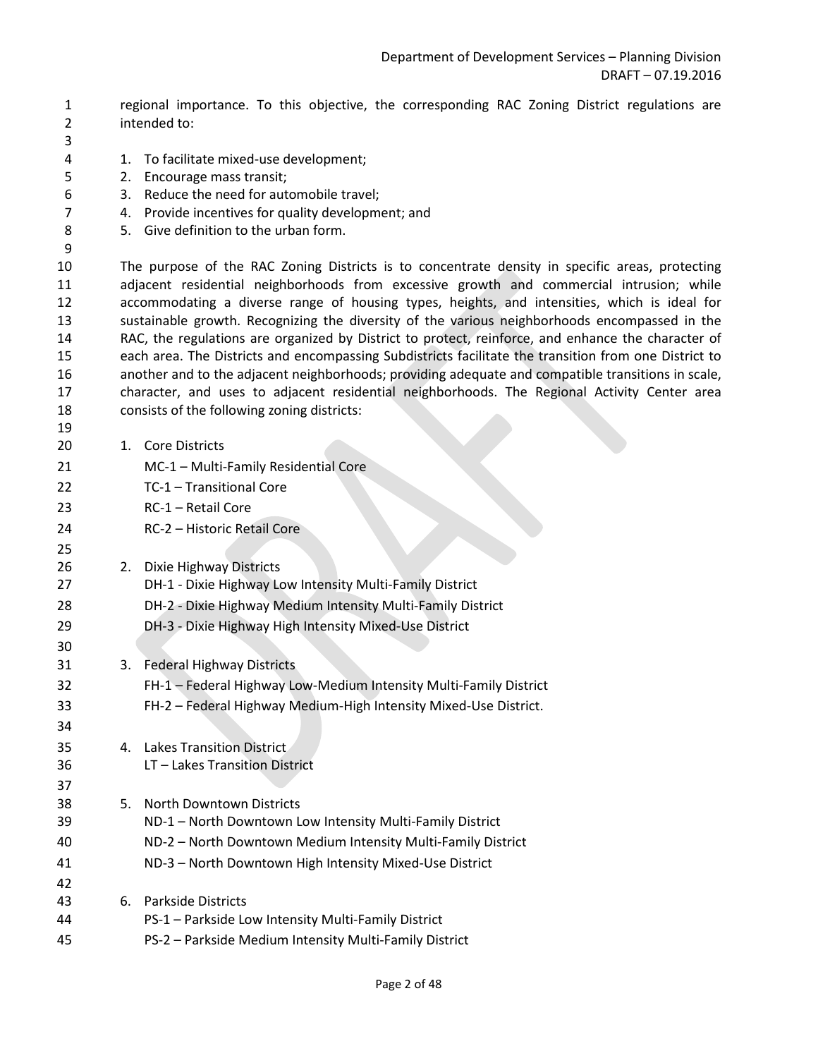regional importance. To this objective, the corresponding RAC Zoning District regulations are intended to:

1. To facilitate mixed-use development;
2. Encourage mass transit;
3. Reduce the need for automobile travel;
4. Provide incentives for quality development; and
5. Give definition to the urban form.

The purpose of the RAC Zoning Districts is to concentrate density in specific areas, protecting adjacent residential neighborhoods from excessive growth and commercial intrusion; while accommodating a diverse range of housing types, heights, and intensities, which is ideal for sustainable growth. Recognizing the diversity of the various neighborhoods encompassed in the RAC, the regulations are organized by District to protect, reinforce, and enhance the character of each area. The Districts and encompassing Subdistricts facilitate the transition from one District to another and to the adjacent neighborhoods; providing adequate and compatible transitions in scale, character, and uses to adjacent residential neighborhoods. The Regional Activity Center area consists of the following zoning districts:

1. Core Districts
   - MC-1 – Multi-Family Residential Core
   - TC-1 – Transitional Core
   - RC-1 – Retail Core
   - RC-2 – Historic Retail Core

2. Dixie Highway Districts
   - DH-1 - Dixie Highway Low Intensity Multi-Family District
   - DH-2 - Dixie Highway Medium Intensity Multi-Family District
   - DH-3 - Dixie Highway High Intensity Mixed-Use District

3. Federal Highway Districts
   - FH-1 – Federal Highway Low-Medium Intensity Multi-Family District
   - FH-2 – Federal Highway Medium-High Intensity Mixed-Use District.

4. Lakes Transition District
   - LT – Lakes Transition District

5. North Downtown Districts
   - ND-1 – North Downtown Low Intensity Multi-Family District
   - ND-2 – North Downtown Medium Intensity Multi-Family District
   - ND-3 – North Downtown High Intensity Mixed-Use District

6. Parkside Districts
   - PS-1 – Parkside Low Intensity Multi-Family District
   - PS-2 – Parkside Medium Intensity Multi-Family District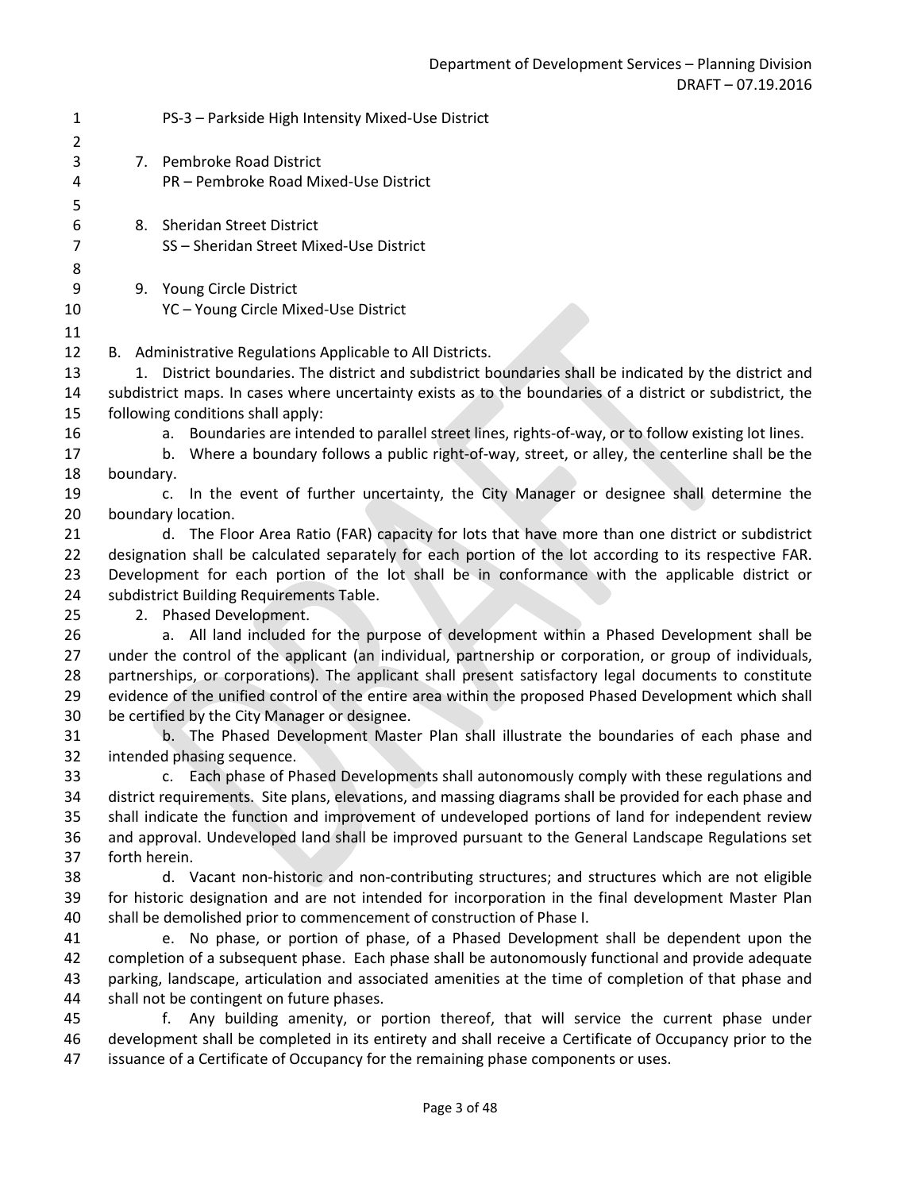PS-3 – Parkside High Intensity Mixed-Use District

7. Pembroke Road District
   PR – Pembroke Road Mixed-Use District

8. Sheridan Street District
   SS – Sheridan Street Mixed-Use District

9. Young Circle District
   YC – Young Circle Mixed-Use District

B. Administrative Regulations Applicable to All Districts.

1. District boundaries. The district and subdistrict boundaries shall be indicated by the district and subdistrict maps. In cases where uncertainty exists as to the boundaries of a district or subdistrict, the following conditions shall apply:

   a. Boundaries are intended to parallel street lines, rights-of-way, or to follow existing lot lines.

   b. Where a boundary follows a public right-of-way, street, or alley, the centerline shall be the boundary.

   c. In the event of further uncertainty, the City Manager or designee shall determine the boundary location.

   d. The Floor Area Ratio (FAR) capacity for lots that have more than one district or subdistrict designation shall be calculated separately for each portion of the lot according to its respective FAR. Development for each portion of the lot shall be in conformance with the applicable district or subdistrict Building Requirements Table.

2. Phased Development.

   a. All land included for the purpose of development within a Phased Development shall be under the control of the applicant (an individual, partnership or corporation, or group of individuals, partnerships, or corporations). The applicant shall present satisfactory legal documents to constitute evidence of the unified control of the entire area within the proposed Phased Development which shall be certified by the City Manager or designee.

   b. The Phased Development Master Plan shall illustrate the boundaries of each phase and intended phasing sequence.

   c. Each phase of Phased Developments shall autonomously comply with these regulations and district requirements. Site plans, elevations, and massing diagrams shall be provided for each phase and shall indicate the function and improvement of undeveloped portions of land for independent review and approval. Undeveloped land shall be improved pursuant to the General Landscape Regulations set forth herein.

   d. Vacant non-historic and non-contributing structures; and structures which are not eligible for historic designation and are not intended for incorporation in the final development Master Plan shall be demolished prior to commencement of construction of Phase I.

   e. No phase, or portion of phase, of a Phased Development shall be dependent upon the completion of a subsequent phase. Each phase shall be autonomously functional and provide adequate parking, landscape, articulation and associated amenities at the time of completion of that phase and shall not be contingent on future phases.

   f. Any building amenity, or portion thereof, that will service the current phase under development shall be completed in its entirety and shall receive a Certificate of Occupancy prior to the issuance of a Certificate of Occupancy for the remaining phase components or uses.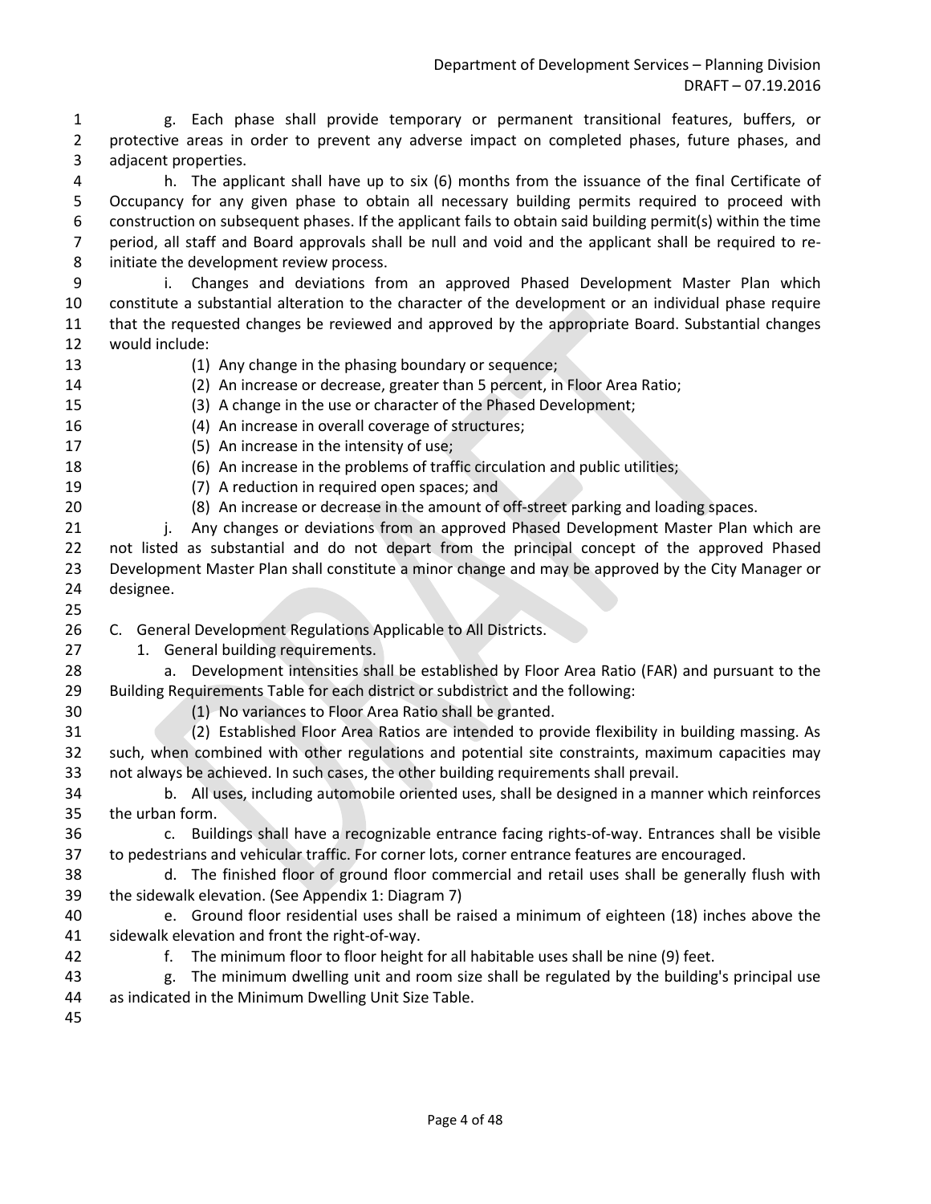g. Each phase shall provide temporary or permanent transitional features, buffers, or protective areas in order to prevent any adverse impact on completed phases, future phases, and adjacent properties.

h. The applicant shall have up to six (6) months from the issuance of the final Certificate of Occupancy for any given phase to obtain all necessary building permits required to proceed with construction on subsequent phases. If the applicant fails to obtain said building permit(s) within the time period, all staff and Board approvals shall be null and void and the applicant shall be required to re-initiate the development review process.

i. Changes and deviations from an approved Phased Development Master Plan which constitute a substantial alteration to the character of the development or an individual phase require that the requested changes be reviewed and approved by the appropriate Board. Substantial changes would include:

(1) Any change in the phasing boundary or sequence;

(2) An increase or decrease, greater than 5 percent, in Floor Area Ratio;

(3) A change in the use or character of the Phased Development;

(4) An increase in overall coverage of structures;

(5) An increase in the intensity of use;

(6) An increase in the problems of traffic circulation and public utilities;

(7) A reduction in required open spaces; and

(8) An increase or decrease in the amount of off-street parking and loading spaces.

j. Any changes or deviations from an approved Phased Development Master Plan which are not listed as substantial and do not depart from the principal concept of the approved Phased Development Master Plan shall constitute a minor change and may be approved by the City Manager or designee.

C. General Development Regulations Applicable to All Districts.

1. General building requirements.

a. Development intensities shall be established by Floor Area Ratio (FAR) and pursuant to the Building Requirements Table for each district or subdistrict and the following:

(1) No variances to Floor Area Ratio shall be granted.

(2) Established Floor Area Ratios are intended to provide flexibility in building massing. As such, when combined with other regulations and potential site constraints, maximum capacities may not always be achieved. In such cases, the other building requirements shall prevail.

b. All uses, including automobile oriented uses, shall be designed in a manner which reinforces the urban form.

c. Buildings shall have a recognizable entrance facing rights-of-way. Entrances shall be visible to pedestrians and vehicular traffic. For corner lots, corner entrance features are encouraged.

d. The finished floor of ground floor commercial and retail uses shall be generally flush with the sidewalk elevation. (See Appendix 1: Diagram 7)

e. Ground floor residential uses shall be raised a minimum of eighteen (18) inches above the sidewalk elevation and front the right-of-way.

f. The minimum floor to floor height for all habitable uses shall be nine (9) feet.

g. The minimum dwelling unit and room size shall be regulated by the building's principal use as indicated in the Minimum Dwelling Unit Size Table.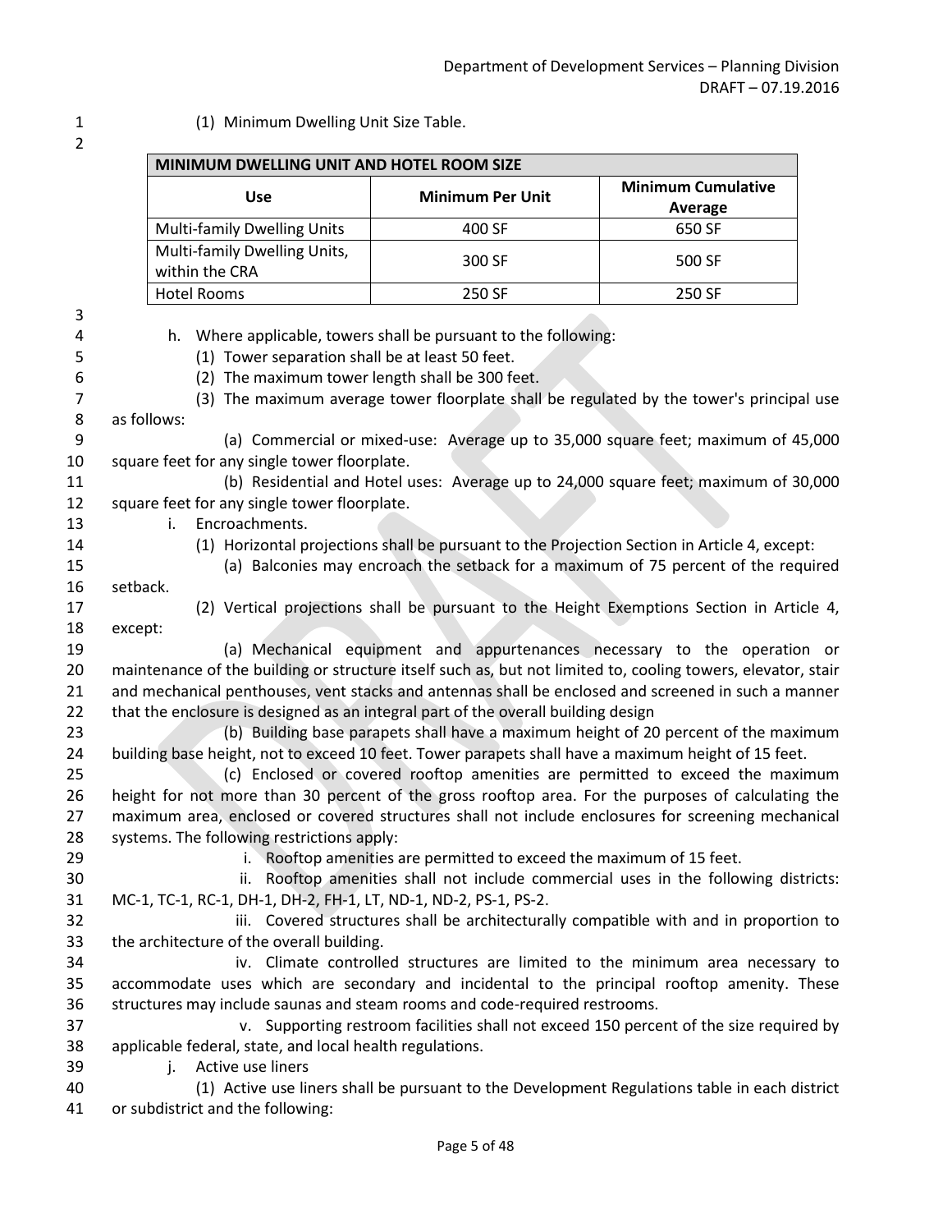(1) Minimum Dwelling Unit Size Table.

| MINIMUM DWELLING UNIT AND HOTEL ROOM SIZE | | |
|---|---|---|
| **Use** | **Minimum Per Unit** | **Minimum Cumulative Average** |
| Multi-family Dwelling Units | 400 SF | 650 SF |
| Multi-family Dwelling Units, within the CRA | 300 SF | 500 SF |
| Hotel Rooms | 250 SF | 250 SF |

h. Where applicable, towers shall be pursuant to the following:

(1) Tower separation shall be at least 50 feet.

(2) The maximum tower length shall be 300 feet.

(3) The maximum average tower floorplate shall be regulated by the tower's principal use as follows:

(a) Commercial or mixed-use: Average up to 35,000 square feet; maximum of 45,000 square feet for any single tower floorplate.

(b) Residential and Hotel uses: Average up to 24,000 square feet; maximum of 30,000 square feet for any single tower floorplate.

i. Encroachments.

(1) Horizontal projections shall be pursuant to the Projection Section in Article 4, except:

(a) Balconies may encroach the setback for a maximum of 75 percent of the required setback.

(2) Vertical projections shall be pursuant to the Height Exemptions Section in Article 4, except:

(a) Mechanical equipment and appurtenances necessary to the operation or maintenance of the building or structure itself such as, but not limited to, cooling towers, elevator, stair and mechanical penthouses, vent stacks and antennas shall be enclosed and screened in such a manner that the enclosure is designed as an integral part of the overall building design

(b) Building base parapets shall have a maximum height of 20 percent of the maximum building base height, not to exceed 10 feet. Tower parapets shall have a maximum height of 15 feet.

(c) Enclosed or covered rooftop amenities are permitted to exceed the maximum height for not more than 30 percent of the gross rooftop area. For the purposes of calculating the maximum area, enclosed or covered structures shall not include enclosures for screening mechanical systems. The following restrictions apply:

i. Rooftop amenities are permitted to exceed the maximum of 15 feet.

ii. Rooftop amenities shall not include commercial uses in the following districts: MC-1, TC-1, RC-1, DH-1, DH-2, FH-1, LT, ND-1, ND-2, PS-1, PS-2.

iii. Covered structures shall be architecturally compatible with and in proportion to the architecture of the overall building.

iv. Climate controlled structures are limited to the minimum area necessary to accommodate uses which are secondary and incidental to the principal rooftop amenity. These structures may include saunas and steam rooms and code-required restrooms.

v. Supporting restroom facilities shall not exceed 150 percent of the size required by applicable federal, state, and local health regulations.

j. Active use liners

(1) Active use liners shall be pursuant to the Development Regulations table in each district or subdistrict and the following: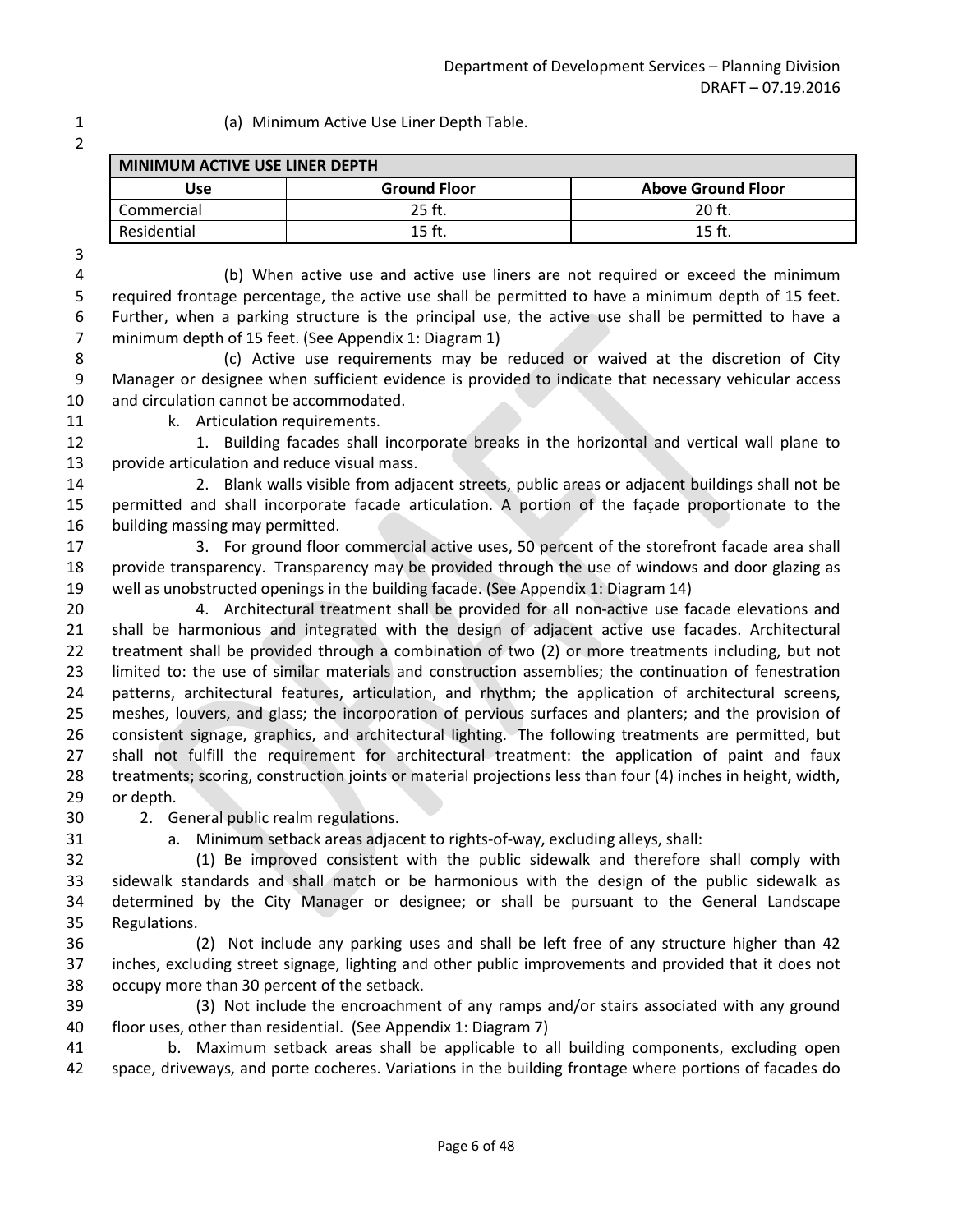(a) Minimum Active Use Liner Depth Table.

| MINIMUM ACTIVE USE LINER DEPTH | | |
|---|---|---|
| **Use** | **Ground Floor** | **Above Ground Floor** |
| Commercial | 25 ft. | 20 ft. |
| Residential | 15 ft. | 15 ft. |

(b) When active use and active use liners are not required or exceed the minimum required frontage percentage, the active use shall be permitted to have a minimum depth of 15 feet. Further, when a parking structure is the principal use, the active use shall be permitted to have a minimum depth of 15 feet. (See Appendix 1: Diagram 1)

(c) Active use requirements may be reduced or waived at the discretion of City Manager or designee when sufficient evidence is provided to indicate that necessary vehicular access and circulation cannot be accommodated.

k. Articulation requirements.

1. Building facades shall incorporate breaks in the horizontal and vertical wall plane to provide articulation and reduce visual mass.

2. Blank walls visible from adjacent streets, public areas or adjacent buildings shall not be permitted and shall incorporate facade articulation. A portion of the façade proportionate to the building massing may permitted.

3. For ground floor commercial active uses, 50 percent of the storefront facade area shall provide transparency. Transparency may be provided through the use of windows and door glazing as well as unobstructed openings in the building facade. (See Appendix 1: Diagram 14)

4. Architectural treatment shall be provided for all non-active use facade elevations and shall be harmonious and integrated with the design of adjacent active use facades. Architectural treatment shall be provided through a combination of two (2) or more treatments including, but not limited to: the use of similar materials and construction assemblies; the continuation of fenestration patterns, architectural features, articulation, and rhythm; the application of architectural screens, meshes, louvers, and glass; the incorporation of pervious surfaces and planters; and the provision of consistent signage, graphics, and architectural lighting. The following treatments are permitted, but shall not fulfill the requirement for architectural treatment: the application of paint and faux treatments; scoring, construction joints or material projections less than four (4) inches in height, width, or depth.

2. General public realm regulations.

a. Minimum setback areas adjacent to rights-of-way, excluding alleys, shall:

(1) Be improved consistent with the public sidewalk and therefore shall comply with sidewalk standards and shall match or be harmonious with the design of the public sidewalk as determined by the City Manager or designee; or shall be pursuant to the General Landscape Regulations.

(2) Not include any parking uses and shall be left free of any structure higher than 42 inches, excluding street signage, lighting and other public improvements and provided that it does not occupy more than 30 percent of the setback.

(3) Not include the encroachment of any ramps and/or stairs associated with any ground floor uses, other than residential. (See Appendix 1: Diagram 7)

b. Maximum setback areas shall be applicable to all building components, excluding open space, driveways, and porte cocheres. Variations in the building frontage where portions of facades do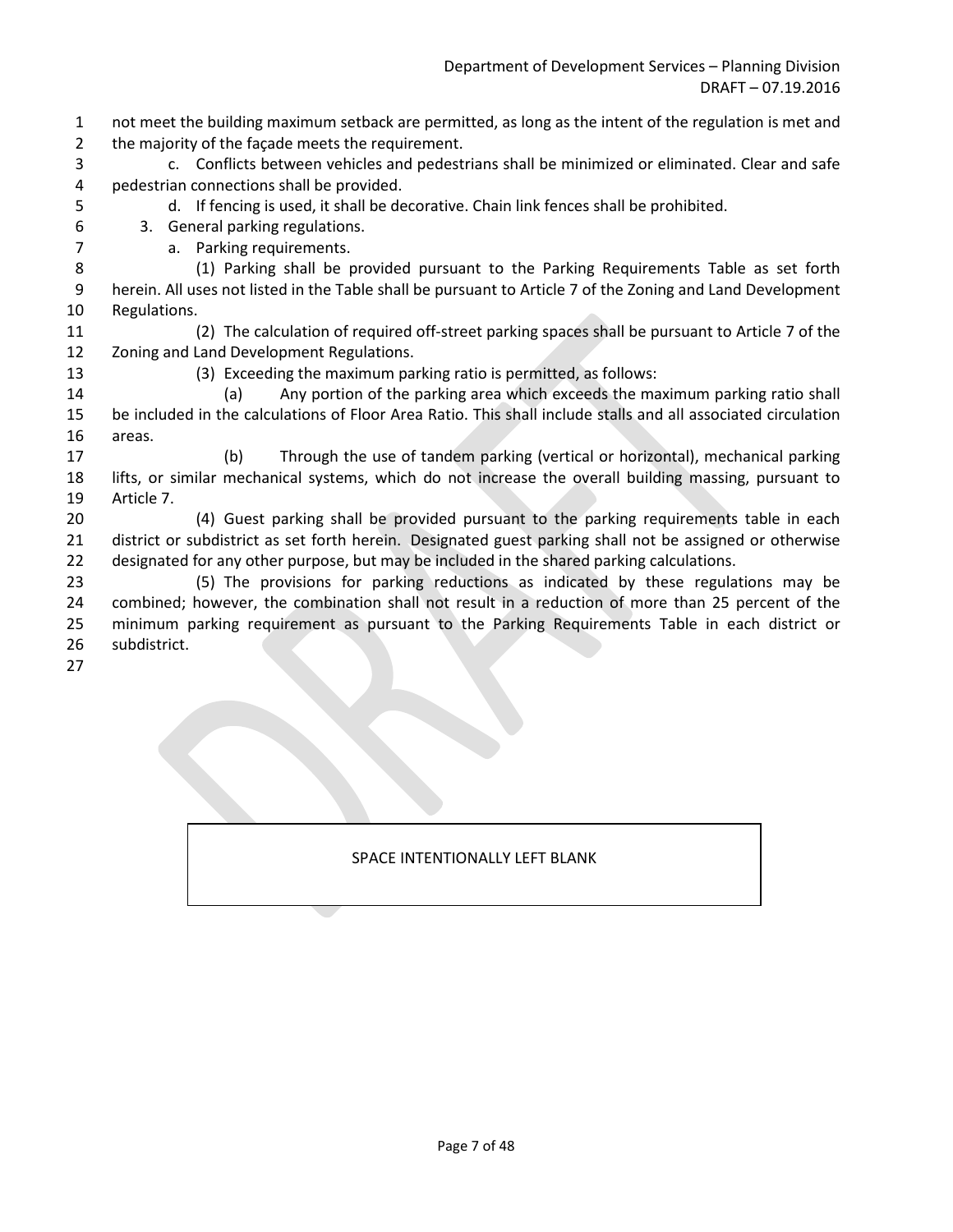not meet the building maximum setback are permitted, as long as the intent of the regulation is met and the majority of the façade meets the requirement.

c. Conflicts between vehicles and pedestrians shall be minimized or eliminated. Clear and safe pedestrian connections shall be provided.

d. If fencing is used, it shall be decorative. Chain link fences shall be prohibited.

3. General parking regulations.

a. Parking requirements.

(1) Parking shall be provided pursuant to the Parking Requirements Table as set forth herein. All uses not listed in the Table shall be pursuant to Article 7 of the Zoning and Land Development Regulations.

(2) The calculation of required off-street parking spaces shall be pursuant to Article 7 of the Zoning and Land Development Regulations.

(3) Exceeding the maximum parking ratio is permitted, as follows:

(a) Any portion of the parking area which exceeds the maximum parking ratio shall be included in the calculations of Floor Area Ratio. This shall include stalls and all associated circulation areas.

(b) Through the use of tandem parking (vertical or horizontal), mechanical parking lifts, or similar mechanical systems, which do not increase the overall building massing, pursuant to Article 7.

(4) Guest parking shall be provided pursuant to the parking requirements table in each district or subdistrict as set forth herein. Designated guest parking shall not be assigned or otherwise designated for any other purpose, but may be included in the shared parking calculations.

(5) The provisions for parking reductions as indicated by these regulations may be combined; however, the combination shall not result in a reduction of more than 25 percent of the minimum parking requirement as pursuant to the Parking Requirements Table in each district or subdistrict.

SPACE INTENTIONALLY LEFT BLANK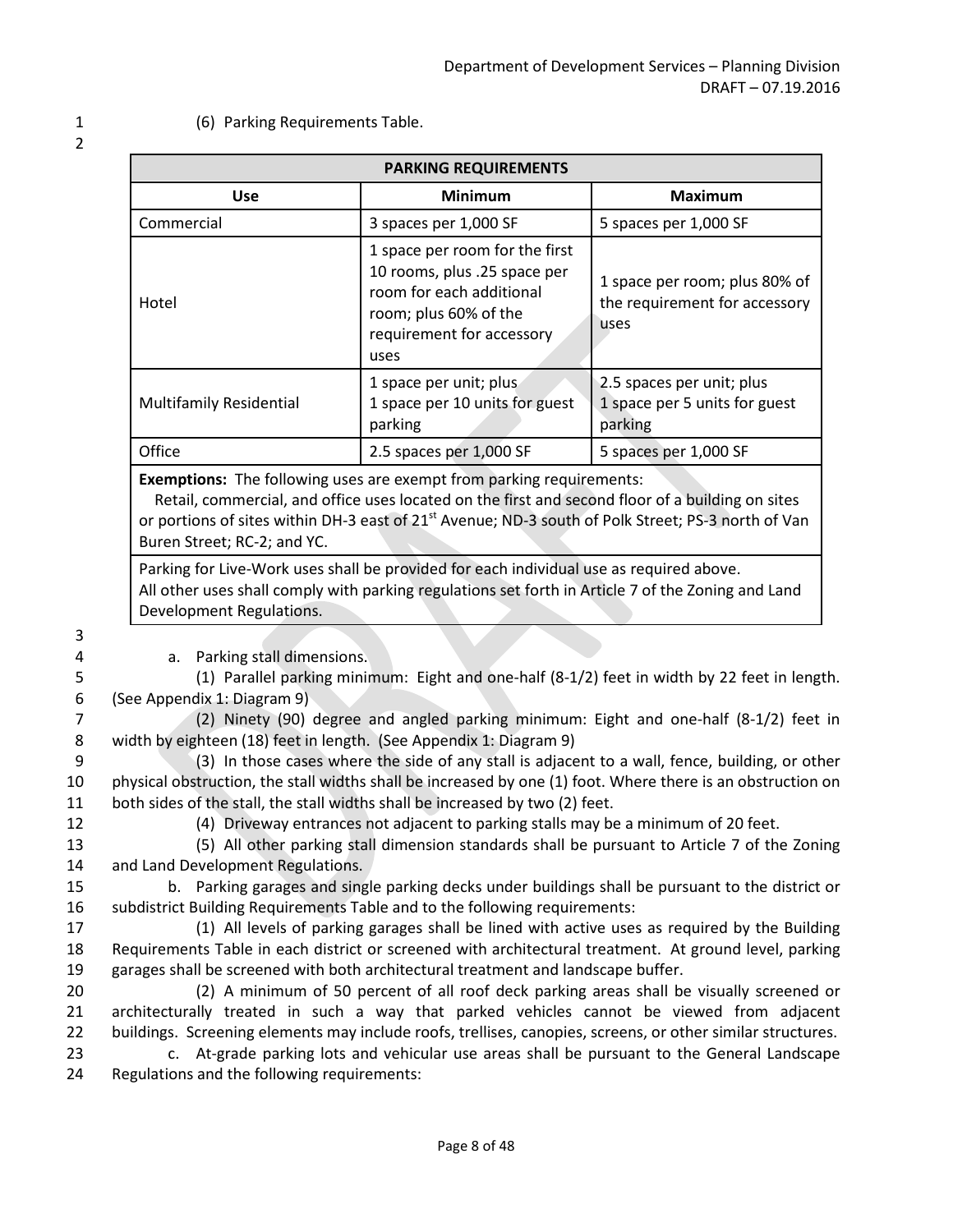(6) Parking Requirements Table.

| PARKING REQUIREMENTS | | |
|---|---|---|
| **Use** | **Minimum** | **Maximum** |
| Commercial | 3 spaces per 1,000 SF | 5 spaces per 1,000 SF |
| Hotel | 1 space per room for the first 10 rooms, plus .25 space per room for each additional room; plus 60% of the requirement for accessory uses | 1 space per room; plus 80% of the requirement for accessory uses |
| Multifamily Residential | 1 space per unit; plus 1 space per 10 units for guest parking | 2.5 spaces per unit; plus 1 space per 5 units for guest parking |
| Office | 2.5 spaces per 1,000 SF | 5 spaces per 1,000 SF |
| **Exemptions:** The following uses are exempt from parking requirements: Retail, commercial, and office uses located on the first and second floor of a building on sites or portions of sites within DH-3 east of 21st Avenue; ND-3 south of Polk Street; PS-3 north of Van Buren Street; RC-2; and YC. | | |
| Parking for Live-Work uses shall be provided for each individual use as required above. All other uses shall comply with parking regulations set forth in Article 7 of the Zoning and Land Development Regulations. | | |

a. Parking stall dimensions.

(1) Parallel parking minimum: Eight and one-half (8-1/2) feet in width by 22 feet in length. (See Appendix 1: Diagram 9)

(2) Ninety (90) degree and angled parking minimum: Eight and one-half (8-1/2) feet in width by eighteen (18) feet in length. (See Appendix 1: Diagram 9)

(3) In those cases where the side of any stall is adjacent to a wall, fence, building, or other physical obstruction, the stall widths shall be increased by one (1) foot. Where there is an obstruction on both sides of the stall, the stall widths shall be increased by two (2) feet.

(4) Driveway entrances not adjacent to parking stalls may be a minimum of 20 feet.

(5) All other parking stall dimension standards shall be pursuant to Article 7 of the Zoning and Land Development Regulations.

b. Parking garages and single parking decks under buildings shall be pursuant to the district or subdistrict Building Requirements Table and to the following requirements:

(1) All levels of parking garages shall be lined with active uses as required by the Building Requirements Table in each district or screened with architectural treatment. At ground level, parking garages shall be screened with both architectural treatment and landscape buffer.

(2) A minimum of 50 percent of all roof deck parking areas shall be visually screened or architecturally treated in such a way that parked vehicles cannot be viewed from adjacent buildings. Screening elements may include roofs, trellises, canopies, screens, or other similar structures.

c. At-grade parking lots and vehicular use areas shall be pursuant to the General Landscape Regulations and the following requirements: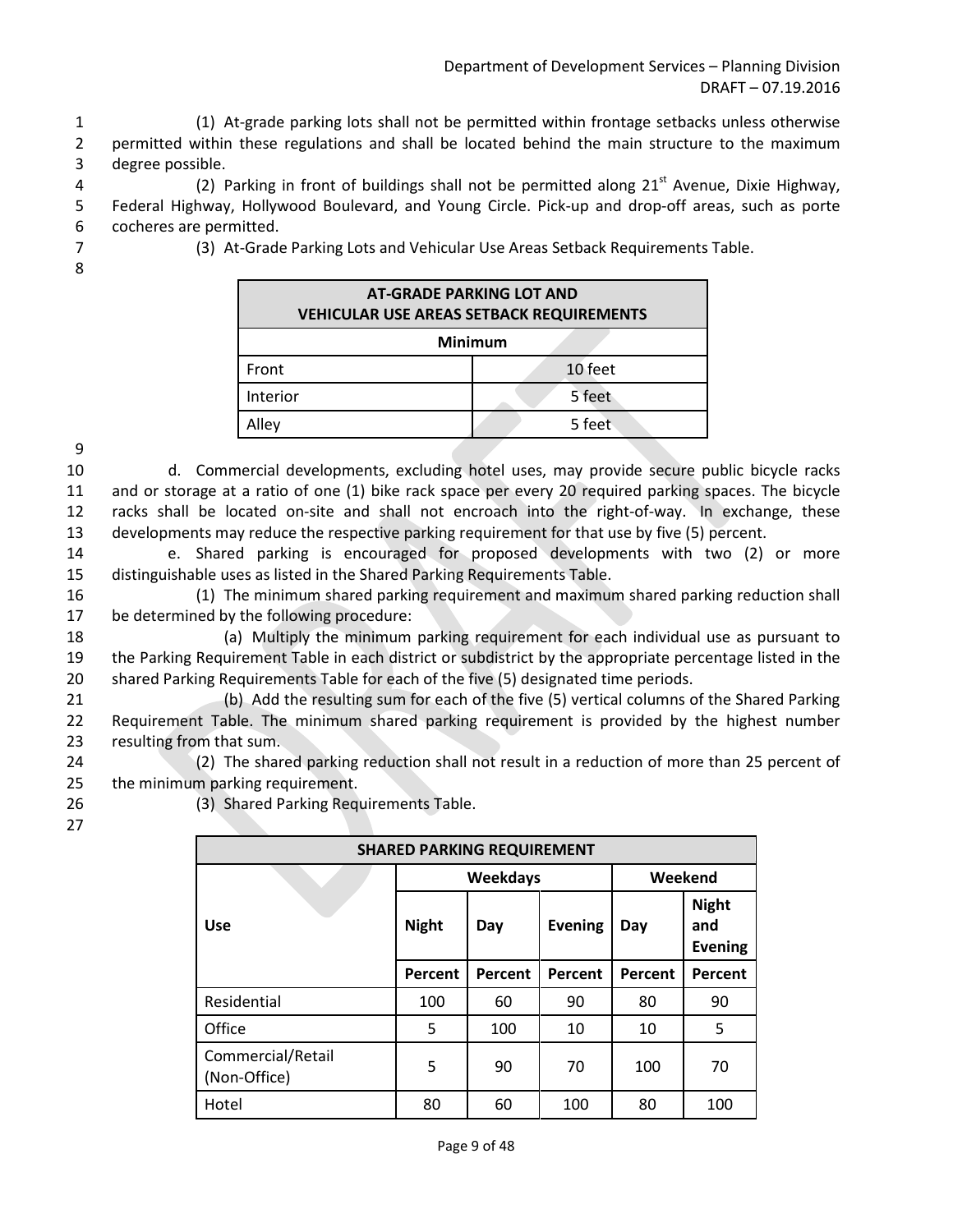(1) At-grade parking lots shall not be permitted within frontage setbacks unless otherwise permitted within these regulations and shall be located behind the main structure to the maximum degree possible.

(2) Parking in front of buildings shall not be permitted along 21st Avenue, Dixie Highway, Federal Highway, Hollywood Boulevard, and Young Circle. Pick-up and drop-off areas, such as porte cocheres are permitted.

(3) At-Grade Parking Lots and Vehicular Use Areas Setback Requirements Table.

| AT-GRADE PARKING LOT AND VEHICULAR USE AREAS SETBACK REQUIREMENTS | |
|---|---|
| **Minimum** | |
| Front | 10 feet |
| Interior | 5 feet |
| Alley | 5 feet |

d. Commercial developments, excluding hotel uses, may provide secure public bicycle racks and or storage at a ratio of one (1) bike rack space per every 20 required parking spaces. The bicycle racks shall be located on-site and shall not encroach into the right-of-way. In exchange, these developments may reduce the respective parking requirement for that use by five (5) percent.

e. Shared parking is encouraged for proposed developments with two (2) or more distinguishable uses as listed in the Shared Parking Requirements Table.

(1) The minimum shared parking requirement and maximum shared parking reduction shall be determined by the following procedure:

(a) Multiply the minimum parking requirement for each individual use as pursuant to the Parking Requirement Table in each district or subdistrict by the appropriate percentage listed in the shared Parking Requirements Table for each of the five (5) designated time periods.

(b) Add the resulting sum for each of the five (5) vertical columns of the Shared Parking Requirement Table. The minimum shared parking requirement is provided by the highest number resulting from that sum.

(2) The shared parking reduction shall not result in a reduction of more than 25 percent of the minimum parking requirement.

(3) Shared Parking Requirements Table.

| SHARED PARKING REQUIREMENT | | | | | |
|---|---|---|---|---|---|
| | **Weekdays** | | | **Weekend** | |
| **Use** | **Night** | **Day** | **Evening** | **Day** | **Night and Evening** |
| | **Percent** | **Percent** | **Percent** | **Percent** | **Percent** |
| Residential | 100 | 60 | 90 | 80 | 90 |
| Office | 5 | 100 | 10 | 10 | 5 |
| Commercial/Retail (Non-Office) | 5 | 90 | 70 | 100 | 70 |
| Hotel | 80 | 60 | 100 | 80 | 100 |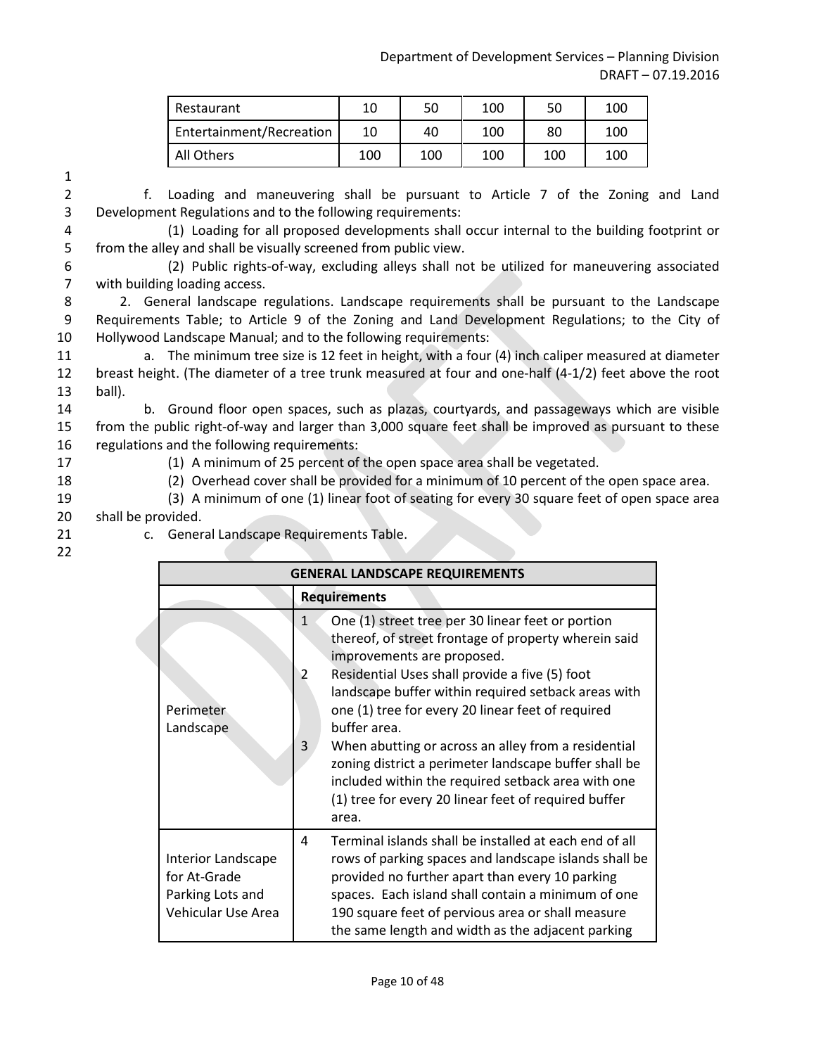| Restaurant | 10 | 50 | 100 | 50 | 100 |
|---|---|---|---|---|---|
| Entertainment/Recreation | 10 | 40 | 100 | 80 | 100 |
| All Others | 100 | 100 | 100 | 100 | 100 |

f. Loading and maneuvering shall be pursuant to Article 7 of the Zoning and Land Development Regulations and to the following requirements:

(1) Loading for all proposed developments shall occur internal to the building footprint or from the alley and shall be visually screened from public view.

(2) Public rights-of-way, excluding alleys shall not be utilized for maneuvering associated with building loading access.

2. General landscape regulations. Landscape requirements shall be pursuant to the Landscape Requirements Table; to Article 9 of the Zoning and Land Development Regulations; to the City of Hollywood Landscape Manual; and to the following requirements:

a. The minimum tree size is 12 feet in height, with a four (4) inch caliper measured at diameter breast height. (The diameter of a tree trunk measured at four and one-half (4-1/2) feet above the root ball).

b. Ground floor open spaces, such as plazas, courtyards, and passageways which are visible from the public right-of-way and larger than 3,000 square feet shall be improved as pursuant to these regulations and the following requirements:

(1) A minimum of 25 percent of the open space area shall be vegetated.

(2) Overhead cover shall be provided for a minimum of 10 percent of the open space area.

(3) A minimum of one (1) linear foot of seating for every 30 square feet of open space area shall be provided.

c. General Landscape Requirements Table.

| GENERAL LANDSCAPE REQUIREMENTS | | |
|---|---|---|
| | **Requirements** | |
| Perimeter Landscape | 1 | One (1) street tree per 30 linear feet or portion thereof, of street frontage of property wherein said improvements are proposed. |
| | 2 | Residential Uses shall provide a five (5) foot landscape buffer within required setback areas with one (1) tree for every 20 linear feet of required buffer area. |
| | 3 | When abutting or across an alley from a residential zoning district a perimeter landscape buffer shall be included within the required setback area with one (1) tree for every 20 linear feet of required buffer area. |
| Interior Landscape for At-Grade Parking Lots and Vehicular Use Area | 4 | Terminal islands shall be installed at each end of all rows of parking spaces and landscape islands shall be provided no further apart than every 10 parking spaces. Each island shall contain a minimum of one 190 square feet of pervious area or shall measure the same length and width as the adjacent parking |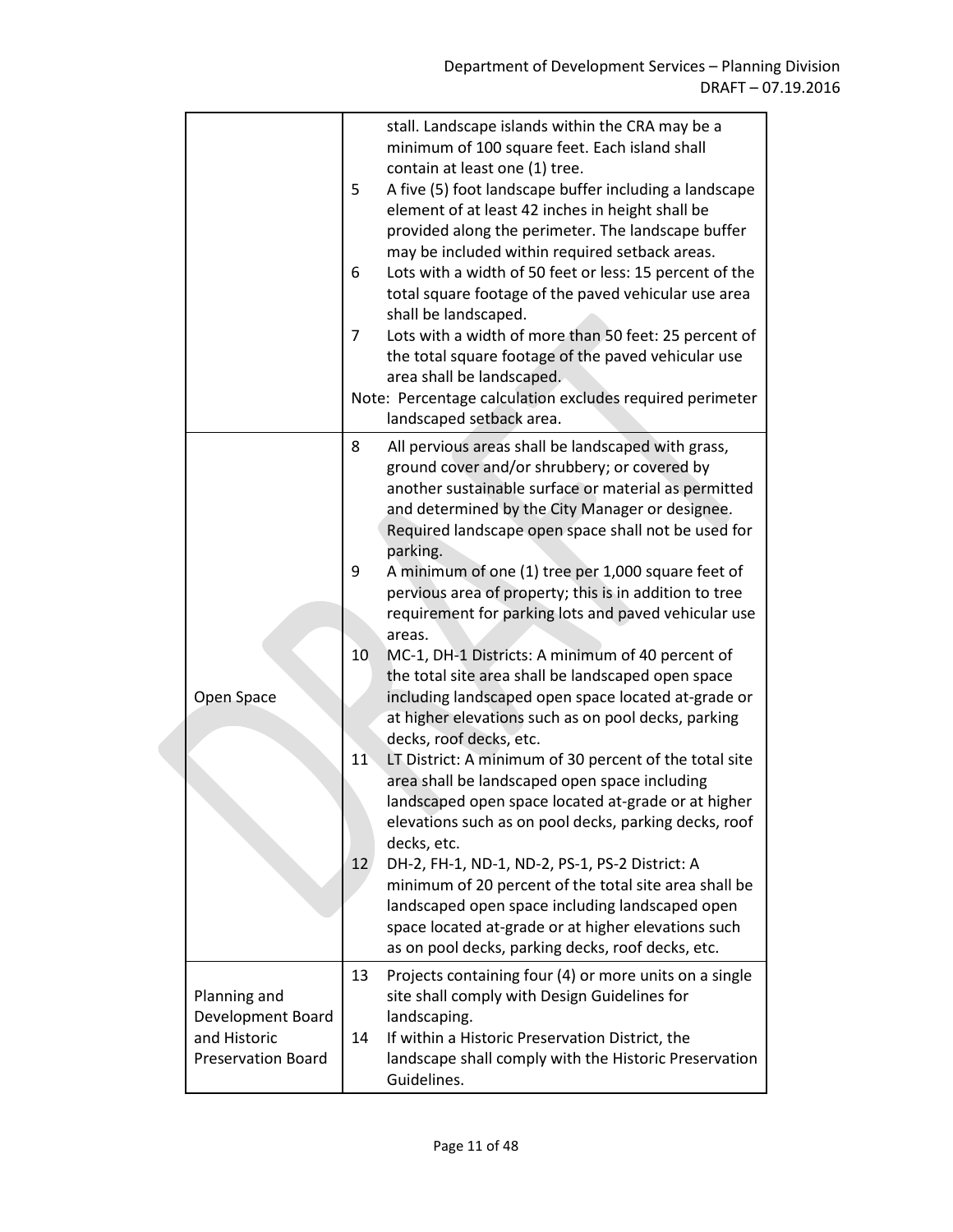| | |
|---|---|
| | stall. Landscape islands within the CRA may be a minimum of 100 square feet. Each island shall contain at least one (1) tree.<br>5 A five (5) foot landscape buffer including a landscape element of at least 42 inches in height shall be provided along the perimeter. The landscape buffer may be included within required setback areas.<br>6 Lots with a width of 50 feet or less: 15 percent of the total square footage of the paved vehicular use area shall be landscaped.<br>7 Lots with a width of more than 50 feet: 25 percent of the total square footage of the paved vehicular use area shall be landscaped.<br>Note: Percentage calculation excludes required perimeter landscaped setback area. |
| Open Space | 8 All pervious areas shall be landscaped with grass, ground cover and/or shrubbery; or covered by another sustainable surface or material as permitted and determined by the City Manager or designee. Required landscape open space shall not be used for parking.<br>9 A minimum of one (1) tree per 1,000 square feet of pervious area of property; this is in addition to tree requirement for parking lots and paved vehicular use areas.<br>10 MC-1, DH-1 Districts: A minimum of 40 percent of the total site area shall be landscaped open space including landscaped open space located at-grade or at higher elevations such as on pool decks, parking decks, roof decks, etc.<br>11 LT District: A minimum of 30 percent of the total site area shall be landscaped open space including landscaped open space located at-grade or at higher elevations such as on pool decks, parking decks, roof decks, etc.<br>12 DH-2, FH-1, ND-1, ND-2, PS-1, PS-2 District: A minimum of 20 percent of the total site area shall be landscaped open space including landscaped open space located at-grade or at higher elevations such as on pool decks, parking decks, roof decks, etc. |
| Planning and Development Board and Historic Preservation Board | 13 Projects containing four (4) or more units on a single site shall comply with Design Guidelines for landscaping.<br>14 If within a Historic Preservation District, the landscape shall comply with the Historic Preservation Guidelines. |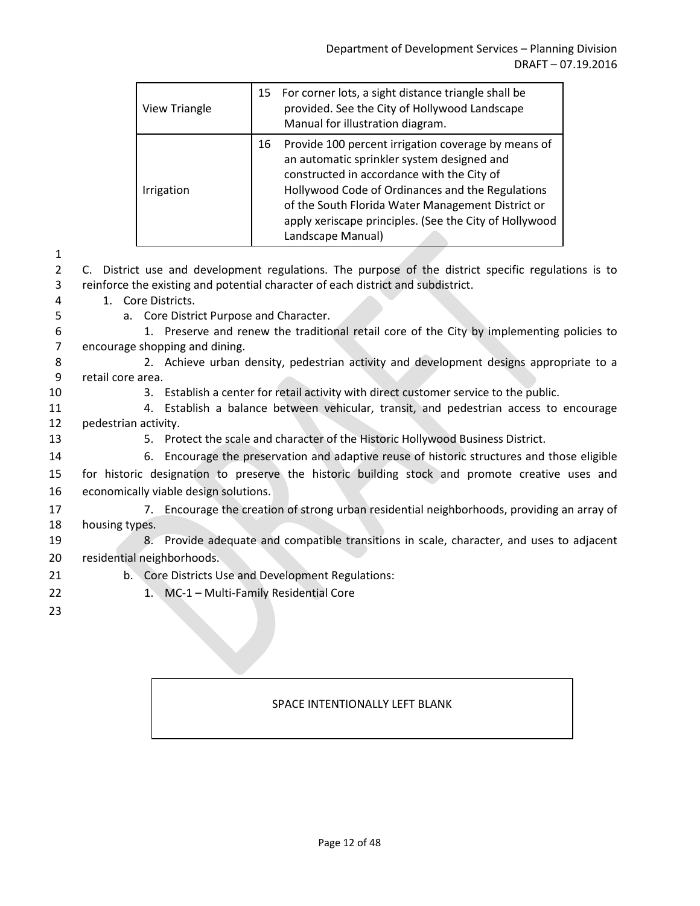| View Triangle | 15 For corner lots, a sight distance triangle shall be provided. See the City of Hollywood Landscape Manual for illustration diagram. |
|---|---|
| Irrigation | 16 Provide 100 percent irrigation coverage by means of an automatic sprinkler system designed and constructed in accordance with the City of Hollywood Code of Ordinances and the Regulations of the South Florida Water Management District or apply xeriscape principles. (See the City of Hollywood Landscape Manual) |

C. District use and development regulations. The purpose of the district specific regulations is to reinforce the existing and potential character of each district and subdistrict.

1. Core Districts.

a. Core District Purpose and Character.

1. Preserve and renew the traditional retail core of the City by implementing policies to encourage shopping and dining.

2. Achieve urban density, pedestrian activity and development designs appropriate to a retail core area.

3. Establish a center for retail activity with direct customer service to the public.

4. Establish a balance between vehicular, transit, and pedestrian access to encourage pedestrian activity.

5. Protect the scale and character of the Historic Hollywood Business District.

6. Encourage the preservation and adaptive reuse of historic structures and those eligible for historic designation to preserve the historic building stock and promote creative uses and economically viable design solutions.

7. Encourage the creation of strong urban residential neighborhoods, providing an array of housing types.

8. Provide adequate and compatible transitions in scale, character, and uses to adjacent residential neighborhoods.

b. Core Districts Use and Development Regulations:

1. MC-1 – Multi-Family Residential Core

SPACE INTENTIONALLY LEFT BLANK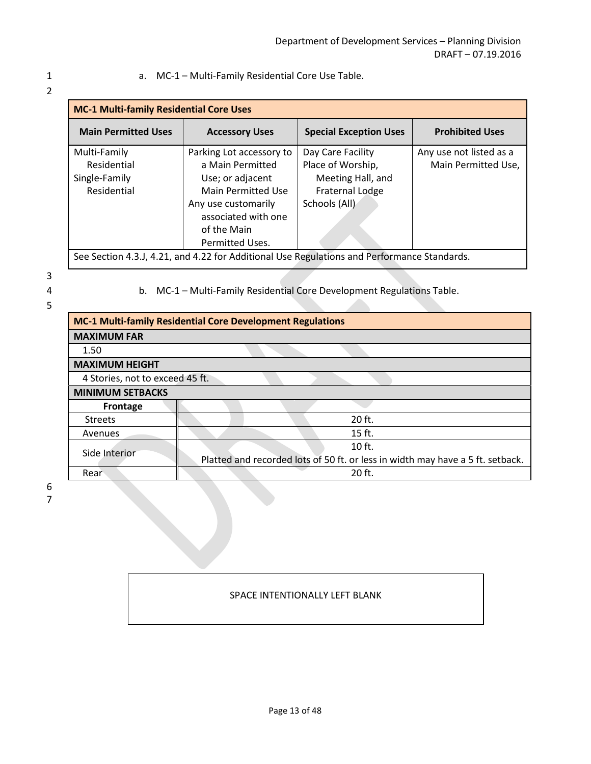a. MC-1 – Multi-Family Residential Core Use Table.

| MC-1 Multi-family Residential Core Uses | | | |
|---|---|---|---|
| **Main Permitted Uses** | **Accessory Uses** | **Special Exception Uses** | **Prohibited Uses** |
| Multi-Family Residential<br>Single-Family Residential | Parking Lot accessory to a Main Permitted Use; or adjacent Main Permitted Use<br>Any use customarily associated with one of the Main Permitted Uses. | Day Care Facility<br>Place of Worship, Meeting Hall, and Fraternal Lodge<br>Schools (All) | Any use not listed as a Main Permitted Use, |
| See Section 4.3.J, 4.21, and 4.22 for Additional Use Regulations and Performance Standards. | | | |

b. MC-1 – Multi-Family Residential Core Development Regulations Table.

| MC-1 Multi-family Residential Core Development Regulations | |
|---|---|
| **MAXIMUM FAR** | |
| 1.50 | |
| **MAXIMUM HEIGHT** | |
| 4 Stories, not to exceed 45 ft. | |
| **MINIMUM SETBACKS** | |
| **Frontage** | |
| Streets | 20 ft. |
| Avenues | 15 ft. |
| Side Interior | 10 ft.<br>Platted and recorded lots of 50 ft. or less in width may have a 5 ft. setback. |
| Rear | 20 ft. |

SPACE INTENTIONALLY LEFT BLANK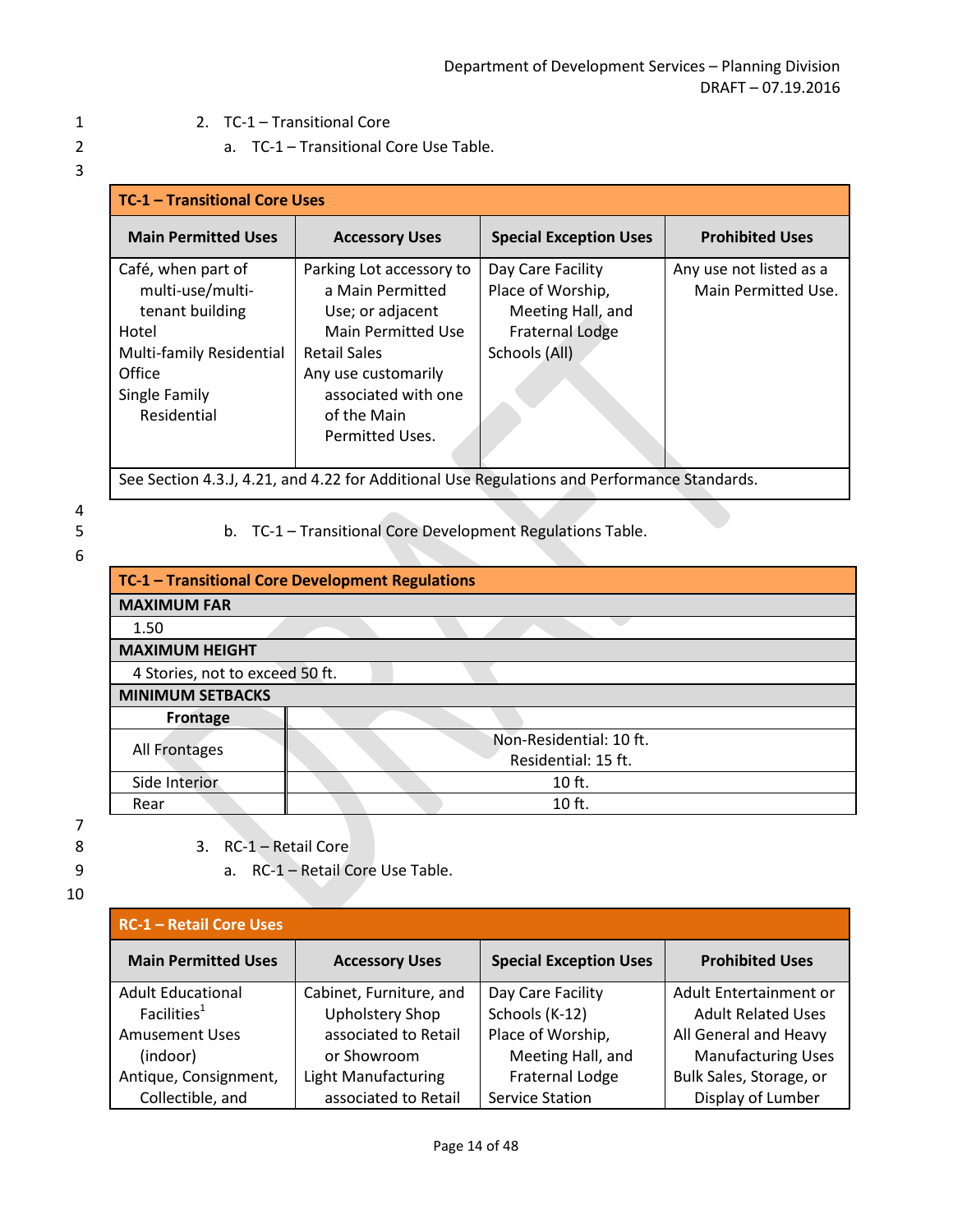2. TC-1 – Transitional Core

a. TC-1 – Transitional Core Use Table.

| TC-1 – Transitional Core Uses | | | |
|---|---|---|---|
| **Main Permitted Uses** | **Accessory Uses** | **Special Exception Uses** | **Prohibited Uses** |
| Café, when part of multi-use/multi-tenant building<br>Hotel<br>Multi-family Residential<br>Office<br>Single Family Residential | Parking Lot accessory to a Main Permitted Use; or adjacent Main Permitted Use<br>Retail Sales<br>Any use customarily associated with one of the Main Permitted Uses. | Day Care Facility<br>Place of Worship, Meeting Hall, and Fraternal Lodge<br>Schools (All) | Any use not listed as a Main Permitted Use. |
| See Section 4.3.J, 4.21, and 4.22 for Additional Use Regulations and Performance Standards. | | | |

b. TC-1 – Transitional Core Development Regulations Table.

| TC-1 – Transitional Core Development Regulations | |
|---|---|
| **MAXIMUM FAR** | |
| 1.50 | |
| **MAXIMUM HEIGHT** | |
| 4 Stories, not to exceed 50 ft. | |
| **MINIMUM SETBACKS** | |
| **Frontage** | |
| All Frontages | Non-Residential: 10 ft.<br>Residential: 15 ft. |
| Side Interior | 10 ft. |
| Rear | 10 ft. |

3. RC-1 – Retail Core

a. RC-1 – Retail Core Use Table.

| RC-1 – Retail Core Uses | | | |
|---|---|---|---|
| **Main Permitted Uses** | **Accessory Uses** | **Special Exception Uses** | **Prohibited Uses** |
| Adult Educational Facilities[1]<br>Amusement Uses (indoor)<br>Antique, Consignment, Collectible, and | Cabinet, Furniture, and Upholstery Shop associated to Retail or Showroom<br>Light Manufacturing associated to Retail | Day Care Facility<br>Schools (K-12)<br>Place of Worship, Meeting Hall, and Fraternal Lodge<br>Service Station | Adult Entertainment or Adult Related Uses<br>All General and Heavy Manufacturing Uses<br>Bulk Sales, Storage, or Display of Lumber |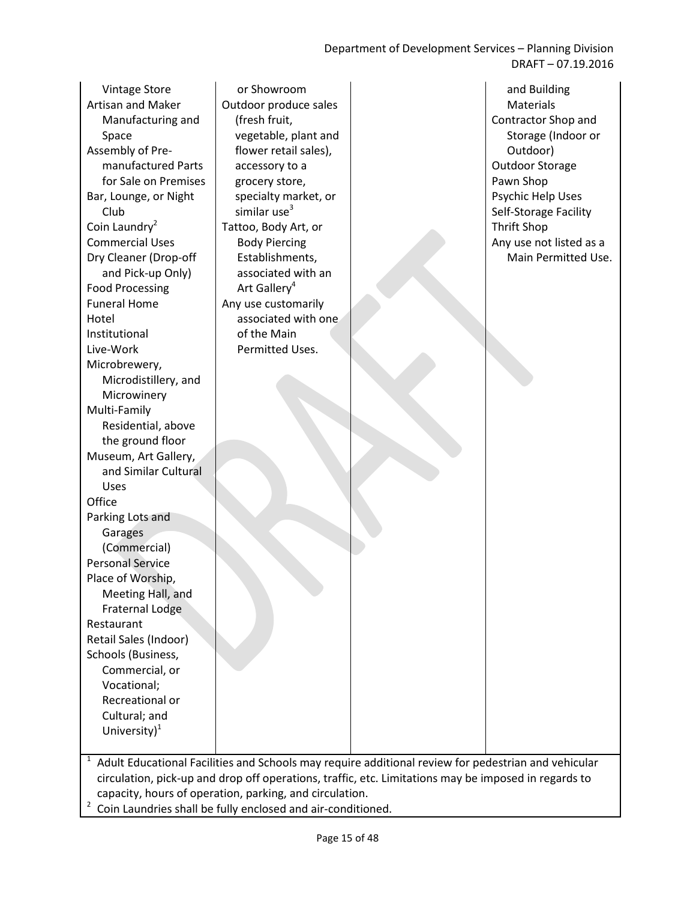| | | | |
|---|---|---|---|
| Vintage Store<br>Artisan and Maker Manufacturing and Space<br>Assembly of Pre-manufactured Parts for Sale on Premises<br>Bar, Lounge, or Night Club<br>Coin Laundry[2]<br>Commercial Uses<br>Dry Cleaner (Drop-off and Pick-up Only)<br>Food Processing<br>Funeral Home<br>Hotel<br>Institutional<br>Live-Work<br>Microbrewery, Microdistillery, and Microwinery<br>Multi-Family Residential, above the ground floor<br>Museum, Art Gallery, and Similar Cultural Uses<br>Office<br>Parking Lots and Garages (Commercial)<br>Personal Service<br>Place of Worship, Meeting Hall, and Fraternal Lodge<br>Restaurant<br>Retail Sales (Indoor)<br>Schools (Business, Commercial, or Vocational; Recreational or Cultural; and University)[1] | or Showroom<br>Outdoor produce sales (fresh fruit, vegetable, plant and flower retail sales), accessory to a grocery store, specialty market, or similar use[3]<br>Tattoo, Body Art, or Body Piercing Establishments, associated with an Art Gallery[4]<br>Any use customarily associated with one of the Main Permitted Uses. | | and Building Materials<br>Contractor Shop and Storage (Indoor or Outdoor)<br>Outdoor Storage<br>Pawn Shop<br>Psychic Help Uses<br>Self-Storage Facility<br>Thrift Shop<br>Any use not listed as a Main Permitted Use. |

[1] Adult Educational Facilities and Schools may require additional review for pedestrian and vehicular circulation, pick-up and drop off operations, traffic, etc. Limitations may be imposed in regards to capacity, hours of operation, parking, and circulation.

[2] Coin Laundries shall be fully enclosed and air-conditioned.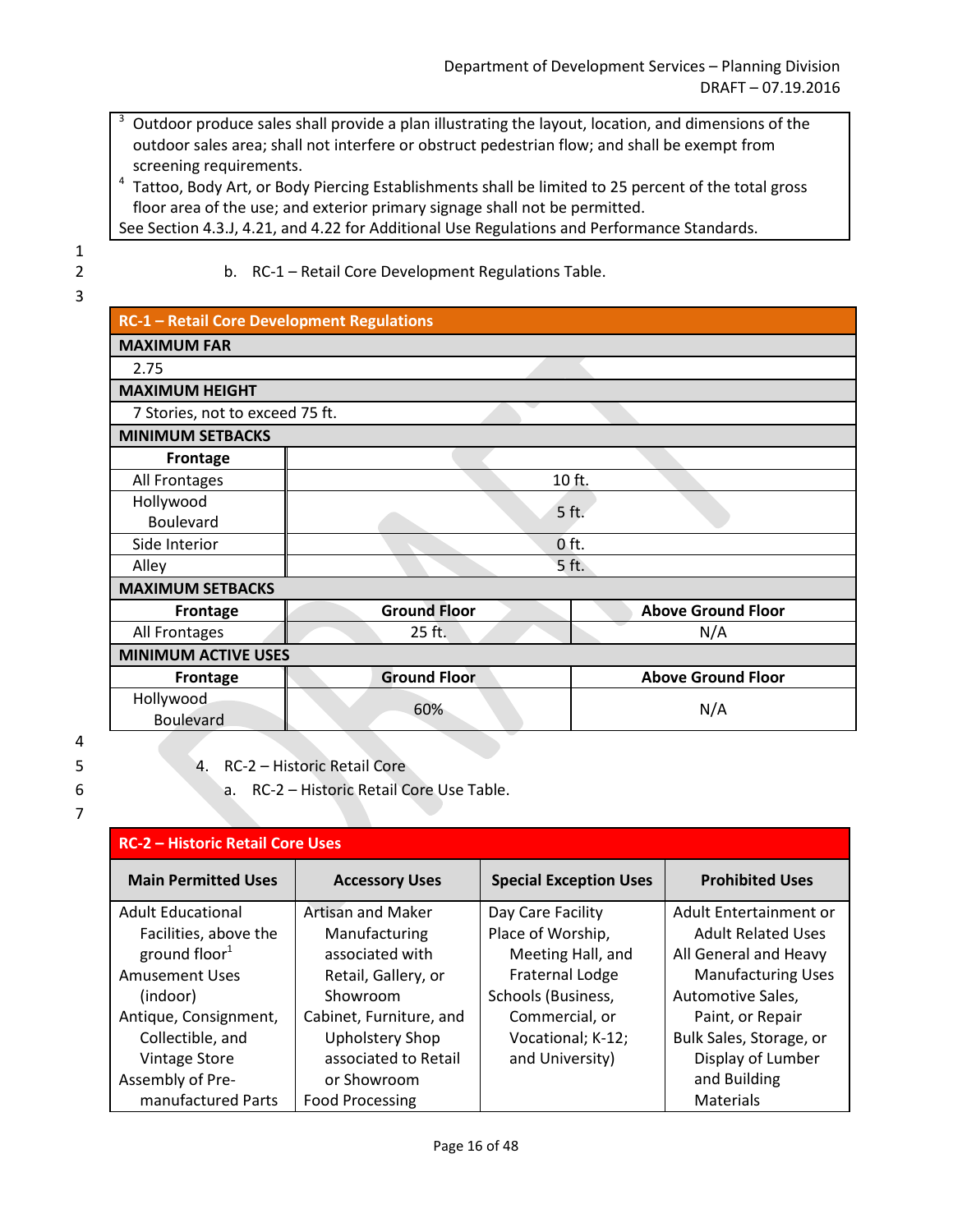[3] Outdoor produce sales shall provide a plan illustrating the layout, location, and dimensions of the outdoor sales area; shall not interfere or obstruct pedestrian flow; and shall be exempt from screening requirements.

[4] Tattoo, Body Art, or Body Piercing Establishments shall be limited to 25 percent of the total gross floor area of the use; and exterior primary signage shall not be permitted.

See Section 4.3.J, 4.21, and 4.22 for Additional Use Regulations and Performance Standards.

b. RC-1 – Retail Core Development Regulations Table.

| RC-1 – Retail Core Development Regulations | | |
|---|---|---|
| **MAXIMUM FAR** | | |
| 2.75 | | |
| **MAXIMUM HEIGHT** | | |
| 7 Stories, not to exceed 75 ft. | | |
| **MINIMUM SETBACKS** | | |
| **Frontage** | | |
| All Frontages | 10 ft. | |
| Hollywood Boulevard | 5 ft. | |
| Side Interior | 0 ft. | |
| Alley | 5 ft. | |
| **MAXIMUM SETBACKS** | | |
| **Frontage** | **Ground Floor** | **Above Ground Floor** |
| All Frontages | 25 ft. | N/A |
| **MINIMUM ACTIVE USES** | | |
| **Frontage** | **Ground Floor** | **Above Ground Floor** |
| Hollywood Boulevard | 60% | N/A |

4. RC-2 – Historic Retail Core

a. RC-2 – Historic Retail Core Use Table.

| Main Permitted Uses | Accessory Uses | Special Exception Uses | Prohibited Uses |
|---|---|---|---|
| Adult Educational Facilities, above the ground floor[1]<br>Amusement Uses (indoor)<br>Antique, Consignment, Collectible, and Vintage Store<br>Assembly of Pre-manufactured Parts | Artisan and Maker Manufacturing associated with Retail, Gallery, or Showroom<br>Cabinet, Furniture, and Upholstery Shop associated to Retail or Showroom<br>Food Processing | Day Care Facility<br>Place of Worship, Meeting Hall, and Fraternal Lodge<br>Schools (Business, Commercial, or Vocational; K-12; and University) | Adult Entertainment or Adult Related Uses<br>All General and Heavy Manufacturing Uses<br>Automotive Sales, Paint, or Repair<br>Bulk Sales, Storage, or Display of Lumber and Building Materials |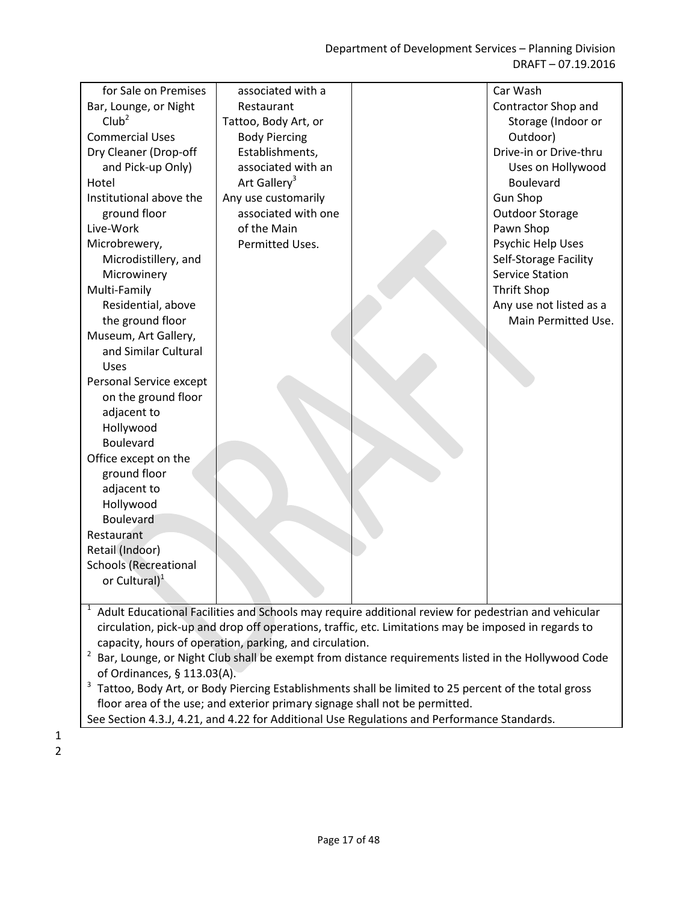| | | | |
|---|---|---|---|
| for Sale on Premises<br>Bar, Lounge, or Night Club[2]<br>Commercial Uses<br>Dry Cleaner (Drop-off and Pick-up Only)<br>Hotel<br>Institutional above the ground floor<br>Live-Work<br>Microbrewery, Microdistillery, and Microwinery<br>Multi-Family Residential, above the ground floor<br>Museum, Art Gallery, and Similar Cultural Uses<br>Personal Service except on the ground floor adjacent to Hollywood Boulevard<br>Office except on the ground floor adjacent to Hollywood Boulevard<br>Restaurant<br>Retail (Indoor)<br>Schools (Recreational or Cultural)[1] | associated with a Restaurant<br>Tattoo, Body Art, or Body Piercing Establishments, associated with an Art Gallery[3]<br>Any use customarily associated with one of the Main Permitted Uses. | | Car Wash<br>Contractor Shop and Storage (Indoor or Outdoor)<br>Drive-in or Drive-thru Uses on Hollywood Boulevard<br>Gun Shop<br>Outdoor Storage<br>Pawn Shop<br>Psychic Help Uses<br>Self-Storage Facility<br>Service Station<br>Thrift Shop<br>Any use not listed as a Main Permitted Use. |

[1] Adult Educational Facilities and Schools may require additional review for pedestrian and vehicular circulation, pick-up and drop off operations, traffic, etc. Limitations may be imposed in regards to capacity, hours of operation, parking, and circulation.

[2] Bar, Lounge, or Night Club shall be exempt from distance requirements listed in the Hollywood Code of Ordinances, § 113.03(A).

[3] Tattoo, Body Art, or Body Piercing Establishments shall be limited to 25 percent of the total gross floor area of the use; and exterior primary signage shall not be permitted.

See Section 4.3.J, 4.21, and 4.22 for Additional Use Regulations and Performance Standards.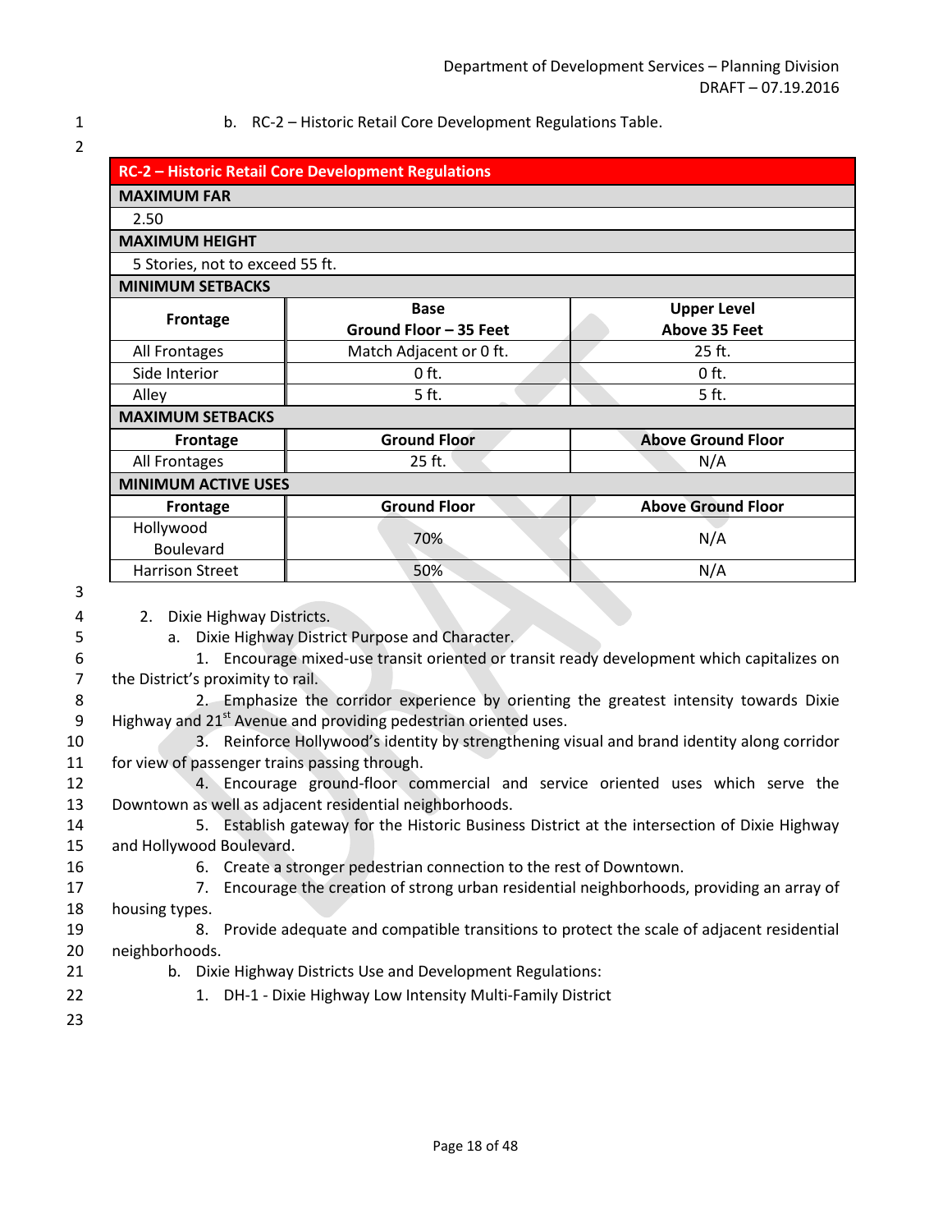b. RC-2 – Historic Retail Core Development Regulations Table.

| RC-2 – Historic Retail Core Development Regulations | | |
|---|---|---|
| **MAXIMUM FAR** | | |
| 2.50 | | |
| **MAXIMUM HEIGHT** | | |
| 5 Stories, not to exceed 55 ft. | | |
| **MINIMUM SETBACKS** | | |
| **Frontage** | **Base Ground Floor – 35 Feet** | **Upper Level Above 35 Feet** |
| All Frontages | Match Adjacent or 0 ft. | 25 ft. |
| Side Interior | 0 ft. | 0 ft. |
| Alley | 5 ft. | 5 ft. |
| **MAXIMUM SETBACKS** | | |
| **Frontage** | **Ground Floor** | **Above Ground Floor** |
| All Frontages | 25 ft. | N/A |
| **MINIMUM ACTIVE USES** | | |
| **Frontage** | **Ground Floor** | **Above Ground Floor** |
| Hollywood Boulevard | 70% | N/A |
| Harrison Street | 50% | N/A |

2. Dixie Highway Districts.
   a. Dixie Highway District Purpose and Character.
      1. Encourage mixed-use transit oriented or transit ready development which capitalizes on the District's proximity to rail.
      2. Emphasize the corridor experience by orienting the greatest intensity towards Dixie Highway and 21st Avenue and providing pedestrian oriented uses.
      3. Reinforce Hollywood's identity by strengthening visual and brand identity along corridor for view of passenger trains passing through.
      4. Encourage ground-floor commercial and service oriented uses which serve the Downtown as well as adjacent residential neighborhoods.
      5. Establish gateway for the Historic Business District at the intersection of Dixie Highway and Hollywood Boulevard.
      6. Create a stronger pedestrian connection to the rest of Downtown.
      7. Encourage the creation of strong urban residential neighborhoods, providing an array of housing types.
      8. Provide adequate and compatible transitions to protect the scale of adjacent residential neighborhoods.
   b. Dixie Highway Districts Use and Development Regulations:
      1. DH-1 - Dixie Highway Low Intensity Multi-Family District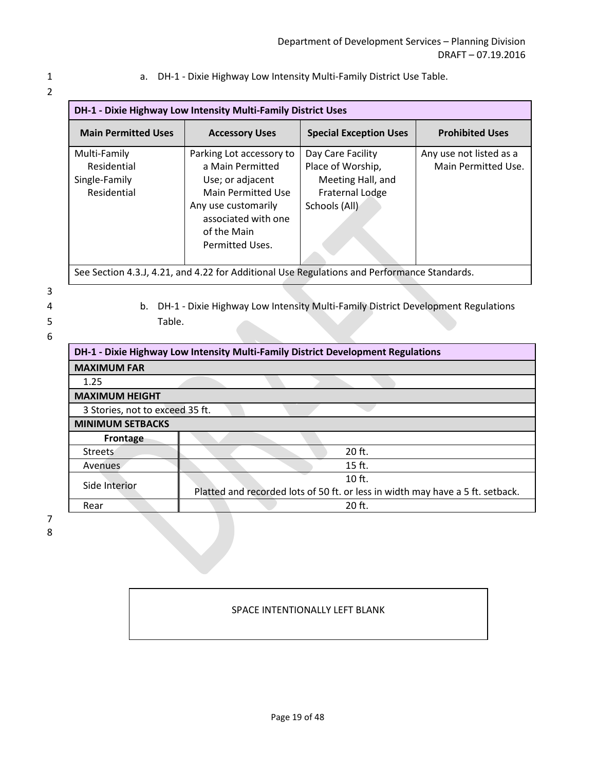a. DH-1 - Dixie Highway Low Intensity Multi-Family District Use Table.

| DH-1 - Dixie Highway Low Intensity Multi-Family District Uses | | | |
|---|---|---|---|
| **Main Permitted Uses** | **Accessory Uses** | **Special Exception Uses** | **Prohibited Uses** |
| Multi-Family Residential<br>Single-Family Residential | Parking Lot accessory to a Main Permitted Use; or adjacent Main Permitted Use<br>Any use customarily associated with one of the Main Permitted Uses. | Day Care Facility<br>Place of Worship, Meeting Hall, and Fraternal Lodge<br>Schools (All) | Any use not listed as a Main Permitted Use. |
| See Section 4.3.J, 4.21, and 4.22 for Additional Use Regulations and Performance Standards. | | | |

b. DH-1 - Dixie Highway Low Intensity Multi-Family District Development Regulations Table.

| DH-1 - Dixie Highway Low Intensity Multi-Family District Development Regulations | |
|---|---|
| **MAXIMUM FAR** | |
| 1.25 | |
| **MAXIMUM HEIGHT** | |
| 3 Stories, not to exceed 35 ft. | |
| **MINIMUM SETBACKS** | |
| **Frontage** | |
| Streets | 20 ft. |
| Avenues | 15 ft. |
| Side Interior | 10 ft.<br>Platted and recorded lots of 50 ft. or less in width may have a 5 ft. setback. |
| Rear | 20 ft. |

SPACE INTENTIONALLY LEFT BLANK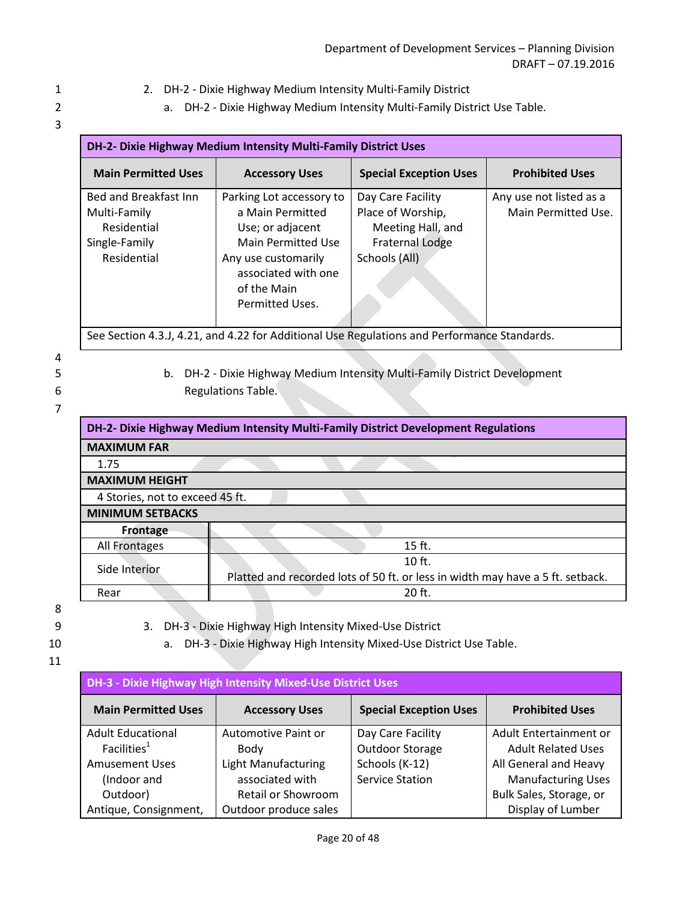2. DH-2 - Dixie Highway Medium Intensity Multi-Family District

a. DH-2 - Dixie Highway Medium Intensity Multi-Family District Use Table.

| DH-2- Dixie Highway Medium Intensity Multi-Family District Uses | | | |
|---|---|---|---|
| **Main Permitted Uses** | **Accessory Uses** | **Special Exception Uses** | **Prohibited Uses** |
| Bed and Breakfast Inn<br>Multi-Family Residential<br>Single-Family Residential | Parking Lot accessory to a Main Permitted Use; or adjacent Main Permitted Use<br>Any use customarily associated with one of the Main Permitted Uses. | Day Care Facility<br>Place of Worship, Meeting Hall, and Fraternal Lodge<br>Schools (All) | Any use not listed as a Main Permitted Use. |
| See Section 4.3.J, 4.21, and 4.22 for Additional Use Regulations and Performance Standards. | | | |

b. DH-2 - Dixie Highway Medium Intensity Multi-Family District Development Regulations Table.

| DH-2- Dixie Highway Medium Intensity Multi-Family District Development Regulations | |
|---|---|
| **MAXIMUM FAR** | |
| 1.75 | |
| **MAXIMUM HEIGHT** | |
| 4 Stories, not to exceed 45 ft. | |
| **MINIMUM SETBACKS** | |
| **Frontage** | |
| All Frontages | 15 ft. |
| Side Interior | 10 ft.<br>Platted and recorded lots of 50 ft. or less in width may have a 5 ft. setback. |
| Rear | 20 ft. |

3. DH-3 - Dixie Highway High Intensity Mixed-Use District

a. DH-3 - Dixie Highway High Intensity Mixed-Use District Use Table.

| DH-3 - Dixie Highway High Intensity Mixed-Use District Uses | | | |
|---|---|---|---|
| **Main Permitted Uses** | **Accessory Uses** | **Special Exception Uses** | **Prohibited Uses** |
| Adult Educational Facilities[1]<br>Amusement Uses (Indoor and Outdoor)<br>Antique, Consignment, | Automotive Paint or Body<br>Light Manufacturing associated with Retail or Showroom<br>Outdoor produce sales | Day Care Facility<br>Outdoor Storage<br>Schools (K-12)<br>Service Station | Adult Entertainment or Adult Related Uses<br>All General and Heavy Manufacturing Uses<br>Bulk Sales, Storage, or Display of Lumber |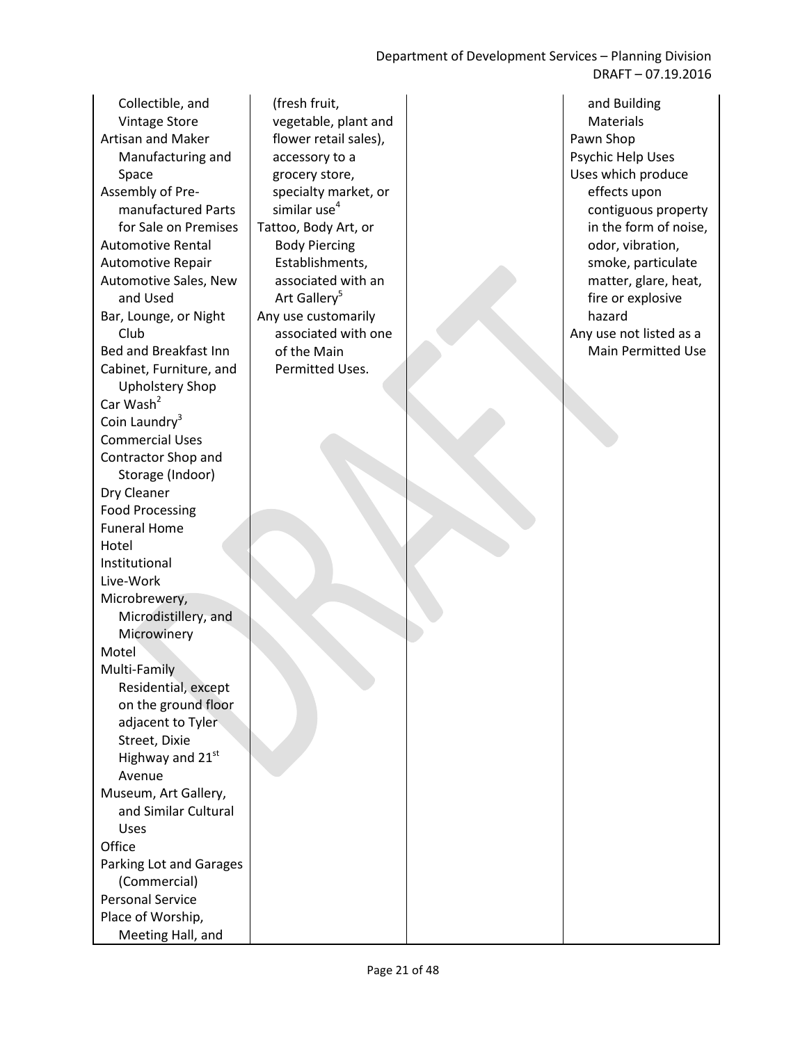| | | | |
|---|---|---|---|
| Collectible, and Vintage Store<br>Artisan and Maker Manufacturing and Space<br>Assembly of Pre-manufactured Parts for Sale on Premises<br>Automotive Rental<br>Automotive Repair<br>Automotive Sales, New and Used<br>Bar, Lounge, or Night Club<br>Bed and Breakfast Inn<br>Cabinet, Furniture, and Upholstery Shop<br>Car Wash[2]<br>Coin Laundry[3]<br>Commercial Uses<br>Contractor Shop and Storage (Indoor)<br>Dry Cleaner<br>Food Processing<br>Funeral Home<br>Hotel<br>Institutional<br>Live-Work<br>Microbrewery, Microdistillery, and Microwinery<br>Motel<br>Multi-Family Residential, except on the ground floor adjacent to Tyler Street, Dixie Highway and 21st Avenue<br>Museum, Art Gallery, and Similar Cultural Uses<br>Office<br>Parking Lot and Garages (Commercial)<br>Personal Service<br>Place of Worship, Meeting Hall, and | (fresh fruit, vegetable, plant and flower retail sales), accessory to a grocery store, specialty market, or similar use[4]<br>Tattoo, Body Art, or Body Piercing Establishments, associated with an Art Gallery[5]<br>Any use customarily associated with one of the Main Permitted Uses. | | and Building Materials<br>Pawn Shop<br>Psychic Help Uses<br>Uses which produce effects upon contiguous property in the form of noise, odor, vibration, smoke, particulate matter, glare, heat, fire or explosive hazard<br>Any use not listed as a Main Permitted Use |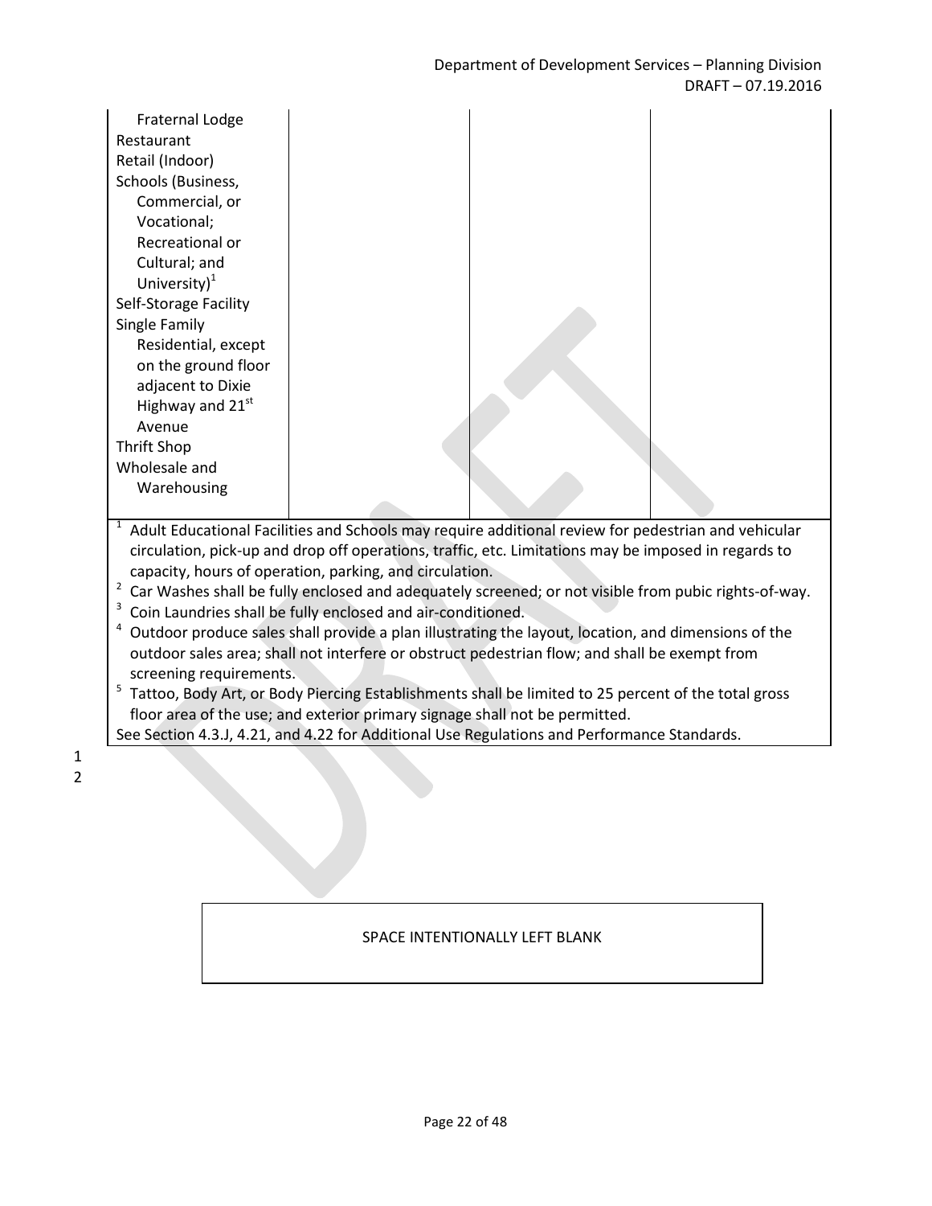| | | | |
|---|---|---|---|
| Fraternal Lodge<br>Restaurant<br>Retail (Indoor)<br>Schools (Business, Commercial, or Vocational; Recreational or Cultural; and University)[1]<br>Self-Storage Facility<br>Single Family Residential, except on the ground floor adjacent to Dixie Highway and 21st Avenue<br>Thrift Shop<br>Wholesale and Warehousing | | | |

[1] Adult Educational Facilities and Schools may require additional review for pedestrian and vehicular circulation, pick-up and drop off operations, traffic, etc. Limitations may be imposed in regards to capacity, hours of operation, parking, and circulation.
[2] Car Washes shall be fully enclosed and adequately screened; or not visible from pubic rights-of-way.
[3] Coin Laundries shall be fully enclosed and air-conditioned.
[4] Outdoor produce sales shall provide a plan illustrating the layout, location, and dimensions of the outdoor sales area; shall not interfere or obstruct pedestrian flow; and shall be exempt from screening requirements.
[5] Tattoo, Body Art, or Body Piercing Establishments shall be limited to 25 percent of the total gross floor area of the use; and exterior primary signage shall not be permitted.
See Section 4.3.J, 4.21, and 4.22 for Additional Use Regulations and Performance Standards.

SPACE INTENTIONALLY LEFT BLANK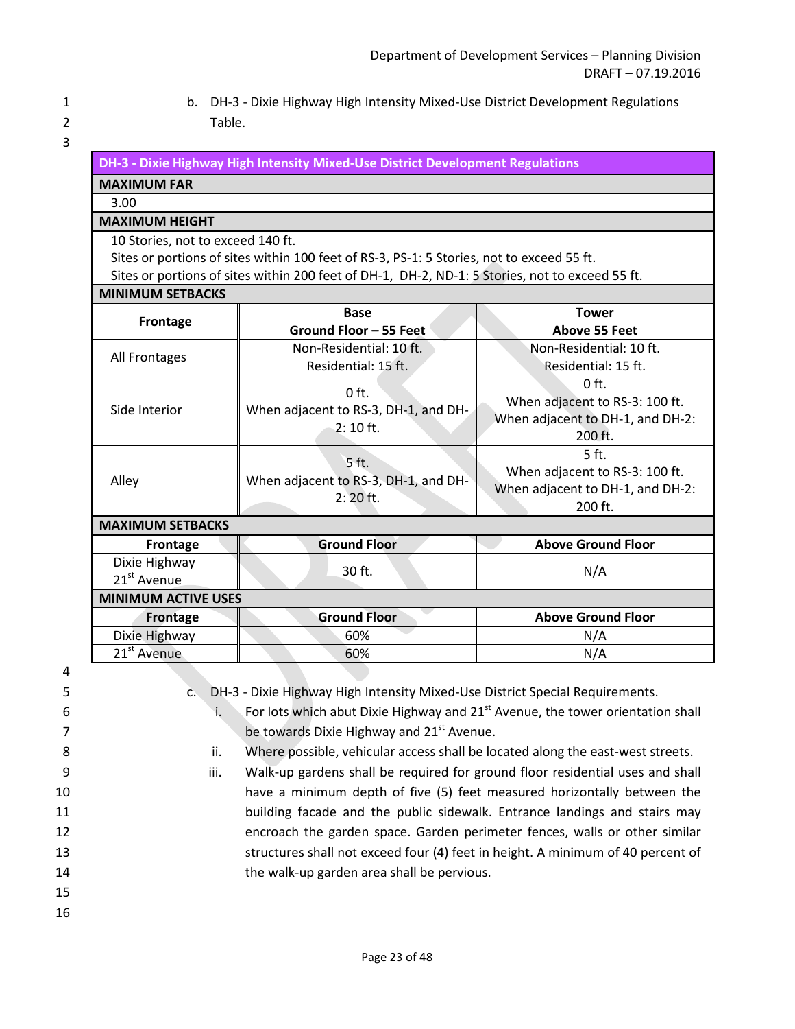b. DH-3 - Dixie Highway High Intensity Mixed-Use District Development Regulations Table.

| DH-3 - Dixie Highway High Intensity Mixed-Use District Development Regulations | | |
|---|---|---|
| **MAXIMUM FAR** | | |
| 3.00 | | |
| **MAXIMUM HEIGHT** | | |
| 10 Stories, not to exceed 140 ft.<br>Sites or portions of sites within 100 feet of RS-3, PS-1: 5 Stories, not to exceed 55 ft.<br>Sites or portions of sites within 200 feet of DH-1, DH-2, ND-1: 5 Stories, not to exceed 55 ft. | | |
| **MINIMUM SETBACKS** | | |
| **Frontage** | **Base<br>Ground Floor – 55 Feet** | **Tower<br>Above 55 Feet** |
| All Frontages | Non-Residential: 10 ft.<br>Residential: 15 ft. | Non-Residential: 10 ft.<br>Residential: 15 ft. |
| Side Interior | 0 ft.<br>When adjacent to RS-3, DH-1, and DH-2: 10 ft. | 0 ft.<br>When adjacent to RS-3: 100 ft.<br>When adjacent to DH-1, and DH-2: 200 ft. |
| Alley | 5 ft.<br>When adjacent to RS-3, DH-1, and DH-2: 20 ft. | 5 ft.<br>When adjacent to RS-3: 100 ft.<br>When adjacent to DH-1, and DH-2: 200 ft. |
| **MAXIMUM SETBACKS** | | |
| **Frontage** | **Ground Floor** | **Above Ground Floor** |
| Dixie Highway<br>21st Avenue | 30 ft. | N/A |
| **MINIMUM ACTIVE USES** | | |
| **Frontage** | **Ground Floor** | **Above Ground Floor** |
| Dixie Highway | 60% | N/A |
| 21st Avenue | 60% | N/A |

c. DH-3 - Dixie Highway High Intensity Mixed-Use District Special Requirements.

i. For lots which abut Dixie Highway and 21st Avenue, the tower orientation shall be towards Dixie Highway and 21st Avenue.

ii. Where possible, vehicular access shall be located along the east-west streets.

iii. Walk-up gardens shall be required for ground floor residential uses and shall have a minimum depth of five (5) feet measured horizontally between the building facade and the public sidewalk. Entrance landings and stairs may encroach the garden space. Garden perimeter fences, walls or other similar structures shall not exceed four (4) feet in height. A minimum of 40 percent of the walk-up garden area shall be pervious.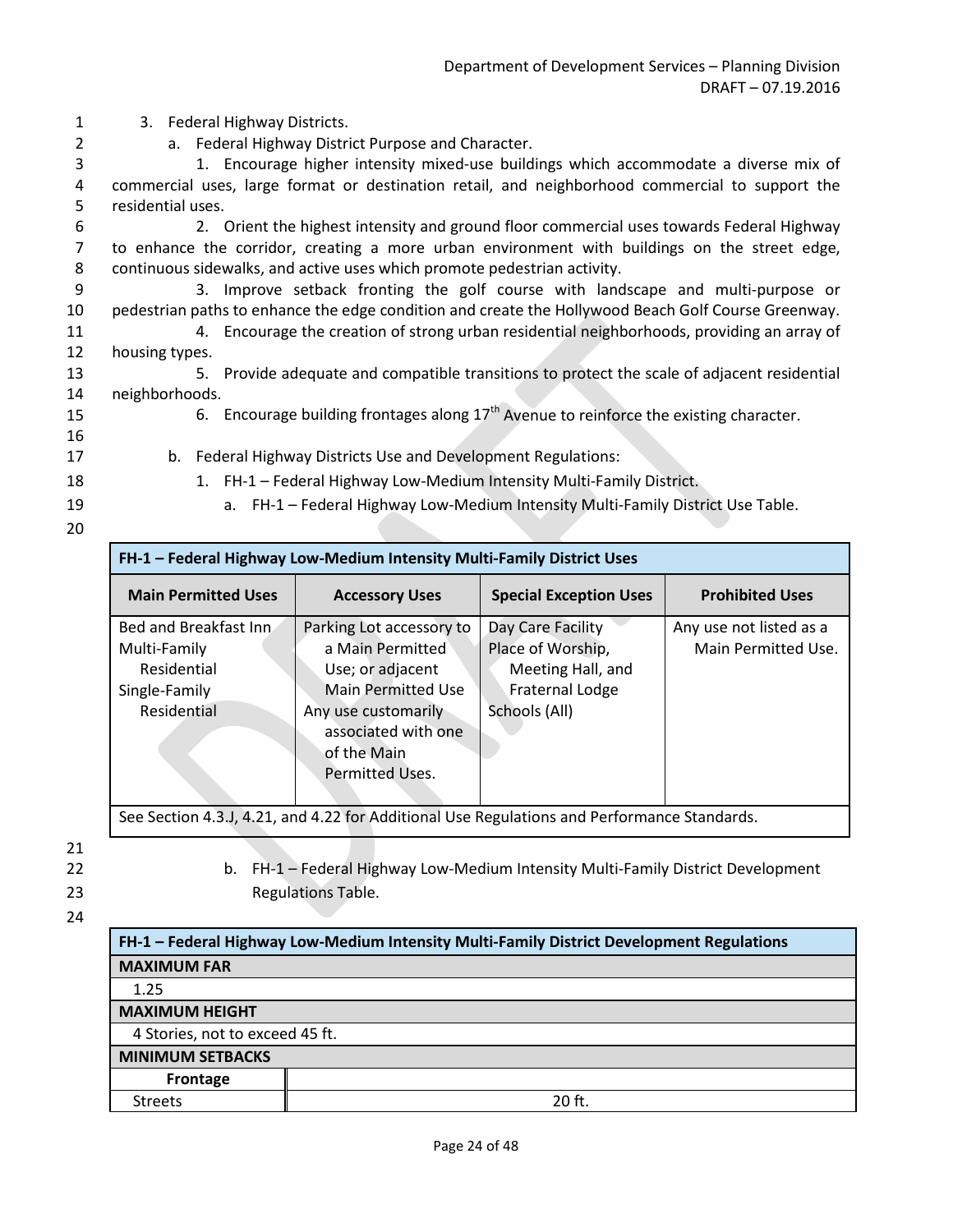3. Federal Highway Districts.

a. Federal Highway District Purpose and Character.

1. Encourage higher intensity mixed-use buildings which accommodate a diverse mix of commercial uses, large format or destination retail, and neighborhood commercial to support the residential uses.

2. Orient the highest intensity and ground floor commercial uses towards Federal Highway to enhance the corridor, creating a more urban environment with buildings on the street edge, continuous sidewalks, and active uses which promote pedestrian activity.

3. Improve setback fronting the golf course with landscape and multi-purpose or pedestrian paths to enhance the edge condition and create the Hollywood Beach Golf Course Greenway.

4. Encourage the creation of strong urban residential neighborhoods, providing an array of housing types.

5. Provide adequate and compatible transitions to protect the scale of adjacent residential neighborhoods.

6. Encourage building frontages along 17th Avenue to reinforce the existing character.

b. Federal Highway Districts Use and Development Regulations:

1. FH-1 – Federal Highway Low-Medium Intensity Multi-Family District.

a. FH-1 – Federal Highway Low-Medium Intensity Multi-Family District Use Table.

| **FH-1 – Federal Highway Low-Medium Intensity Multi-Family District Uses** | | | |
|---|---|---|---|
| **Main Permitted Uses** | **Accessory Uses** | **Special Exception Uses** | **Prohibited Uses** |
| Bed and Breakfast Inn<br>Multi-Family Residential<br>Single-Family Residential | Parking Lot accessory to a Main Permitted Use; or adjacent Main Permitted Use<br>Any use customarily associated with one of the Main Permitted Uses. | Day Care Facility<br>Place of Worship, Meeting Hall, and Fraternal Lodge<br>Schools (All) | Any use not listed as a Main Permitted Use. |
| See Section 4.3.J, 4.21, and 4.22 for Additional Use Regulations and Performance Standards. | | | |

b. FH-1 – Federal Highway Low-Medium Intensity Multi-Family District Development Regulations Table.

| **FH-1 – Federal Highway Low-Medium Intensity Multi-Family District Development Regulations** | |
|---|---|
| **MAXIMUM FAR** | |
| 1.25 | |
| **MAXIMUM HEIGHT** | |
| 4 Stories, not to exceed 45 ft. | |
| **MINIMUM SETBACKS** | |
| **Frontage** | |
| Streets | 20 ft. |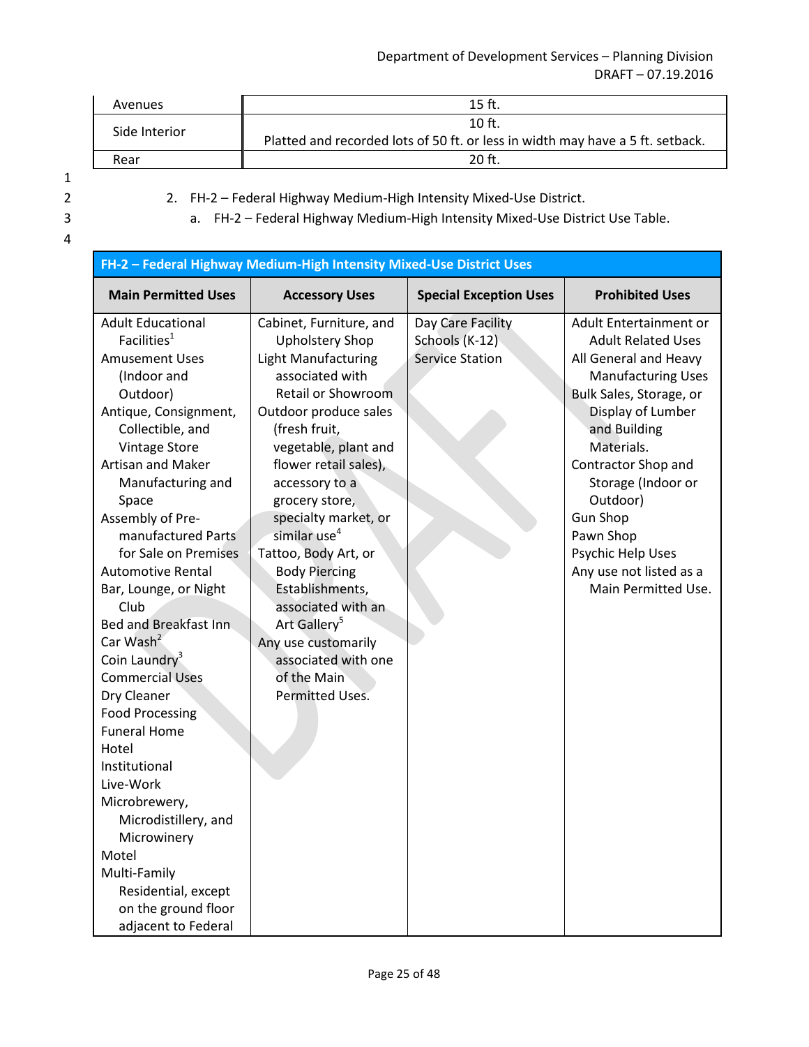| Avenues | 15 ft. |
|---|---|
| Side Interior | 10 ft.<br>Platted and recorded lots of 50 ft. or less in width may have a 5 ft. setback. |
| Rear | 20 ft. |

2. FH-2 – Federal Highway Medium-High Intensity Mixed-Use District.
   a. FH-2 – Federal Highway Medium-High Intensity Mixed-Use District Use Table.

| FH-2 – Federal Highway Medium-High Intensity Mixed-Use District Uses | | | |
|---|---|---|---|
| **Main Permitted Uses** | **Accessory Uses** | **Special Exception Uses** | **Prohibited Uses** |
| Adult Educational Facilities[1]<br>Amusement Uses (Indoor and Outdoor)<br>Antique, Consignment, Collectible, and Vintage Store<br>Artisan and Maker Manufacturing and Space<br>Assembly of Pre-manufactured Parts for Sale on Premises<br>Automotive Rental<br>Bar, Lounge, or Night Club<br>Bed and Breakfast Inn<br>Car Wash[2]<br>Coin Laundry[3]<br>Commercial Uses<br>Dry Cleaner<br>Food Processing<br>Funeral Home<br>Hotel<br>Institutional<br>Live-Work<br>Microbrewery, Microdistillery, and Microwinery<br>Motel<br>Multi-Family Residential, except on the ground floor adjacent to Federal | Cabinet, Furniture, and Upholstery Shop<br>Light Manufacturing associated with Retail or Showroom<br>Outdoor produce sales (fresh fruit, vegetable, plant and flower retail sales), accessory to a grocery store, specialty market, or similar use[4]<br>Tattoo, Body Art, or Body Piercing Establishments, associated with an Art Gallery[5]<br>Any use customarily associated with one of the Main Permitted Uses. | Day Care Facility<br>Schools (K-12)<br>Service Station | Adult Entertainment or Adult Related Uses<br>All General and Heavy Manufacturing Uses<br>Bulk Sales, Storage, or Display of Lumber and Building Materials.<br>Contractor Shop and Storage (Indoor or Outdoor)<br>Gun Shop<br>Pawn Shop<br>Psychic Help Uses<br>Any use not listed as a Main Permitted Use. |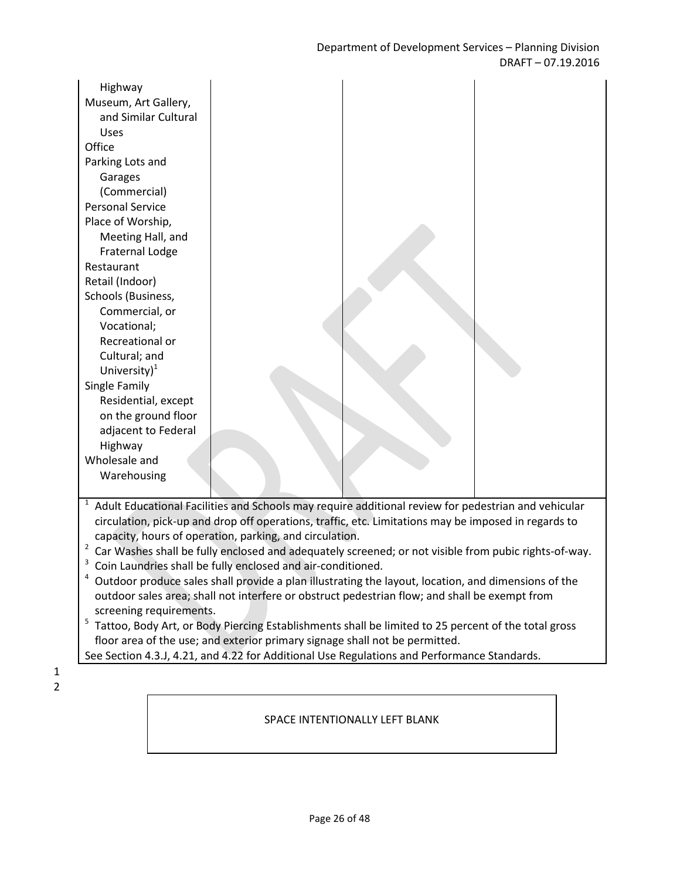| | | | |
|---|---|---|---|
| Highway<br>Museum, Art Gallery, and Similar Cultural Uses<br>Office<br>Parking Lots and Garages (Commercial)<br>Personal Service<br>Place of Worship, Meeting Hall, and Fraternal Lodge<br>Restaurant<br>Retail (Indoor)<br>Schools (Business, Commercial, or Vocational; Recreational or Cultural; and University)[1]<br>Single Family Residential, except on the ground floor adjacent to Federal Highway<br>Wholesale and Warehousing | | | |

[1] Adult Educational Facilities and Schools may require additional review for pedestrian and vehicular circulation, pick-up and drop off operations, traffic, etc. Limitations may be imposed in regards to capacity, hours of operation, parking, and circulation.
[2] Car Washes shall be fully enclosed and adequately screened; or not visible from pubic rights-of-way.
[3] Coin Laundries shall be fully enclosed and air-conditioned.
[4] Outdoor produce sales shall provide a plan illustrating the layout, location, and dimensions of the outdoor sales area; shall not interfere or obstruct pedestrian flow; and shall be exempt from screening requirements.
[5] Tattoo, Body Art, or Body Piercing Establishments shall be limited to 25 percent of the total gross floor area of the use; and exterior primary signage shall not be permitted.
See Section 4.3.J, 4.21, and 4.22 for Additional Use Regulations and Performance Standards.

SPACE INTENTIONALLY LEFT BLANK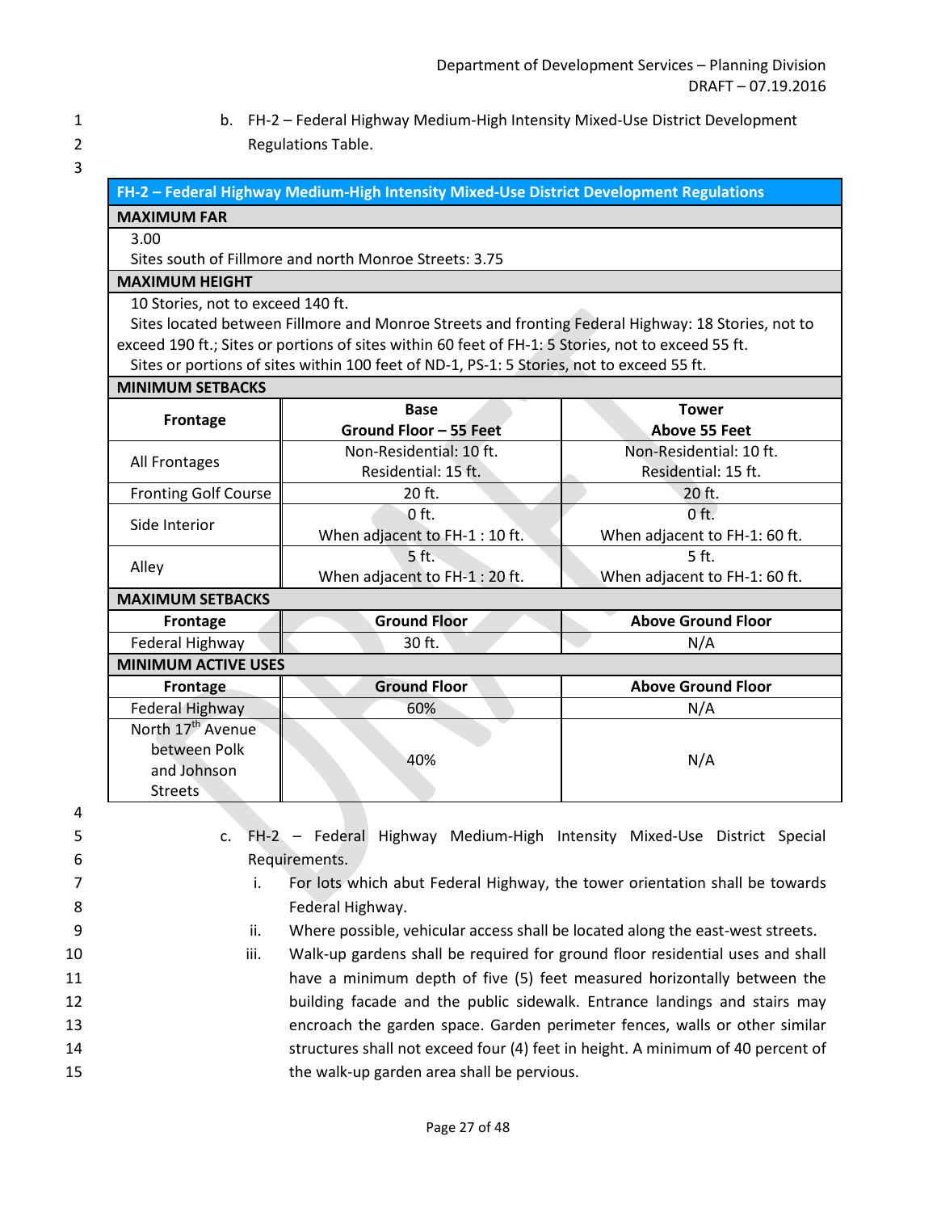b. FH-2 – Federal Highway Medium-High Intensity Mixed-Use District Development Regulations Table.

| FH-2 – Federal Highway Medium-High Intensity Mixed-Use District Development Regulations | | |
|---|---|---|
| **MAXIMUM FAR** | | |
| 3.00<br>Sites south of Fillmore and north Monroe Streets: 3.75 | | |
| **MAXIMUM HEIGHT** | | |
| 10 Stories, not to exceed 140 ft.<br>Sites located between Fillmore and Monroe Streets and fronting Federal Highway: 18 Stories, not to exceed 190 ft.; Sites or portions of sites within 60 feet of FH-1: 5 Stories, not to exceed 55 ft.<br>Sites or portions of sites within 100 feet of ND-1, PS-1: 5 Stories, not to exceed 55 ft. | | |
| **MINIMUM SETBACKS** | | |
| **Frontage** | **Base Ground Floor – 55 Feet** | **Tower Above 55 Feet** |
| All Frontages | Non-Residential: 10 ft.<br>Residential: 15 ft. | Non-Residential: 10 ft.<br>Residential: 15 ft. |
| Fronting Golf Course | 20 ft. | 20 ft. |
| Side Interior | 0 ft.<br>When adjacent to FH-1 : 10 ft. | 0 ft.<br>When adjacent to FH-1: 60 ft. |
| Alley | 5 ft.<br>When adjacent to FH-1 : 20 ft. | 5 ft.<br>When adjacent to FH-1: 60 ft. |
| **MAXIMUM SETBACKS** | | |
| **Frontage** | **Ground Floor** | **Above Ground Floor** |
| Federal Highway | 30 ft. | N/A |
| **MINIMUM ACTIVE USES** | | |
| **Frontage** | **Ground Floor** | **Above Ground Floor** |
| Federal Highway | 60% | N/A |
| North 17th Avenue between Polk and Johnson Streets | 40% | N/A |

c. FH-2 – Federal Highway Medium-High Intensity Mixed-Use District Special Requirements.

i. For lots which abut Federal Highway, the tower orientation shall be towards Federal Highway.

ii. Where possible, vehicular access shall be located along the east-west streets.

iii. Walk-up gardens shall be required for ground floor residential uses and shall have a minimum depth of five (5) feet measured horizontally between the building facade and the public sidewalk. Entrance landings and stairs may encroach the garden space. Garden perimeter fences, walls or other similar structures shall not exceed four (4) feet in height. A minimum of 40 percent of the walk-up garden area shall be pervious.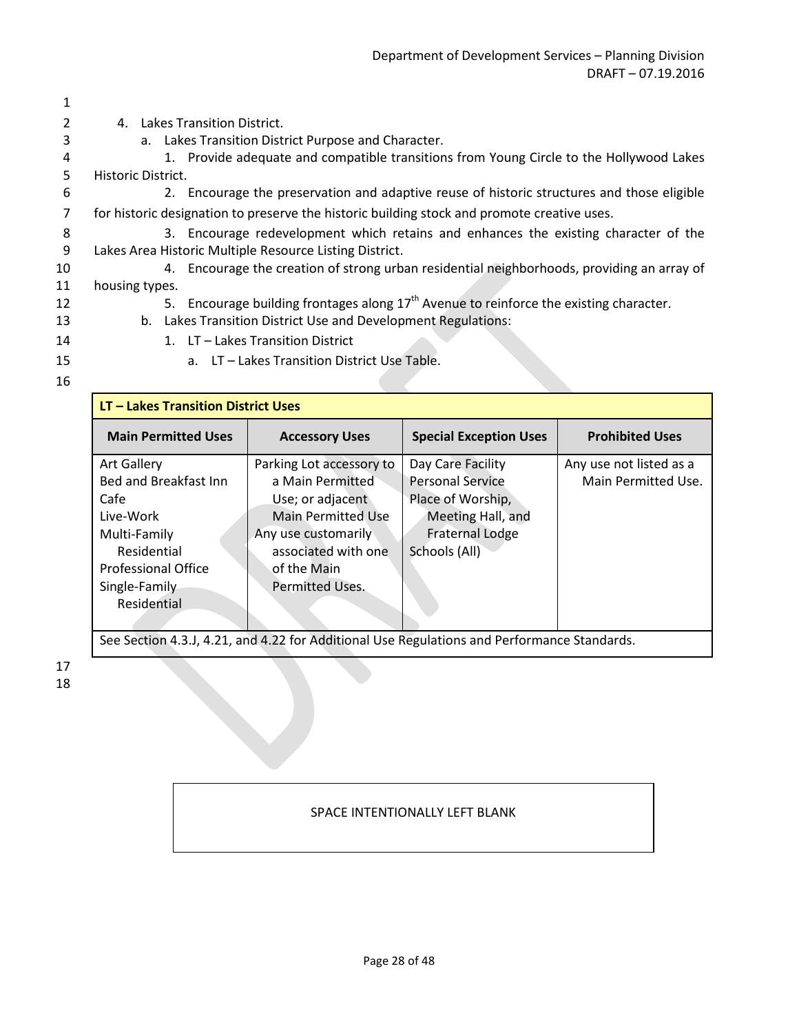4. Lakes Transition District.

a. Lakes Transition District Purpose and Character.

1. Provide adequate and compatible transitions from Young Circle to the Hollywood Lakes Historic District.

2. Encourage the preservation and adaptive reuse of historic structures and those eligible for historic designation to preserve the historic building stock and promote creative uses.

3. Encourage redevelopment which retains and enhances the existing character of the Lakes Area Historic Multiple Resource Listing District.

4. Encourage the creation of strong urban residential neighborhoods, providing an array of housing types.

5. Encourage building frontages along 17th Avenue to reinforce the existing character.

b. Lakes Transition District Use and Development Regulations:

1. LT – Lakes Transition District

a. LT – Lakes Transition District Use Table.

| **LT – Lakes Transition District Uses** | | | |
|---|---|---|---|
| **Main Permitted Uses** | **Accessory Uses** | **Special Exception Uses** | **Prohibited Uses** |
| Art Gallery<br>Bed and Breakfast Inn<br>Cafe<br>Live-Work<br>Multi-Family Residential<br>Professional Office<br>Single-Family Residential | Parking Lot accessory to a Main Permitted Use; or adjacent Main Permitted Use<br>Any use customarily associated with one of the Main Permitted Uses. | Day Care Facility<br>Personal Service<br>Place of Worship, Meeting Hall, and Fraternal Lodge<br>Schools (All) | Any use not listed as a Main Permitted Use. |
| See Section 4.3.J, 4.21, and 4.22 for Additional Use Regulations and Performance Standards. | | | |

SPACE INTENTIONALLY LEFT BLANK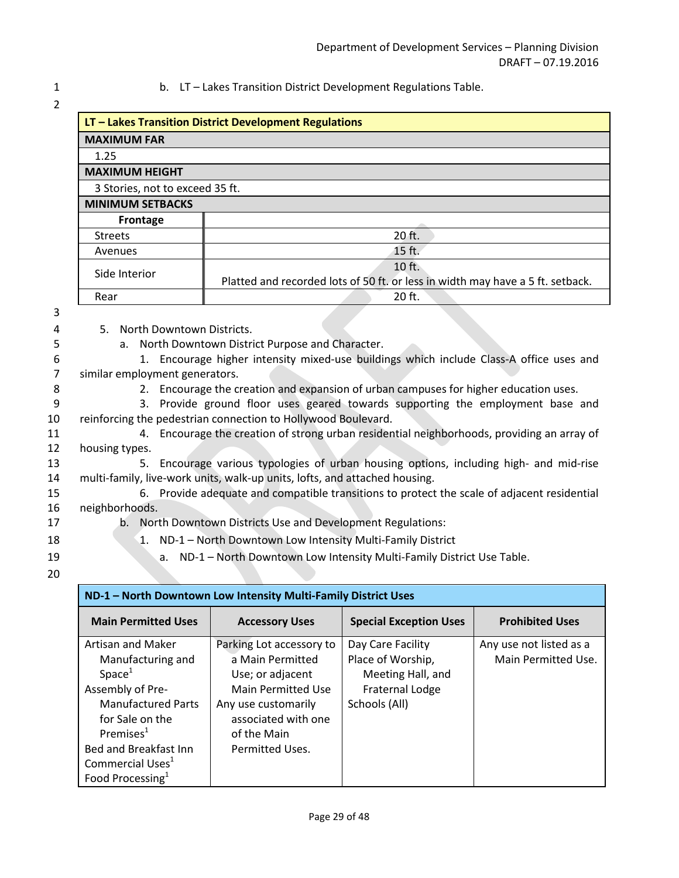b. LT – Lakes Transition District Development Regulations Table.

| LT – Lakes Transition District Development Regulations | |
|---|---|
| **MAXIMUM FAR** | |
| 1.25 | |
| **MAXIMUM HEIGHT** | |
| 3 Stories, not to exceed 35 ft. | |
| **MINIMUM SETBACKS** | |
| **Frontage** | |
| Streets | 20 ft. |
| Avenues | 15 ft. |
| Side Interior | 10 ft. Platted and recorded lots of 50 ft. or less in width may have a 5 ft. setback. |
| Rear | 20 ft. |

5. North Downtown Districts.
   a. North Downtown District Purpose and Character.
      1. Encourage higher intensity mixed-use buildings which include Class-A office uses and similar employment generators.
      2. Encourage the creation and expansion of urban campuses for higher education uses.
      3. Provide ground floor uses geared towards supporting the employment base and reinforcing the pedestrian connection to Hollywood Boulevard.
      4. Encourage the creation of strong urban residential neighborhoods, providing an array of housing types.
      5. Encourage various typologies of urban housing options, including high- and mid-rise multi-family, live-work units, walk-up units, lofts, and attached housing.
      6. Provide adequate and compatible transitions to protect the scale of adjacent residential neighborhoods.
   b. North Downtown Districts Use and Development Regulations:
      1. ND-1 – North Downtown Low Intensity Multi-Family District
         a. ND-1 – North Downtown Low Intensity Multi-Family District Use Table.

| ND-1 – North Downtown Low Intensity Multi-Family District Uses | | | |
|---|---|---|---|
| **Main Permitted Uses** | **Accessory Uses** | **Special Exception Uses** | **Prohibited Uses** |
| Artisan and Maker Manufacturing and Space[1]<br>Assembly of Pre-Manufactured Parts for Sale on the Premises[1]<br>Bed and Breakfast Inn<br>Commercial Uses[1]<br>Food Processing[1] | Parking Lot accessory to a Main Permitted Use; or adjacent Main Permitted Use<br>Any use customarily associated with one of the Main Permitted Uses. | Day Care Facility<br>Place of Worship, Meeting Hall, and Fraternal Lodge<br>Schools (All) | Any use not listed as a Main Permitted Use. |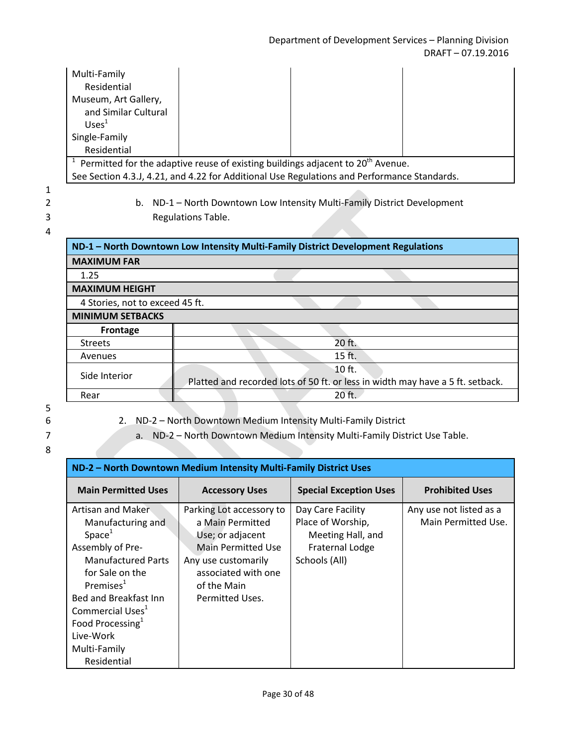| | | | |
|---|---|---|---|
| Multi-Family Residential<br>Museum, Art Gallery, and Similar Cultural Uses[1]<br>Single-Family Residential | | | |
| [1] Permitted for the adaptive reuse of existing buildings adjacent to 20th Avenue.<br>See Section 4.3.J, 4.21, and 4.22 for Additional Use Regulations and Performance Standards. | | | |

b. ND-1 – North Downtown Low Intensity Multi-Family District Development Regulations Table.

| ND-1 – North Downtown Low Intensity Multi-Family District Development Regulations | |
|---|---|
| **MAXIMUM FAR** | |
| 1.25 | |
| **MAXIMUM HEIGHT** | |
| 4 Stories, not to exceed 45 ft. | |
| **MINIMUM SETBACKS** | |
| **Frontage** | |
| Streets | 20 ft. |
| Avenues | 15 ft. |
| Side Interior | 10 ft.<br>Platted and recorded lots of 50 ft. or less in width may have a 5 ft. setback. |
| Rear | 20 ft. |

2. ND-2 – North Downtown Medium Intensity Multi-Family District

a. ND-2 – North Downtown Medium Intensity Multi-Family District Use Table.

| ND-2 – North Downtown Medium Intensity Multi-Family District Uses | | | |
|---|---|---|---|
| **Main Permitted Uses** | **Accessory Uses** | **Special Exception Uses** | **Prohibited Uses** |
| Artisan and Maker Manufacturing and Space[1]<br>Assembly of Pre-Manufactured Parts for Sale on the Premises[1]<br>Bed and Breakfast Inn<br>Commercial Uses[1]<br>Food Processing[1]<br>Live-Work<br>Multi-Family Residential | Parking Lot accessory to a Main Permitted Use; or adjacent Main Permitted Use<br>Any use customarily associated with one of the Main Permitted Uses. | Day Care Facility<br>Place of Worship, Meeting Hall, and Fraternal Lodge<br>Schools (All) | Any use not listed as a Main Permitted Use. |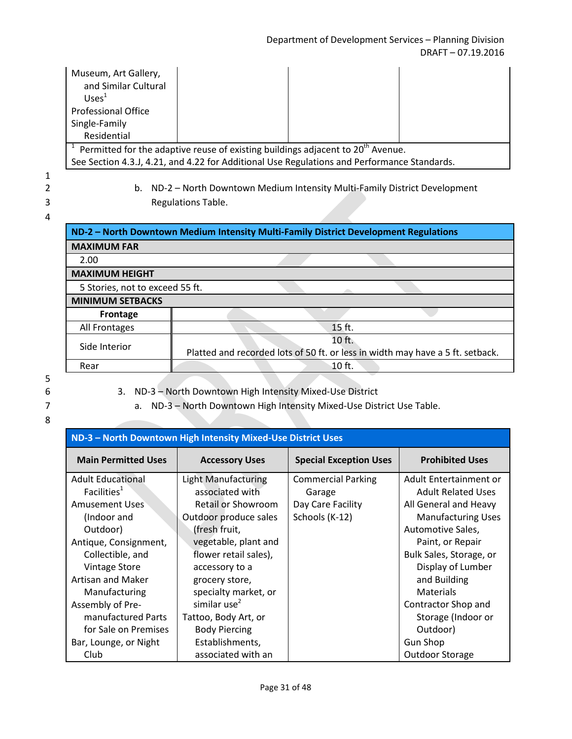| | | | |
|---|---|---|---|
| Museum, Art Gallery, and Similar Cultural Uses[1]<br>Professional Office<br>Single-Family Residential | | | |
| [1] Permitted for the adaptive reuse of existing buildings adjacent to 20th Avenue.<br>See Section 4.3.J, 4.21, and 4.22 for Additional Use Regulations and Performance Standards. | | | |

b. ND-2 – North Downtown Medium Intensity Multi-Family District Development Regulations Table.

| ND-2 – North Downtown Medium Intensity Multi-Family District Development Regulations | |
|---|---|
| **MAXIMUM FAR** | |
| 2.00 | |
| **MAXIMUM HEIGHT** | |
| 5 Stories, not to exceed 55 ft. | |
| **MINIMUM SETBACKS** | |
| **Frontage** | |
| All Frontages | 15 ft. |
| Side Interior | 10 ft.<br>Platted and recorded lots of 50 ft. or less in width may have a 5 ft. setback. |
| Rear | 10 ft. |

3. ND-3 – North Downtown High Intensity Mixed-Use District

a. ND-3 – North Downtown High Intensity Mixed-Use District Use Table.

| **Main Permitted Uses** | **Accessory Uses** | **Special Exception Uses** | **Prohibited Uses** |
|---|---|---|---|
| Adult Educational Facilities[1]<br>Amusement Uses (Indoor and Outdoor)<br>Antique, Consignment, Collectible, and Vintage Store<br>Artisan and Maker Manufacturing<br>Assembly of Pre-manufactured Parts for Sale on Premises<br>Bar, Lounge, or Night Club | Light Manufacturing associated with Retail or Showroom<br>Outdoor produce sales (fresh fruit, vegetable, plant and flower retail sales), accessory to a grocery store, specialty market, or similar use[2]<br>Tattoo, Body Art, or Body Piercing Establishments, associated with an | Commercial Parking Garage<br>Day Care Facility<br>Schools (K-12) | Adult Entertainment or Adult Related Uses<br>All General and Heavy Manufacturing Uses<br>Automotive Sales, Paint, or Repair<br>Bulk Sales, Storage, or Display of Lumber and Building Materials<br>Contractor Shop and Storage (Indoor or Outdoor)<br>Gun Shop<br>Outdoor Storage |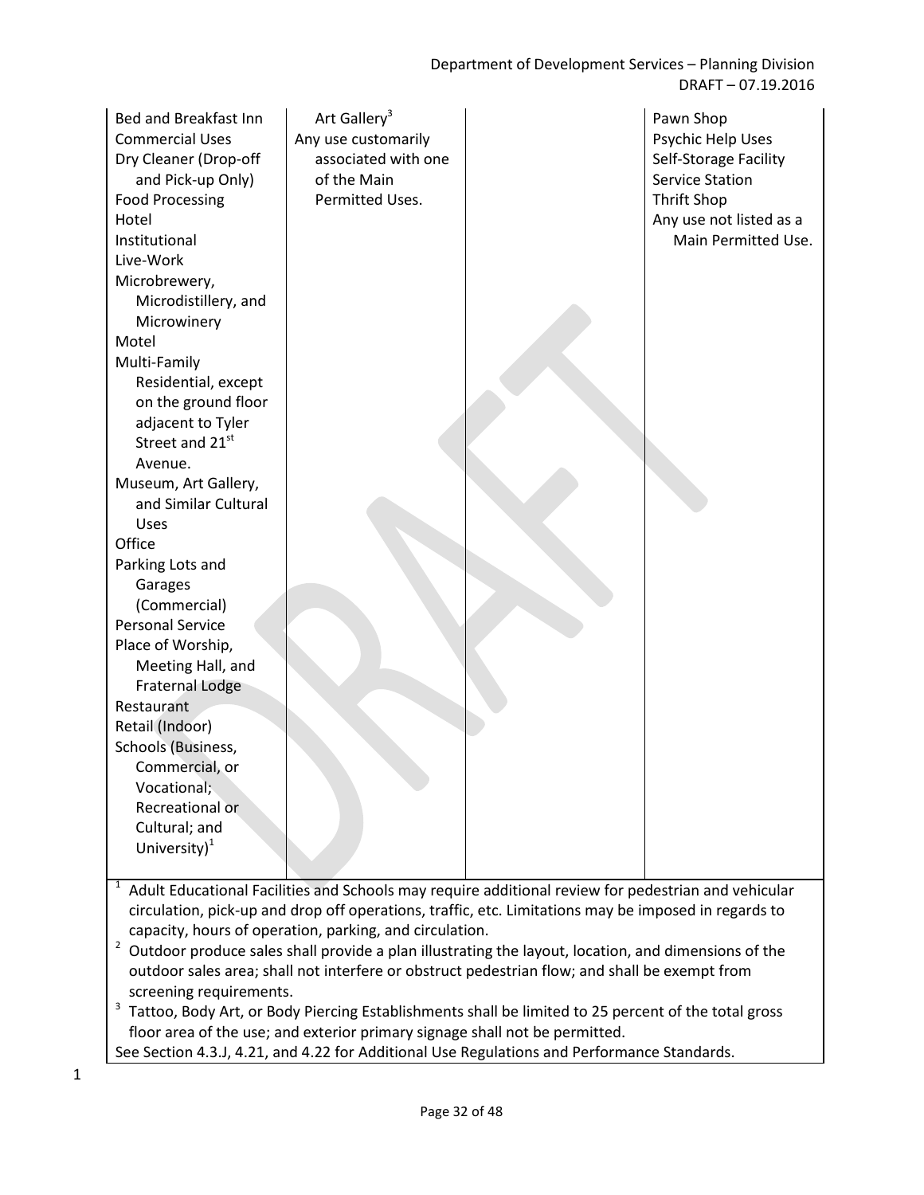| | | | |
|---|---|---|---|
| Bed and Breakfast Inn<br>Commercial Uses<br>Dry Cleaner (Drop-off and Pick-up Only)<br>Food Processing<br>Hotel<br>Institutional<br>Live-Work<br>Microbrewery, Microdistillery, and Microwinery<br>Motel<br>Multi-Family Residential, except on the ground floor adjacent to Tyler Street and 21st Avenue.<br>Museum, Art Gallery, and Similar Cultural Uses<br>Office<br>Parking Lots and Garages (Commercial)<br>Personal Service<br>Place of Worship, Meeting Hall, and Fraternal Lodge<br>Restaurant<br>Retail (Indoor)<br>Schools (Business, Commercial, or Vocational; Recreational or Cultural; and University)[1] | Art Gallery[3]<br>Any use customarily associated with one of the Main Permitted Uses. | | Pawn Shop<br>Psychic Help Uses<br>Self-Storage Facility<br>Service Station<br>Thrift Shop<br>Any use not listed as a Main Permitted Use. |

[1] Adult Educational Facilities and Schools may require additional review for pedestrian and vehicular circulation, pick-up and drop off operations, traffic, etc. Limitations may be imposed in regards to capacity, hours of operation, parking, and circulation.

[2] Outdoor produce sales shall provide a plan illustrating the layout, location, and dimensions of the outdoor sales area; shall not interfere or obstruct pedestrian flow; and shall be exempt from screening requirements.

[3] Tattoo, Body Art, or Body Piercing Establishments shall be limited to 25 percent of the total gross floor area of the use; and exterior primary signage shall not be permitted.

See Section 4.3.J, 4.21, and 4.22 for Additional Use Regulations and Performance Standards.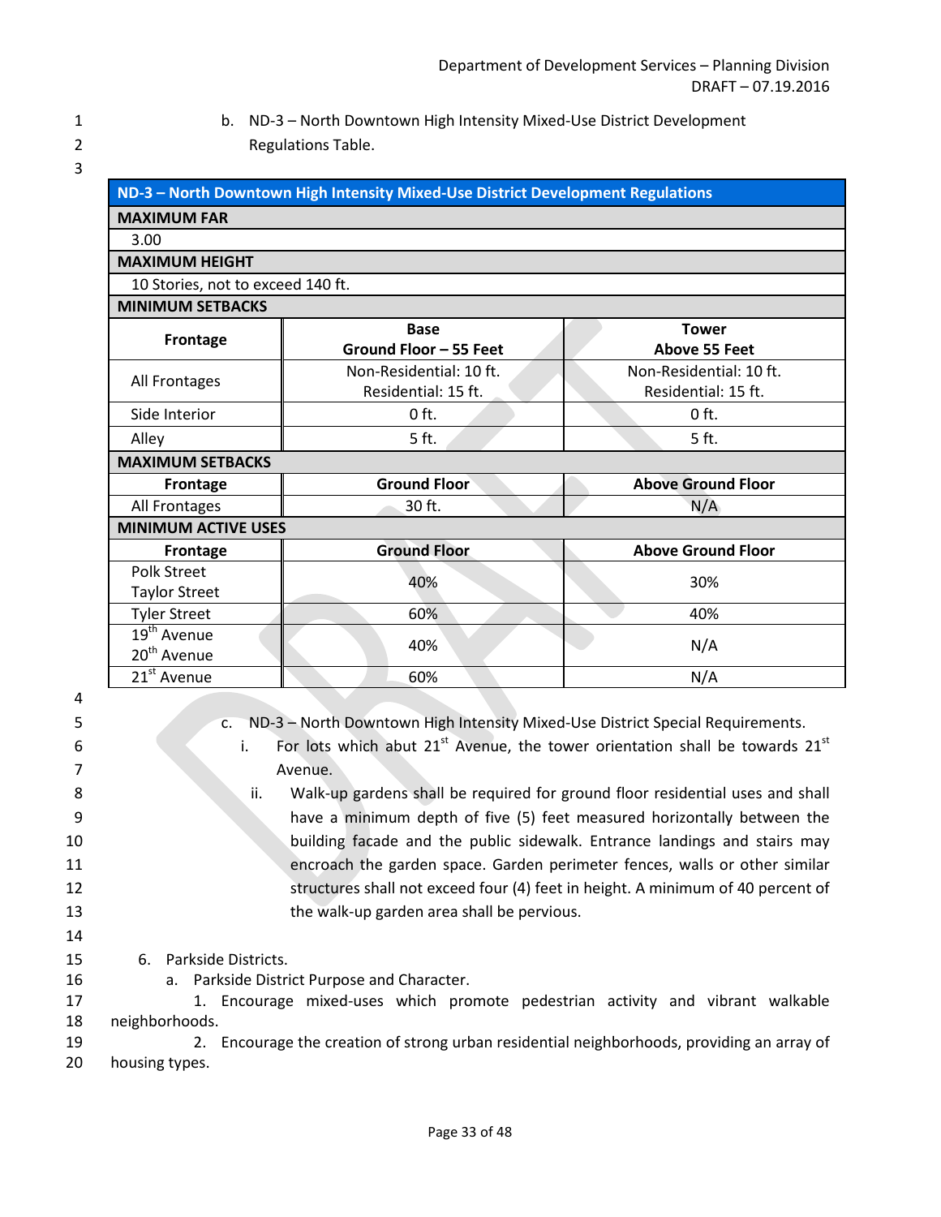b. ND-3 – North Downtown High Intensity Mixed-Use District Development Regulations Table.

| ND-3 – North Downtown High Intensity Mixed-Use District Development Regulations | | |
|---|---|---|
| **MAXIMUM FAR** | | |
| 3.00 | | |
| **MAXIMUM HEIGHT** | | |
| 10 Stories, not to exceed 140 ft. | | |
| **MINIMUM SETBACKS** | | |
| **Frontage** | **Base Ground Floor – 55 Feet** | **Tower Above 55 Feet** |
| All Frontages | Non-Residential: 10 ft. Residential: 15 ft. | Non-Residential: 10 ft. Residential: 15 ft. |
| Side Interior | 0 ft. | 0 ft. |
| Alley | 5 ft. | 5 ft. |
| **MAXIMUM SETBACKS** | | |
| **Frontage** | **Ground Floor** | **Above Ground Floor** |
| All Frontages | 30 ft. | N/A |
| **MINIMUM ACTIVE USES** | | |
| **Frontage** | **Ground Floor** | **Above Ground Floor** |
| Polk Street Taylor Street | 40% | 30% |
| Tyler Street | 60% | 40% |
| 19th Avenue 20th Avenue | 40% | N/A |
| 21st Avenue | 60% | N/A |

c. ND-3 – North Downtown High Intensity Mixed-Use District Special Requirements.

i. For lots which abut 21st Avenue, the tower orientation shall be towards 21st Avenue.

ii. Walk-up gardens shall be required for ground floor residential uses and shall have a minimum depth of five (5) feet measured horizontally between the building facade and the public sidewalk. Entrance landings and stairs may encroach the garden space. Garden perimeter fences, walls or other similar structures shall not exceed four (4) feet in height. A minimum of 40 percent of the walk-up garden area shall be pervious.

6. Parkside Districts.

a. Parkside District Purpose and Character.

1. Encourage mixed-uses which promote pedestrian activity and vibrant walkable neighborhoods.

2. Encourage the creation of strong urban residential neighborhoods, providing an array of housing types.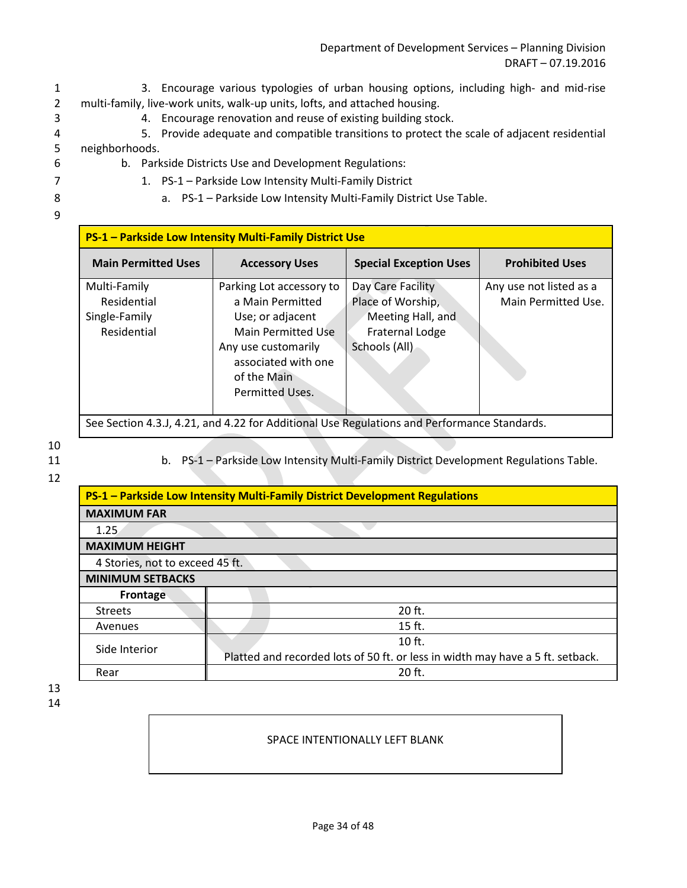3. Encourage various typologies of urban housing options, including high- and mid-rise multi-family, live-work units, walk-up units, lofts, and attached housing.
4. Encourage renovation and reuse of existing building stock.
5. Provide adequate and compatible transitions to protect the scale of adjacent residential neighborhoods.

b. Parkside Districts Use and Development Regulations:

1. PS-1 – Parkside Low Intensity Multi-Family District

a. PS-1 – Parkside Low Intensity Multi-Family District Use Table.

| **PS-1 – Parkside Low Intensity Multi-Family District Use** | | | |
|---|---|---|---|
| **Main Permitted Uses** | **Accessory Uses** | **Special Exception Uses** | **Prohibited Uses** |
| Multi-Family Residential<br>Single-Family Residential | Parking Lot accessory to a Main Permitted Use; or adjacent Main Permitted Use<br>Any use customarily associated with one of the Main Permitted Uses. | Day Care Facility<br>Place of Worship, Meeting Hall, and Fraternal Lodge<br>Schools (All) | Any use not listed as a Main Permitted Use. |
| See Section 4.3.J, 4.21, and 4.22 for Additional Use Regulations and Performance Standards. | | | |

b. PS-1 – Parkside Low Intensity Multi-Family District Development Regulations Table.

| **PS-1 – Parkside Low Intensity Multi-Family District Development Regulations** | |
|---|---|
| **MAXIMUM FAR** | |
| 1.25 | |
| **MAXIMUM HEIGHT** | |
| 4 Stories, not to exceed 45 ft. | |
| **MINIMUM SETBACKS** | |
| **Frontage** | |
| Streets | 20 ft. |
| Avenues | 15 ft. |
| Side Interior | 10 ft.<br>Platted and recorded lots of 50 ft. or less in width may have a 5 ft. setback. |
| Rear | 20 ft. |

SPACE INTENTIONALLY LEFT BLANK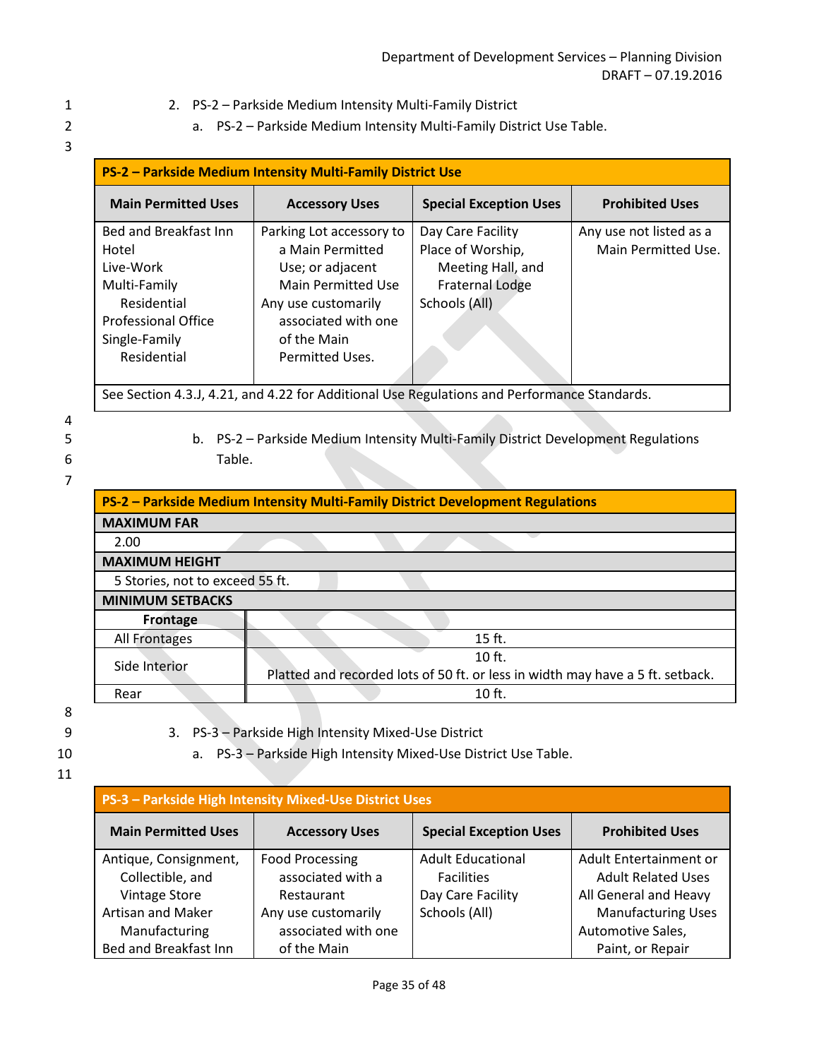2. PS-2 – Parkside Medium Intensity Multi-Family District

a. PS-2 – Parkside Medium Intensity Multi-Family District Use Table.

| PS-2 – Parkside Medium Intensity Multi-Family District Use | | | |
|---|---|---|---|
| **Main Permitted Uses** | **Accessory Uses** | **Special Exception Uses** | **Prohibited Uses** |
| Bed and Breakfast Inn<br>Hotel<br>Live-Work<br>Multi-Family Residential<br>Professional Office<br>Single-Family Residential | Parking Lot accessory to a Main Permitted Use; or adjacent Main Permitted Use<br>Any use customarily associated with one of the Main Permitted Uses. | Day Care Facility<br>Place of Worship, Meeting Hall, and Fraternal Lodge<br>Schools (All) | Any use not listed as a Main Permitted Use. |
| See Section 4.3.J, 4.21, and 4.22 for Additional Use Regulations and Performance Standards. | | | |

b. PS-2 – Parkside Medium Intensity Multi-Family District Development Regulations Table.

| PS-2 – Parkside Medium Intensity Multi-Family District Development Regulations | |
|---|---|
| **MAXIMUM FAR** | |
| 2.00 | |
| **MAXIMUM HEIGHT** | |
| 5 Stories, not to exceed 55 ft. | |
| **MINIMUM SETBACKS** | |
| **Frontage** | |
| All Frontages | 15 ft. |
| Side Interior | 10 ft.<br>Platted and recorded lots of 50 ft. or less in width may have a 5 ft. setback. |
| Rear | 10 ft. |

3. PS-3 – Parkside High Intensity Mixed-Use District

a. PS-3 – Parkside High Intensity Mixed-Use District Use Table.

| PS-3 – Parkside High Intensity Mixed-Use District Uses | | | |
|---|---|---|---|
| **Main Permitted Uses** | **Accessory Uses** | **Special Exception Uses** | **Prohibited Uses** |
| Antique, Consignment, Collectible, and Vintage Store<br>Artisan and Maker Manufacturing<br>Bed and Breakfast Inn | Food Processing associated with a Restaurant<br>Any use customarily associated with one of the Main | Adult Educational Facilities<br>Day Care Facility<br>Schools (All) | Adult Entertainment or Adult Related Uses<br>All General and Heavy Manufacturing Uses<br>Automotive Sales, Paint, or Repair |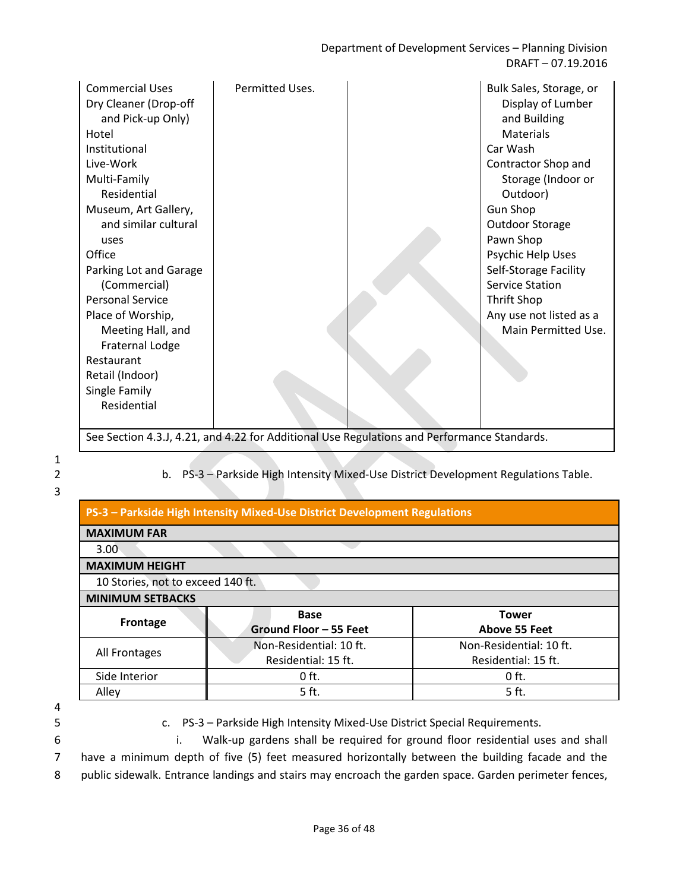| | | | |
|---|---|---|---|
| Commercial Uses<br>Dry Cleaner (Drop-off and Pick-up Only)<br>Hotel<br>Institutional<br>Live-Work<br>Multi-Family Residential<br>Museum, Art Gallery, and similar cultural uses<br>Office<br>Parking Lot and Garage (Commercial)<br>Personal Service<br>Place of Worship, Meeting Hall, and Fraternal Lodge<br>Restaurant<br>Retail (Indoor)<br>Single Family Residential | Permitted Uses. | | Bulk Sales, Storage, or Display of Lumber and Building Materials<br>Car Wash<br>Contractor Shop and Storage (Indoor or Outdoor)<br>Gun Shop<br>Outdoor Storage<br>Pawn Shop<br>Psychic Help Uses<br>Self-Storage Facility<br>Service Station<br>Thrift Shop<br>Any use not listed as a Main Permitted Use. |
| See Section 4.3.J, 4.21, and 4.22 for Additional Use Regulations and Performance Standards. | | | |

b. PS-3 – Parkside High Intensity Mixed-Use District Development Regulations Table.

| PS-3 – Parkside High Intensity Mixed-Use District Development Regulations | | |
|---|---|---|
| **MAXIMUM FAR** | | |
| 3.00 | | |
| **MAXIMUM HEIGHT** | | |
| 10 Stories, not to exceed 140 ft. | | |
| **MINIMUM SETBACKS** | | |
| **Frontage** | **Base**<br>**Ground Floor – 55 Feet** | **Tower**<br>**Above 55 Feet** |
| All Frontages | Non-Residential: 10 ft.<br>Residential: 15 ft. | Non-Residential: 10 ft.<br>Residential: 15 ft. |
| Side Interior | 0 ft. | 0 ft. |
| Alley | 5 ft. | 5 ft. |

c. PS-3 – Parkside High Intensity Mixed-Use District Special Requirements.

i. Walk-up gardens shall be required for ground floor residential uses and shall have a minimum depth of five (5) feet measured horizontally between the building facade and the public sidewalk. Entrance landings and stairs may encroach the garden space. Garden perimeter fences,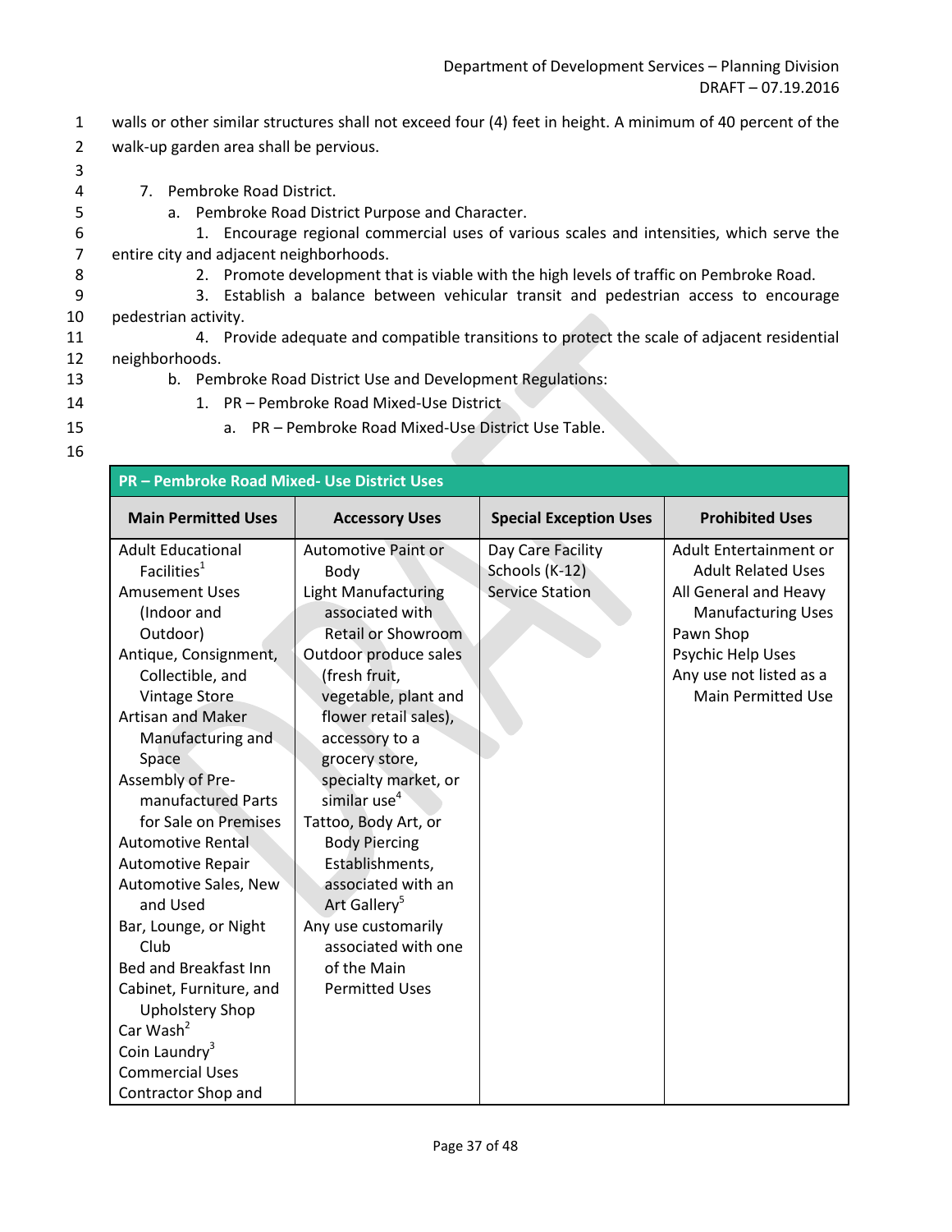walls or other similar structures shall not exceed four (4) feet in height. A minimum of 40 percent of the walk-up garden area shall be pervious.

7. Pembroke Road District.

a. Pembroke Road District Purpose and Character.

1. Encourage regional commercial uses of various scales and intensities, which serve the entire city and adjacent neighborhoods.

2. Promote development that is viable with the high levels of traffic on Pembroke Road.

3. Establish a balance between vehicular transit and pedestrian access to encourage pedestrian activity.

4. Provide adequate and compatible transitions to protect the scale of adjacent residential neighborhoods.

b. Pembroke Road District Use and Development Regulations:

1. PR – Pembroke Road Mixed-Use District

a. PR – Pembroke Road Mixed-Use District Use Table.

| PR – Pembroke Road Mixed- Use District Uses | | | |
|---|---|---|---|
| **Main Permitted Uses** | **Accessory Uses** | **Special Exception Uses** | **Prohibited Uses** |
| Adult Educational Facilities[1]<br>Amusement Uses (Indoor and Outdoor)<br>Antique, Consignment, Collectible, and Vintage Store<br>Artisan and Maker Manufacturing and Space<br>Assembly of Pre-manufactured Parts for Sale on Premises<br>Automotive Rental<br>Automotive Repair<br>Automotive Sales, New and Used<br>Bar, Lounge, or Night Club<br>Bed and Breakfast Inn<br>Cabinet, Furniture, and Upholstery Shop<br>Car Wash[2]<br>Coin Laundry[3]<br>Commercial Uses<br>Contractor Shop and | Automotive Paint or Body<br>Light Manufacturing associated with Retail or Showroom<br>Outdoor produce sales (fresh fruit, vegetable, plant and flower retail sales), accessory to a grocery store, specialty market, or similar use[4]<br>Tattoo, Body Art, or Body Piercing Establishments, associated with an Art Gallery[5]<br>Any use customarily associated with one of the Main Permitted Uses | Day Care Facility<br>Schools (K-12)<br>Service Station | Adult Entertainment or Adult Related Uses<br>All General and Heavy Manufacturing Uses<br>Pawn Shop<br>Psychic Help Uses<br>Any use not listed as a Main Permitted Use |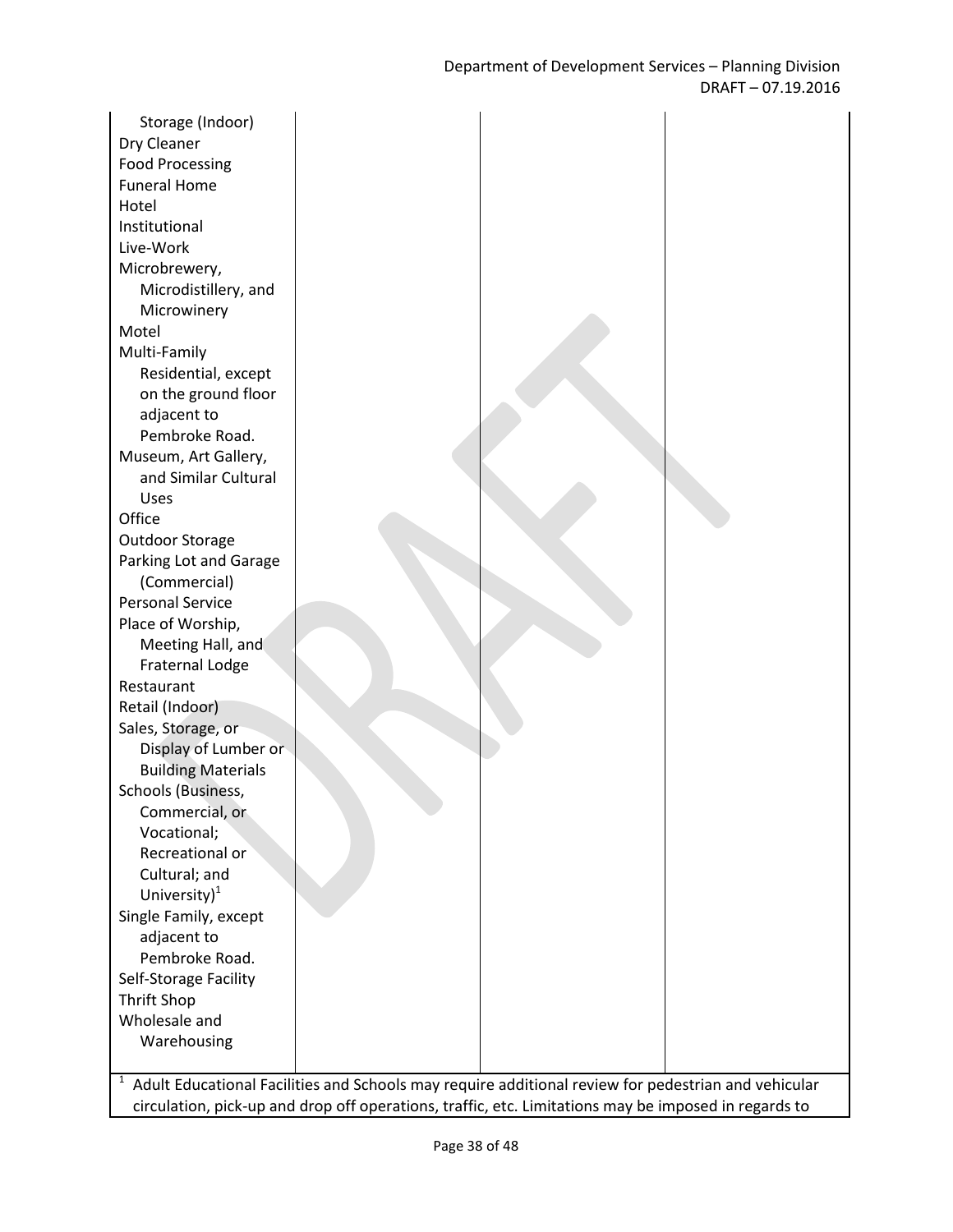| | | | |
|---|---|---|---|
| Storage (Indoor)<br>Dry Cleaner<br>Food Processing<br>Funeral Home<br>Hotel<br>Institutional<br>Live-Work<br>Microbrewery, Microdistillery, and Microwinery<br>Motel<br>Multi-Family Residential, except on the ground floor adjacent to Pembroke Road.<br>Museum, Art Gallery, and Similar Cultural Uses<br>Office<br>Outdoor Storage<br>Parking Lot and Garage (Commercial)<br>Personal Service<br>Place of Worship, Meeting Hall, and Fraternal Lodge<br>Restaurant<br>Retail (Indoor)<br>Sales, Storage, or Display of Lumber or Building Materials<br>Schools (Business, Commercial, or Vocational; Recreational or Cultural; and University)[1]<br>Single Family, except adjacent to Pembroke Road.<br>Self-Storage Facility<br>Thrift Shop<br>Wholesale and Warehousing | | | |

[1] Adult Educational Facilities and Schools may require additional review for pedestrian and vehicular circulation, pick-up and drop off operations, traffic, etc. Limitations may be imposed in regards to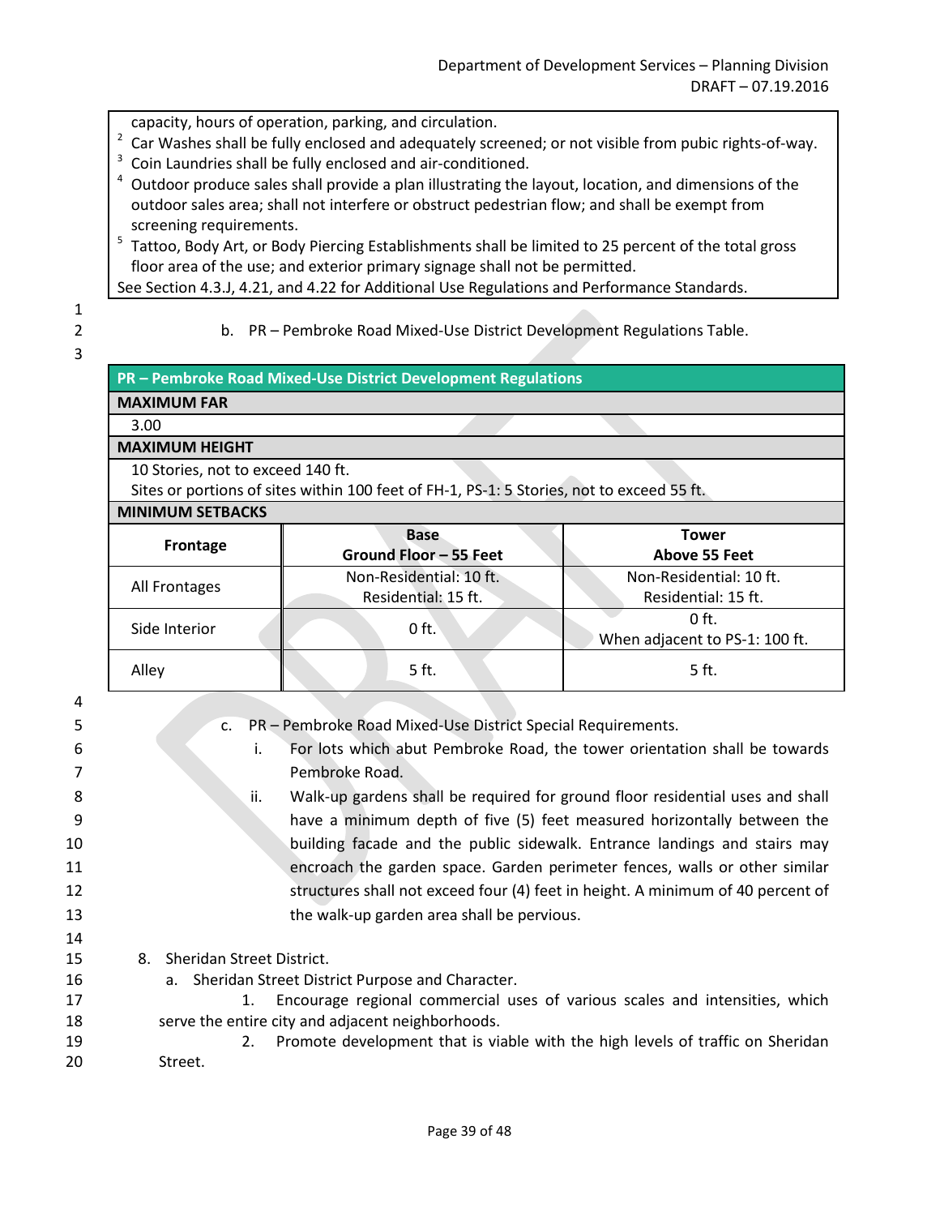capacity, hours of operation, parking, and circulation.

[2] Car Washes shall be fully enclosed and adequately screened; or not visible from pubic rights-of-way.

[3] Coin Laundries shall be fully enclosed and air-conditioned.

[4] Outdoor produce sales shall provide a plan illustrating the layout, location, and dimensions of the outdoor sales area; shall not interfere or obstruct pedestrian flow; and shall be exempt from screening requirements.

[5] Tattoo, Body Art, or Body Piercing Establishments shall be limited to 25 percent of the total gross floor area of the use; and exterior primary signage shall not be permitted.

See Section 4.3.J, 4.21, and 4.22 for Additional Use Regulations and Performance Standards.

b. PR – Pembroke Road Mixed-Use District Development Regulations Table.

| **PR – Pembroke Road Mixed-Use District Development Regulations** | | |
|---|---|---|
| **MAXIMUM FAR** | | |
| 3.00 | | |
| **MAXIMUM HEIGHT** | | |
| 10 Stories, not to exceed 140 ft.<br>Sites or portions of sites within 100 feet of FH-1, PS-1: 5 Stories, not to exceed 55 ft. | | |
| **MINIMUM SETBACKS** | | |
| **Frontage** | **Base<br>Ground Floor – 55 Feet** | **Tower<br>Above 55 Feet** |
| All Frontages | Non-Residential: 10 ft.<br>Residential: 15 ft. | Non-Residential: 10 ft.<br>Residential: 15 ft. |
| Side Interior | 0 ft. | 0 ft.<br>When adjacent to PS-1: 100 ft. |
| Alley | 5 ft. | 5 ft. |

c. PR – Pembroke Road Mixed-Use District Special Requirements.

i. For lots which abut Pembroke Road, the tower orientation shall be towards Pembroke Road.

ii. Walk-up gardens shall be required for ground floor residential uses and shall have a minimum depth of five (5) feet measured horizontally between the building facade and the public sidewalk. Entrance landings and stairs may encroach the garden space. Garden perimeter fences, walls or other similar structures shall not exceed four (4) feet in height. A minimum of 40 percent of the walk-up garden area shall be pervious.

8. Sheridan Street District.

a. Sheridan Street District Purpose and Character.

1. Encourage regional commercial uses of various scales and intensities, which serve the entire city and adjacent neighborhoods.

2. Promote development that is viable with the high levels of traffic on Sheridan Street.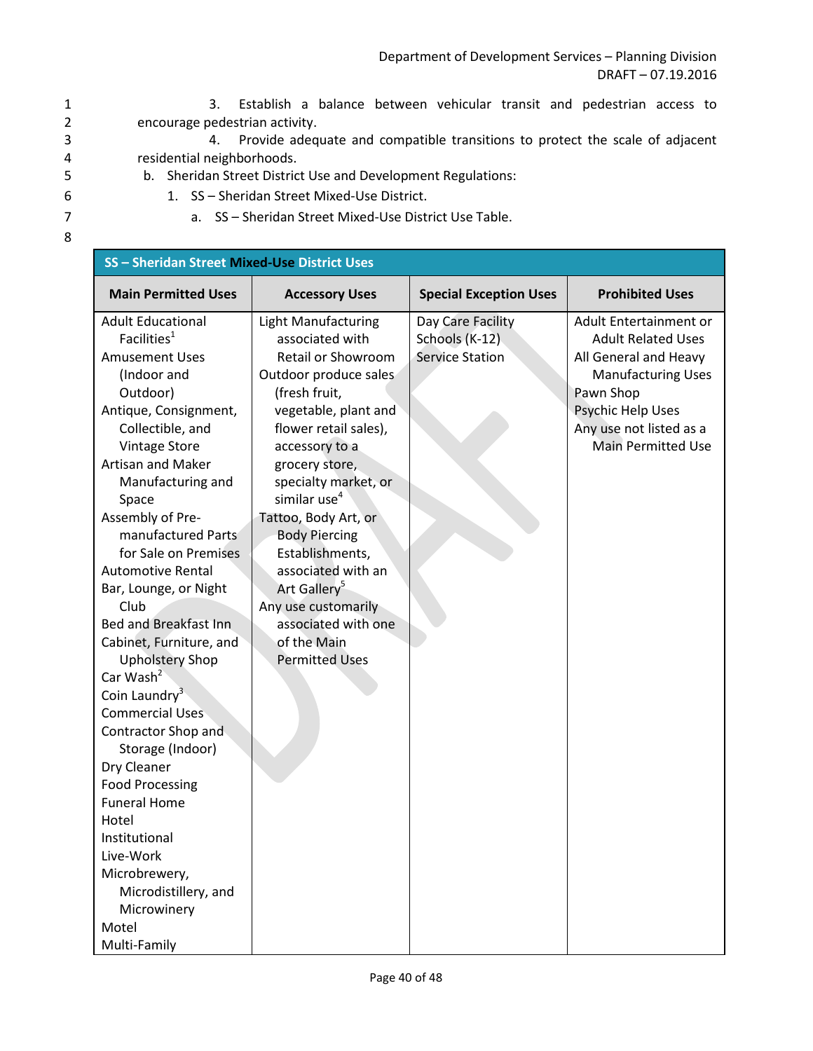3. Establish a balance between vehicular transit and pedestrian access to encourage pedestrian activity.

4. Provide adequate and compatible transitions to protect the scale of adjacent residential neighborhoods.

b. Sheridan Street District Use and Development Regulations:

1. SS – Sheridan Street Mixed-Use District.

a. SS – Sheridan Street Mixed-Use District Use Table.

| SS – Sheridan Street Mixed-Use District Uses | | | |
|---|---|---|---|
| **Main Permitted Uses** | **Accessory Uses** | **Special Exception Uses** | **Prohibited Uses** |
| Adult Educational Facilities[1]<br>Amusement Uses (Indoor and Outdoor)<br>Antique, Consignment, Collectible, and Vintage Store<br>Artisan and Maker Manufacturing and Space<br>Assembly of Pre-manufactured Parts for Sale on Premises<br>Automotive Rental<br>Bar, Lounge, or Night Club<br>Bed and Breakfast Inn<br>Cabinet, Furniture, and Upholstery Shop<br>Car Wash[2]<br>Coin Laundry[3]<br>Commercial Uses<br>Contractor Shop and Storage (Indoor)<br>Dry Cleaner<br>Food Processing<br>Funeral Home<br>Hotel<br>Institutional<br>Live-Work<br>Microbrewery, Microdistillery, and Microwinery<br>Motel<br>Multi-Family | Light Manufacturing associated with Retail or Showroom<br>Outdoor produce sales (fresh fruit, vegetable, plant and flower retail sales), accessory to a grocery store, specialty market, or similar use[4]<br>Tattoo, Body Art, or Body Piercing Establishments, associated with an Art Gallery[5]<br>Any use customarily associated with one of the Main Permitted Uses | Day Care Facility<br>Schools (K-12)<br>Service Station | Adult Entertainment or Adult Related Uses<br>All General and Heavy Manufacturing Uses<br>Pawn Shop<br>Psychic Help Uses<br>Any use not listed as a Main Permitted Use |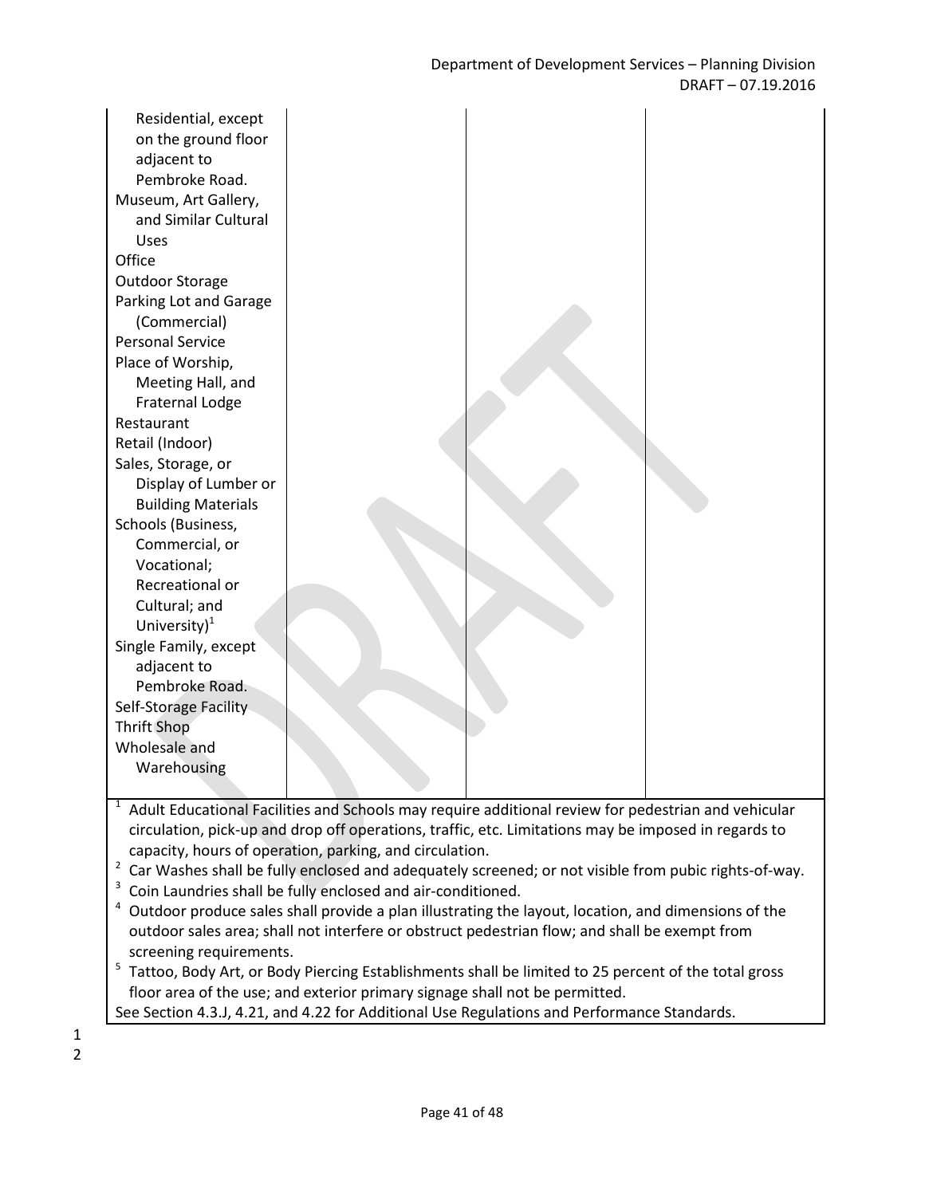| | | | |
|---|---|---|---|
| Residential, except on the ground floor adjacent to Pembroke Road.<br>Museum, Art Gallery, and Similar Cultural Uses<br>Office<br>Outdoor Storage<br>Parking Lot and Garage (Commercial)<br>Personal Service<br>Place of Worship, Meeting Hall, and Fraternal Lodge<br>Restaurant<br>Retail (Indoor)<br>Sales, Storage, or Display of Lumber or Building Materials<br>Schools (Business, Commercial, or Vocational; Recreational or Cultural; and University)[1]<br>Single Family, except adjacent to Pembroke Road.<br>Self-Storage Facility<br>Thrift Shop<br>Wholesale and Warehousing | | | |

[1] Adult Educational Facilities and Schools may require additional review for pedestrian and vehicular circulation, pick-up and drop off operations, traffic, etc. Limitations may be imposed in regards to capacity, hours of operation, parking, and circulation.
[2] Car Washes shall be fully enclosed and adequately screened; or not visible from pubic rights-of-way.
[3] Coin Laundries shall be fully enclosed and air-conditioned.
[4] Outdoor produce sales shall provide a plan illustrating the layout, location, and dimensions of the outdoor sales area; shall not interfere or obstruct pedestrian flow; and shall be exempt from screening requirements.
[5] Tattoo, Body Art, or Body Piercing Establishments shall be limited to 25 percent of the total gross floor area of the use; and exterior primary signage shall not be permitted.
See Section 4.3.J, 4.21, and 4.22 for Additional Use Regulations and Performance Standards.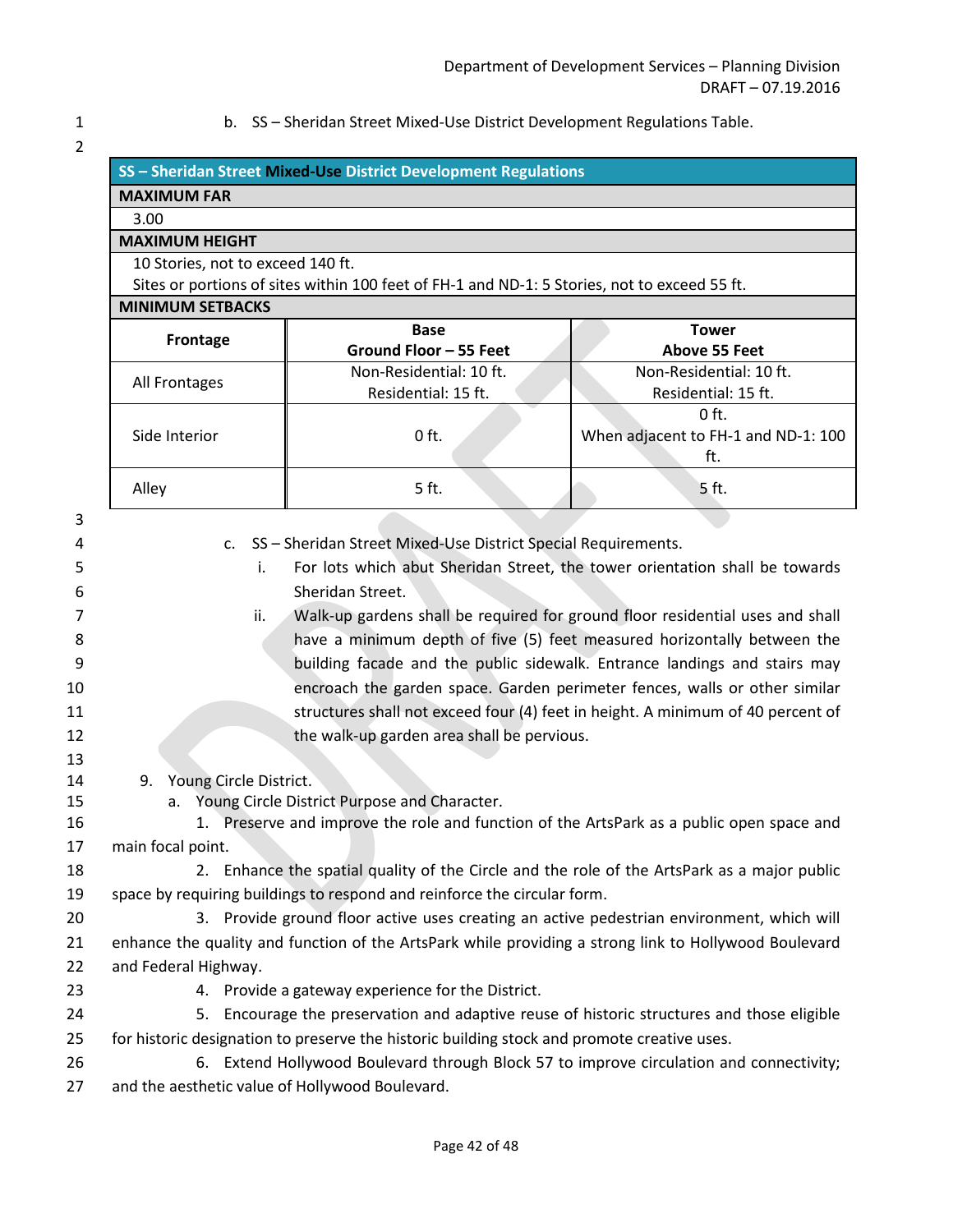b. SS – Sheridan Street Mixed-Use District Development Regulations Table.

| SS – Sheridan Street Mixed-Use District Development Regulations | | |
|---|---|---|
| **MAXIMUM FAR** | | |
| 3.00 | | |
| **MAXIMUM HEIGHT** | | |
| 10 Stories, not to exceed 140 ft.<br>Sites or portions of sites within 100 feet of FH-1 and ND-1: 5 Stories, not to exceed 55 ft. | | |
| **MINIMUM SETBACKS** | | |
| **Frontage** | **Base**<br>**Ground Floor – 55 Feet** | **Tower**<br>**Above 55 Feet** |
| All Frontages | Non-Residential: 10 ft.<br>Residential: 15 ft. | Non-Residential: 10 ft.<br>Residential: 15 ft. |
| Side Interior | 0 ft. | 0 ft.<br>When adjacent to FH-1 and ND-1: 100 ft. |
| Alley | 5 ft. | 5 ft. |

c. SS – Sheridan Street Mixed-Use District Special Requirements.

i. For lots which abut Sheridan Street, the tower orientation shall be towards Sheridan Street.

ii. Walk-up gardens shall be required for ground floor residential uses and shall have a minimum depth of five (5) feet measured horizontally between the building facade and the public sidewalk. Entrance landings and stairs may encroach the garden space. Garden perimeter fences, walls or other similar structures shall not exceed four (4) feet in height. A minimum of 40 percent of the walk-up garden area shall be pervious.

9. Young Circle District.

a. Young Circle District Purpose and Character.

1. Preserve and improve the role and function of the ArtsPark as a public open space and main focal point.

2. Enhance the spatial quality of the Circle and the role of the ArtsPark as a major public space by requiring buildings to respond and reinforce the circular form.

3. Provide ground floor active uses creating an active pedestrian environment, which will enhance the quality and function of the ArtsPark while providing a strong link to Hollywood Boulevard and Federal Highway.

4. Provide a gateway experience for the District.

5. Encourage the preservation and adaptive reuse of historic structures and those eligible for historic designation to preserve the historic building stock and promote creative uses.

6. Extend Hollywood Boulevard through Block 57 to improve circulation and connectivity; and the aesthetic value of Hollywood Boulevard.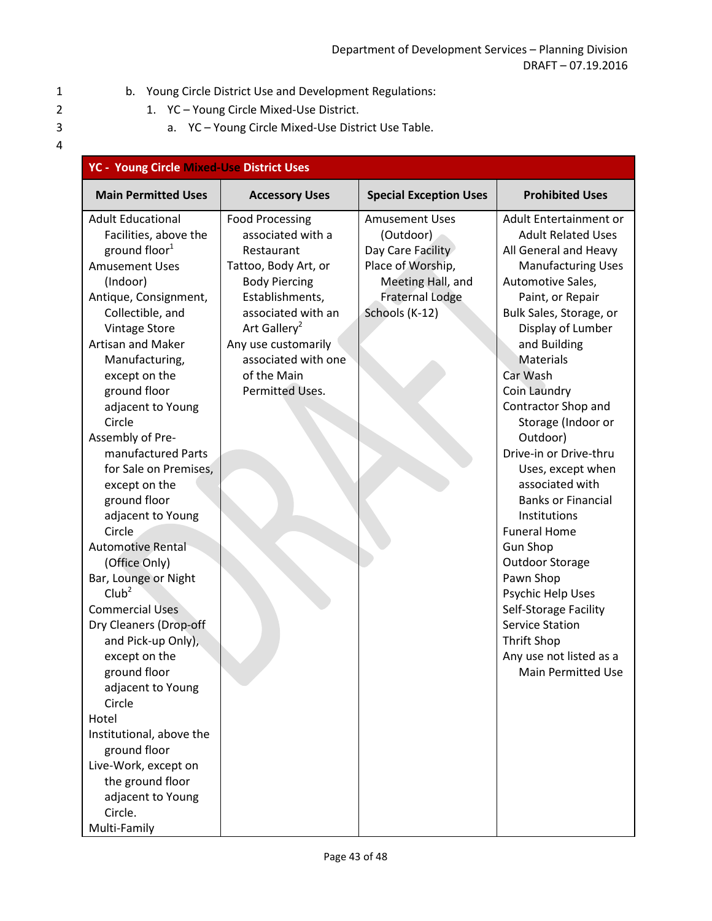b. Young Circle District Use and Development Regulations:

1. YC – Young Circle Mixed-Use District.

a. YC – Young Circle Mixed-Use District Use Table.

| YC - Young Circle Mixed-Use District Uses | | | |
|---|---|---|---|
| **Main Permitted Uses** | **Accessory Uses** | **Special Exception Uses** | **Prohibited Uses** |
| Adult Educational Facilities, above the ground floor[1]<br>Amusement Uses (Indoor)<br>Antique, Consignment, Collectible, and Vintage Store<br>Artisan and Maker Manufacturing, except on the ground floor adjacent to Young Circle<br>Assembly of Pre-manufactured Parts for Sale on Premises, except on the ground floor adjacent to Young Circle<br>Automotive Rental (Office Only)<br>Bar, Lounge or Night Club[2]<br>Commercial Uses<br>Dry Cleaners (Drop-off and Pick-up Only), except on the ground floor adjacent to Young Circle<br>Hotel<br>Institutional, above the ground floor<br>Live-Work, except on the ground floor adjacent to Young Circle.<br>Multi-Family | Food Processing associated with a Restaurant<br>Tattoo, Body Art, or Body Piercing Establishments, associated with an Art Gallery[2]<br>Any use customarily associated with one of the Main Permitted Uses. | Amusement Uses (Outdoor)<br>Day Care Facility<br>Place of Worship, Meeting Hall, and Fraternal Lodge<br>Schools (K-12) | Adult Entertainment or Adult Related Uses<br>All General and Heavy Manufacturing Uses<br>Automotive Sales, Paint, or Repair<br>Bulk Sales, Storage, or Display of Lumber and Building Materials<br>Car Wash<br>Coin Laundry<br>Contractor Shop and Storage (Indoor or Outdoor)<br>Drive-in or Drive-thru Uses, except when associated with Banks or Financial Institutions<br>Funeral Home<br>Gun Shop<br>Outdoor Storage<br>Pawn Shop<br>Psychic Help Uses<br>Self-Storage Facility<br>Service Station<br>Thrift Shop<br>Any use not listed as a Main Permitted Use |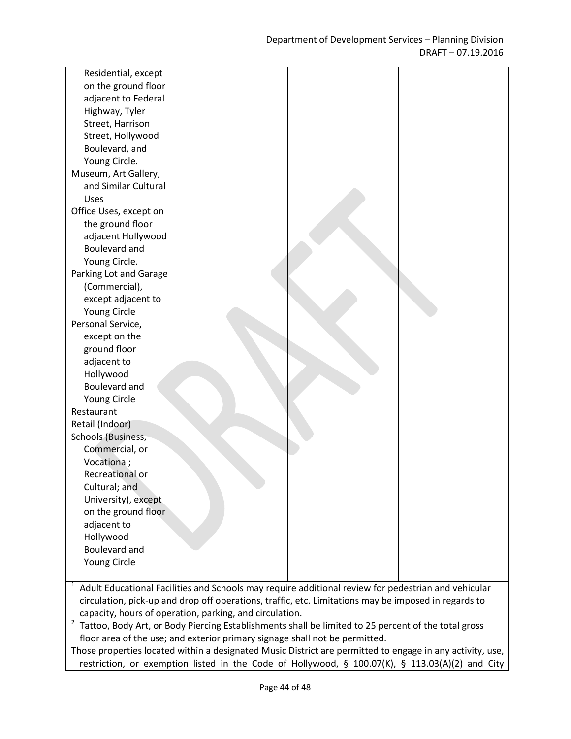| | | | |
|---|---|---|---|
| Residential, except on the ground floor adjacent to Federal Highway, Tyler Street, Harrison Street, Hollywood Boulevard, and Young Circle.<br>Museum, Art Gallery, and Similar Cultural Uses<br>Office Uses, except on the ground floor adjacent Hollywood Boulevard and Young Circle.<br>Parking Lot and Garage (Commercial), except adjacent to Young Circle<br>Personal Service, except on the ground floor adjacent to Hollywood Boulevard and Young Circle<br>Restaurant<br>Retail (Indoor)<br>Schools (Business, Commercial, or Vocational; Recreational or Cultural; and University), except on the ground floor adjacent to Hollywood Boulevard and Young Circle | | | |

[1] Adult Educational Facilities and Schools may require additional review for pedestrian and vehicular circulation, pick-up and drop off operations, traffic, etc. Limitations may be imposed in regards to capacity, hours of operation, parking, and circulation.

[2] Tattoo, Body Art, or Body Piercing Establishments shall be limited to 25 percent of the total gross floor area of the use; and exterior primary signage shall not be permitted.

Those properties located within a designated Music District are permitted to engage in any activity, use, restriction, or exemption listed in the Code of Hollywood, § 100.07(K), § 113.03(A)(2) and City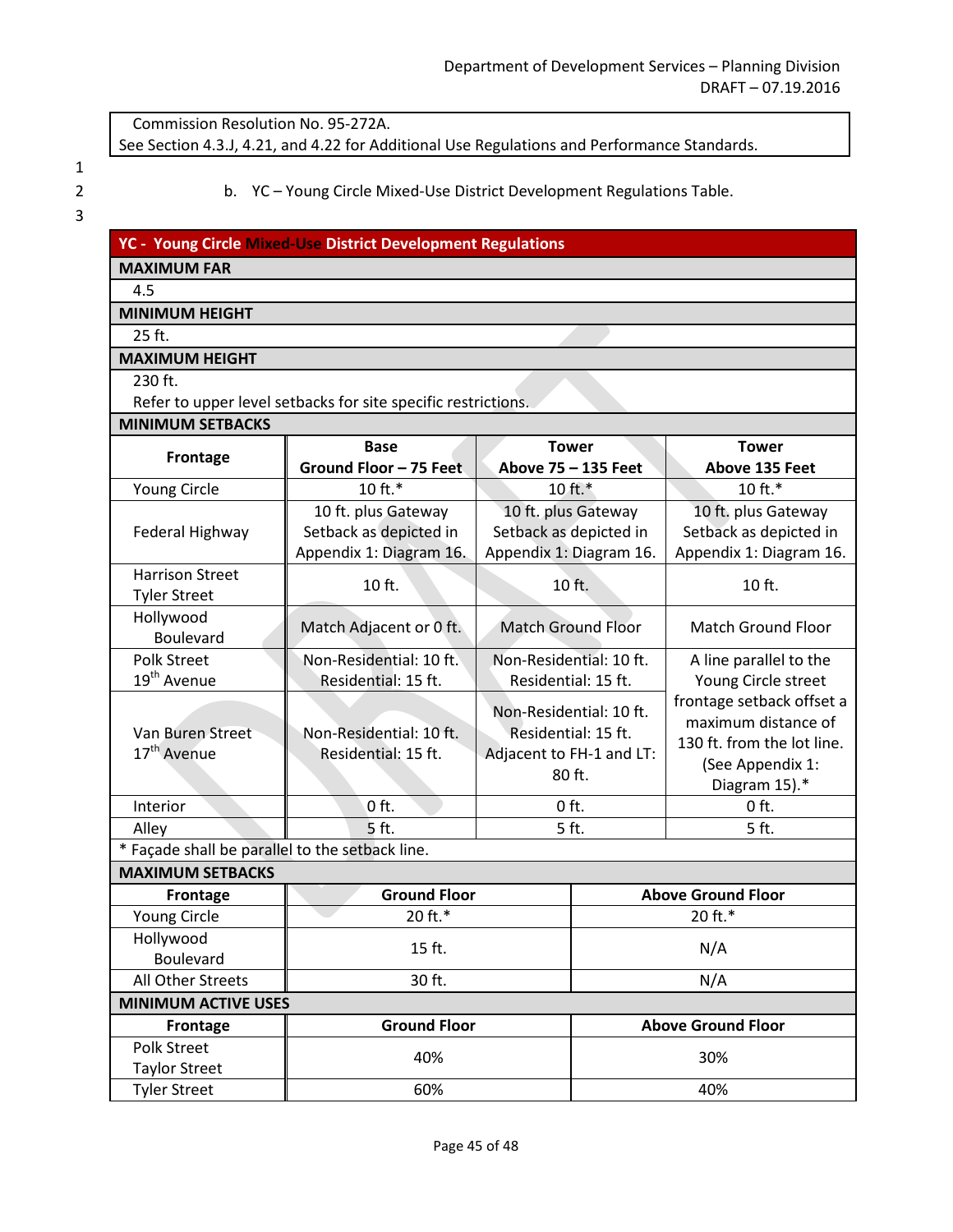Commission Resolution No. 95-272A.
See Section 4.3.J, 4.21, and 4.22 for Additional Use Regulations and Performance Standards.

b. YC – Young Circle Mixed-Use District Development Regulations Table.

| **YC - Young Circle Mixed-Use District Development Regulations** | | | |
|---|---|---|---|
| **MAXIMUM FAR** | | | |
| 4.5 | | | |
| **MINIMUM HEIGHT** | | | |
| 25 ft. | | | |
| **MAXIMUM HEIGHT** | | | |
| 230 ft. Refer to upper level setbacks for site specific restrictions. | | | |
| **MINIMUM SETBACKS** | | | |
| **Frontage** | **Base Ground Floor – 75 Feet** | **Tower Above 75 – 135 Feet** | **Tower Above 135 Feet** |
| Young Circle | 10 ft.* | 10 ft.* | 10 ft.* |
| Federal Highway | 10 ft. plus Gateway Setback as depicted in Appendix 1: Diagram 16. | 10 ft. plus Gateway Setback as depicted in Appendix 1: Diagram 16. | 10 ft. plus Gateway Setback as depicted in Appendix 1: Diagram 16. |
| Harrison Street Tyler Street | 10 ft. | 10 ft. | 10 ft. |
| Hollywood Boulevard | Match Adjacent or 0 ft. | Match Ground Floor | Match Ground Floor |
| Polk Street 19th Avenue | Non-Residential: 10 ft. Residential: 15 ft. | Non-Residential: 10 ft. Residential: 15 ft. | A line parallel to the Young Circle street frontage setback offset a maximum distance of 130 ft. from the lot line. (See Appendix 1: Diagram 15).* |
| Van Buren Street 17th Avenue | Non-Residential: 10 ft. Residential: 15 ft. | Non-Residential: 10 ft. Residential: 15 ft. Adjacent to FH-1 and LT: 80 ft. | |
| Interior | 0 ft. | 0 ft. | 0 ft. |
| Alley | 5 ft. | 5 ft. | 5 ft. |
| * Façade shall be parallel to the setback line. | | | |

| **MAXIMUM SETBACKS** | | |
|---|---|---|
| **Frontage** | **Ground Floor** | **Above Ground Floor** |
| Young Circle | 20 ft.* | 20 ft.* |
| Hollywood Boulevard | 15 ft. | N/A |
| All Other Streets | 30 ft. | N/A |
| **MINIMUM ACTIVE USES** | | |
| **Frontage** | **Ground Floor** | **Above Ground Floor** |
| Polk Street Taylor Street | 40% | 30% |
| Tyler Street | 60% | 40% |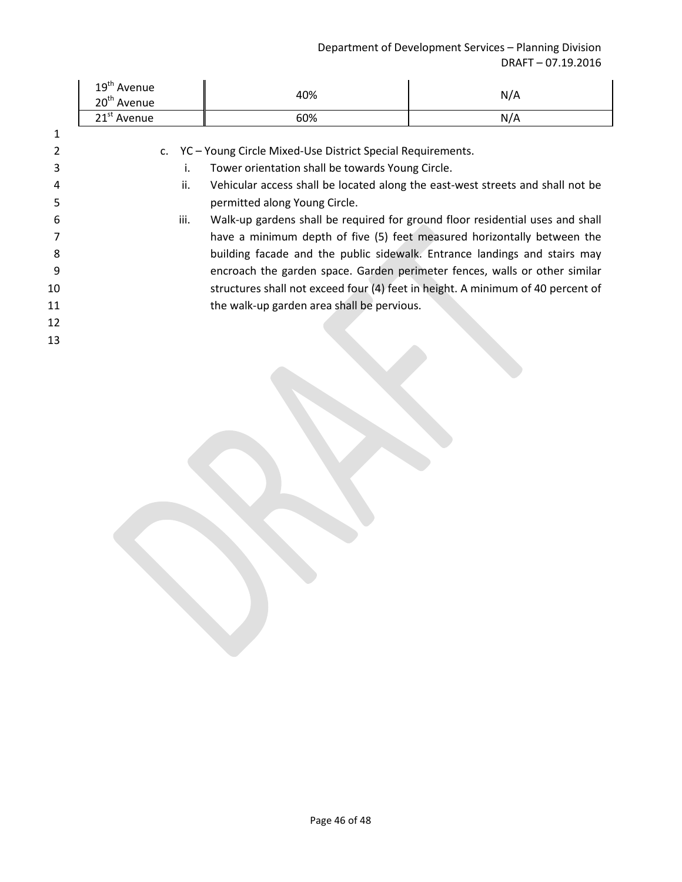| | | |
|---|---|---|
| 19th Avenue<br>20th Avenue | 40% | N/A |
| 21st Avenue | 60% | N/A |

c. YC – Young Circle Mixed-Use District Special Requirements.

i. Tower orientation shall be towards Young Circle.

ii. Vehicular access shall be located along the east-west streets and shall not be permitted along Young Circle.

iii. Walk-up gardens shall be required for ground floor residential uses and shall have a minimum depth of five (5) feet measured horizontally between the building facade and the public sidewalk. Entrance landings and stairs may encroach the garden space. Garden perimeter fences, walls or other similar structures shall not exceed four (4) feet in height. A minimum of 40 percent of the walk-up garden area shall be pervious.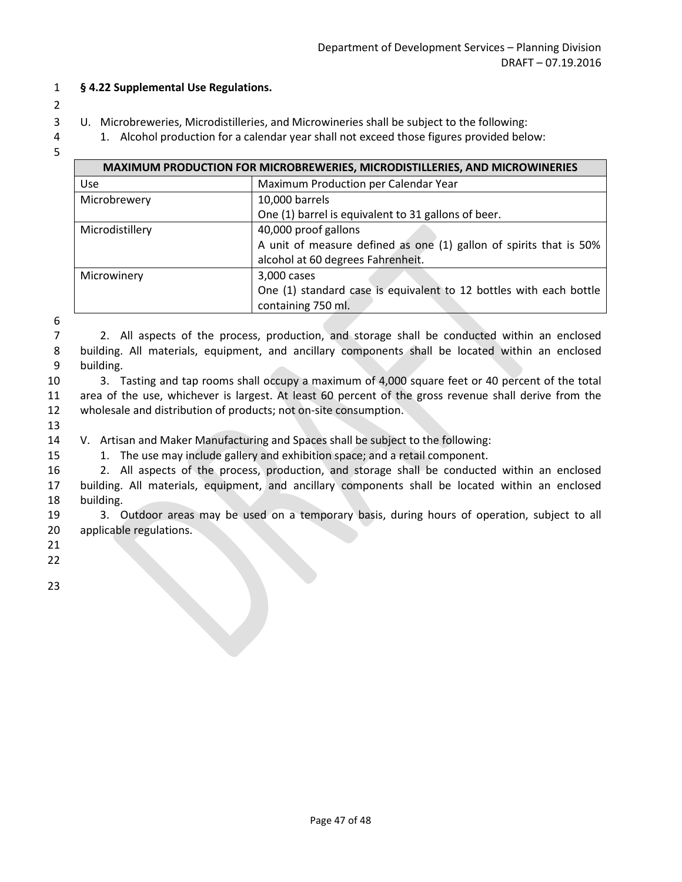**§ 4.22 Supplemental Use Regulations.**

U. Microbreweries, Microdistilleries, and Microwineries shall be subject to the following:

1. Alcohol production for a calendar year shall not exceed those figures provided below:

| MAXIMUM PRODUCTION FOR MICROBREWERIES, MICRODISTILLERIES, AND MICROWINERIES | |
|---|---|
| Use | Maximum Production per Calendar Year |
| Microbrewery | 10,000 barrels<br>One (1) barrel is equivalent to 31 gallons of beer. |
| Microdistillery | 40,000 proof gallons<br>A unit of measure defined as one (1) gallon of spirits that is 50% alcohol at 60 degrees Fahrenheit. |
| Microwinery | 3,000 cases<br>One (1) standard case is equivalent to 12 bottles with each bottle containing 750 ml. |

2. All aspects of the process, production, and storage shall be conducted within an enclosed building. All materials, equipment, and ancillary components shall be located within an enclosed building.

3. Tasting and tap rooms shall occupy a maximum of 4,000 square feet or 40 percent of the total area of the use, whichever is largest. At least 60 percent of the gross revenue shall derive from the wholesale and distribution of products; not on-site consumption.

V. Artisan and Maker Manufacturing and Spaces shall be subject to the following:

1. The use may include gallery and exhibition space; and a retail component.

2. All aspects of the process, production, and storage shall be conducted within an enclosed building. All materials, equipment, and ancillary components shall be located within an enclosed building.

3. Outdoor areas may be used on a temporary basis, during hours of operation, subject to all applicable regulations.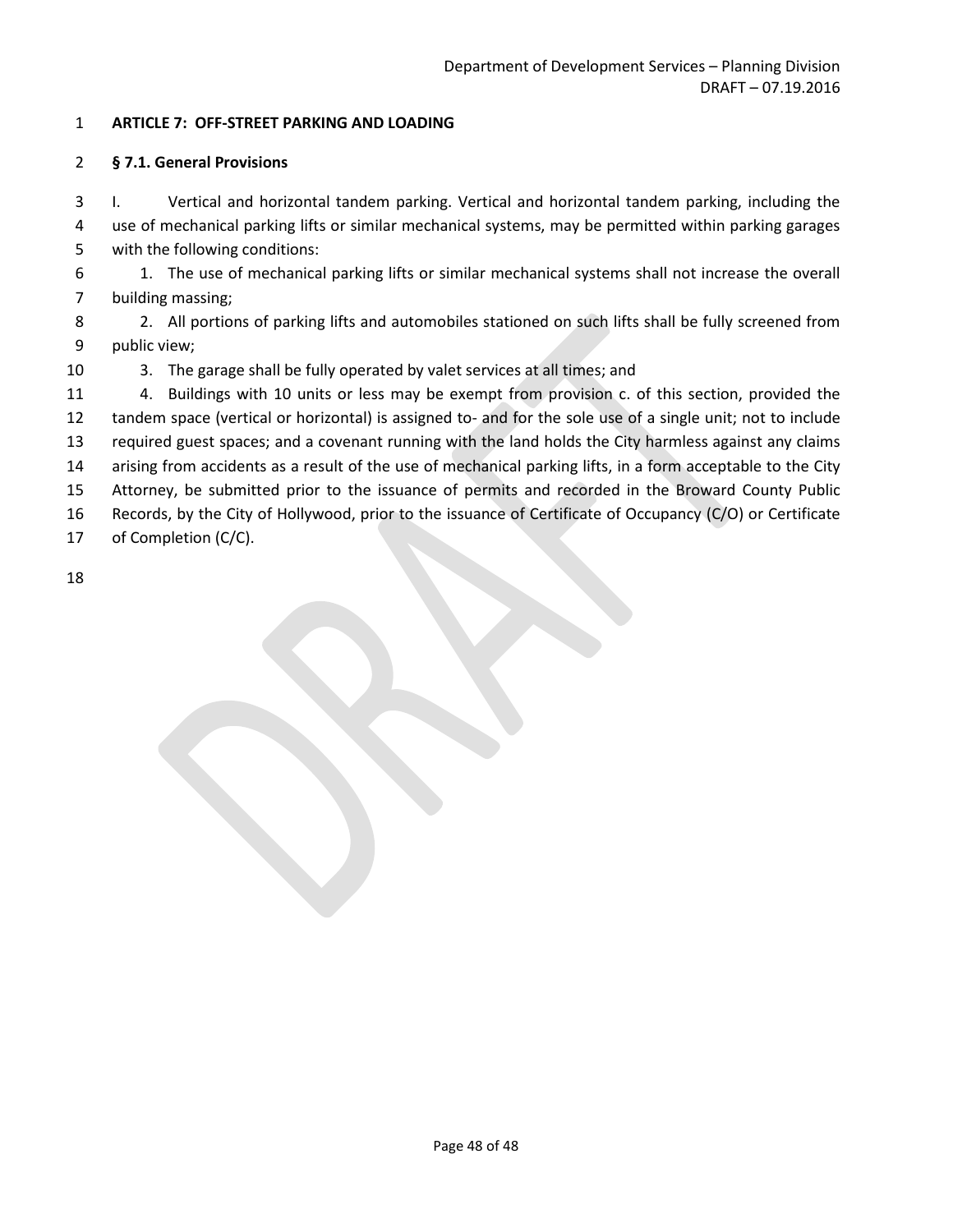**ARTICLE 7: OFF-STREET PARKING AND LOADING**

**§ 7.1. General Provisions**

I. Vertical and horizontal tandem parking. Vertical and horizontal tandem parking, including the use of mechanical parking lifts or similar mechanical systems, may be permitted within parking garages with the following conditions:

1. The use of mechanical parking lifts or similar mechanical systems shall not increase the overall building massing;
2. All portions of parking lifts and automobiles stationed on such lifts shall be fully screened from public view;
3. The garage shall be fully operated by valet services at all times; and
4. Buildings with 10 units or less may be exempt from provision c. of this section, provided the tandem space (vertical or horizontal) is assigned to- and for the sole use of a single unit; not to include required guest spaces; and a covenant running with the land holds the City harmless against any claims arising from accidents as a result of the use of mechanical parking lifts, in a form acceptable to the City Attorney, be submitted prior to the issuance of permits and recorded in the Broward County Public Records, by the City of Hollywood, prior to the issuance of Certificate of Occupancy (C/O) or Certificate of Completion (C/C).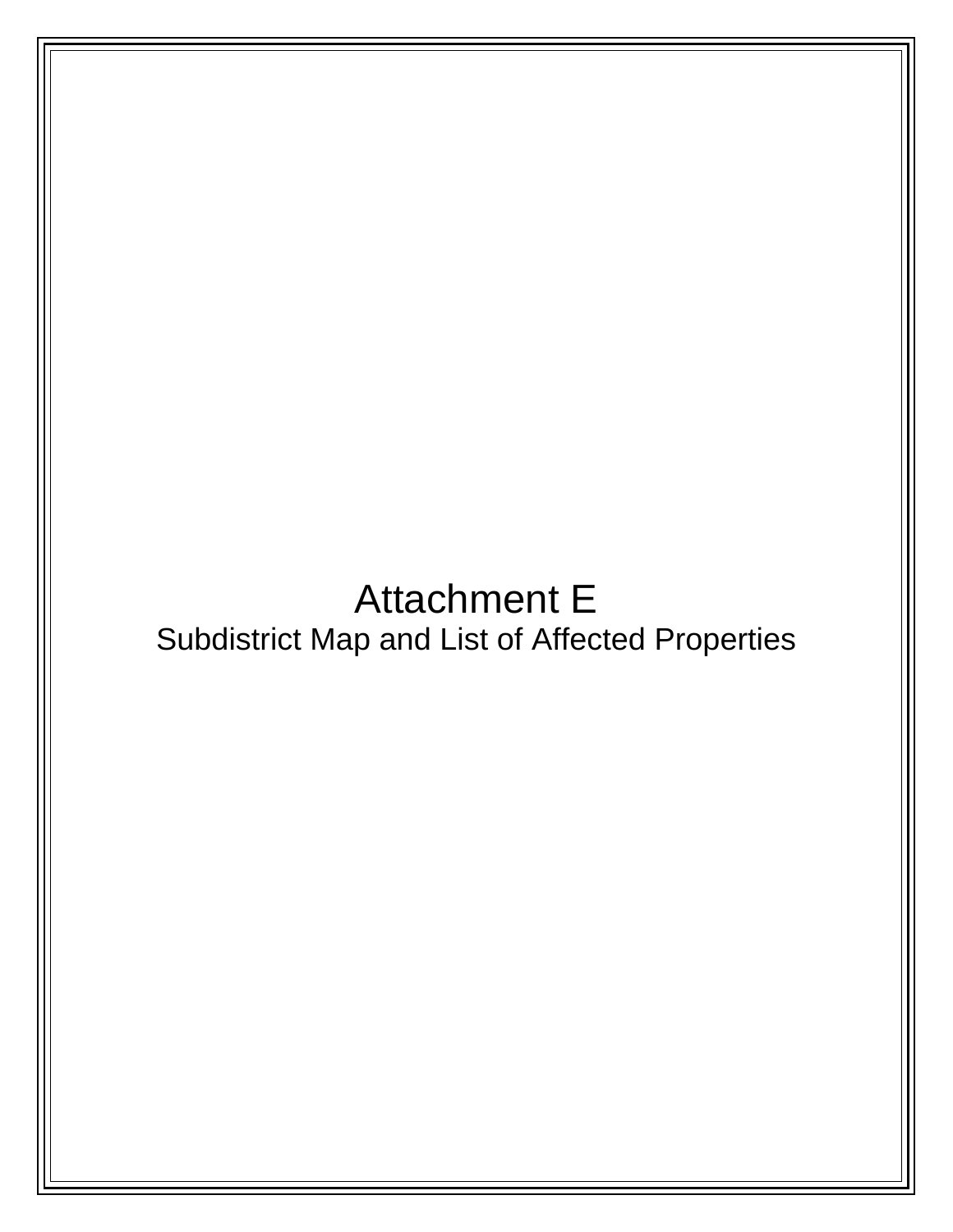# Attachment E

Subdistrict Map and List of Affected Properties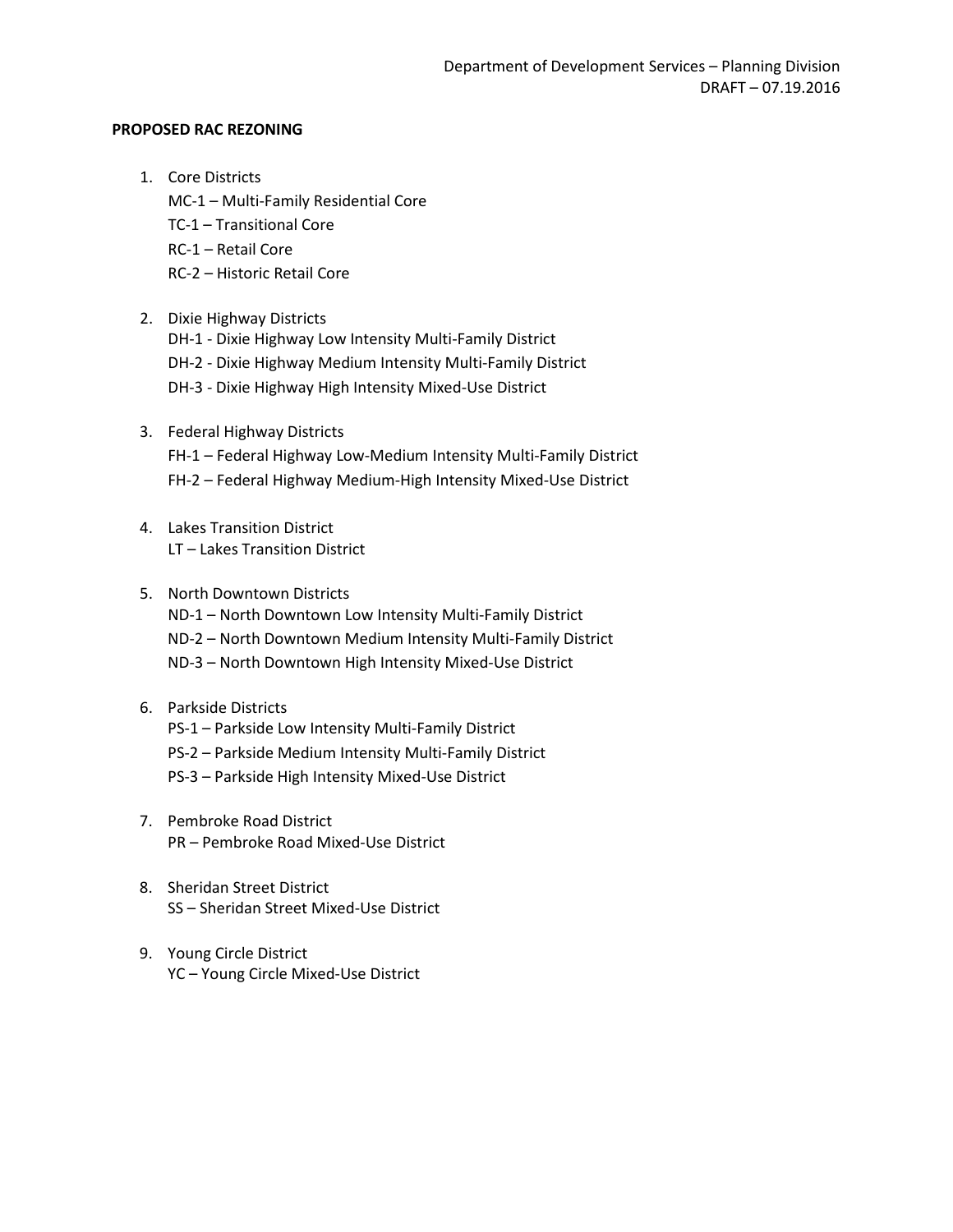Department of Development Services – Planning Division
DRAFT – 07.19.2016

**PROPOSED RAC REZONING**

1. Core Districts
   MC-1 – Multi-Family Residential Core
   TC-1 – Transitional Core
   RC-1 – Retail Core
   RC-2 – Historic Retail Core

2. Dixie Highway Districts
   DH-1 - Dixie Highway Low Intensity Multi-Family District
   DH-2 - Dixie Highway Medium Intensity Multi-Family District
   DH-3 - Dixie Highway High Intensity Mixed-Use District

3. Federal Highway Districts
   FH-1 – Federal Highway Low-Medium Intensity Multi-Family District
   FH-2 – Federal Highway Medium-High Intensity Mixed-Use District

4. Lakes Transition District
   LT – Lakes Transition District

5. North Downtown Districts
   ND-1 – North Downtown Low Intensity Multi-Family District
   ND-2 – North Downtown Medium Intensity Multi-Family District
   ND-3 – North Downtown High Intensity Mixed-Use District

6. Parkside Districts
   PS-1 – Parkside Low Intensity Multi-Family District
   PS-2 – Parkside Medium Intensity Multi-Family District
   PS-3 – Parkside High Intensity Mixed-Use District

7. Pembroke Road District
   PR – Pembroke Road Mixed-Use District

8. Sheridan Street District
   SS – Sheridan Street Mixed-Use District

9. Young Circle District
   YC – Young Circle Mixed-Use District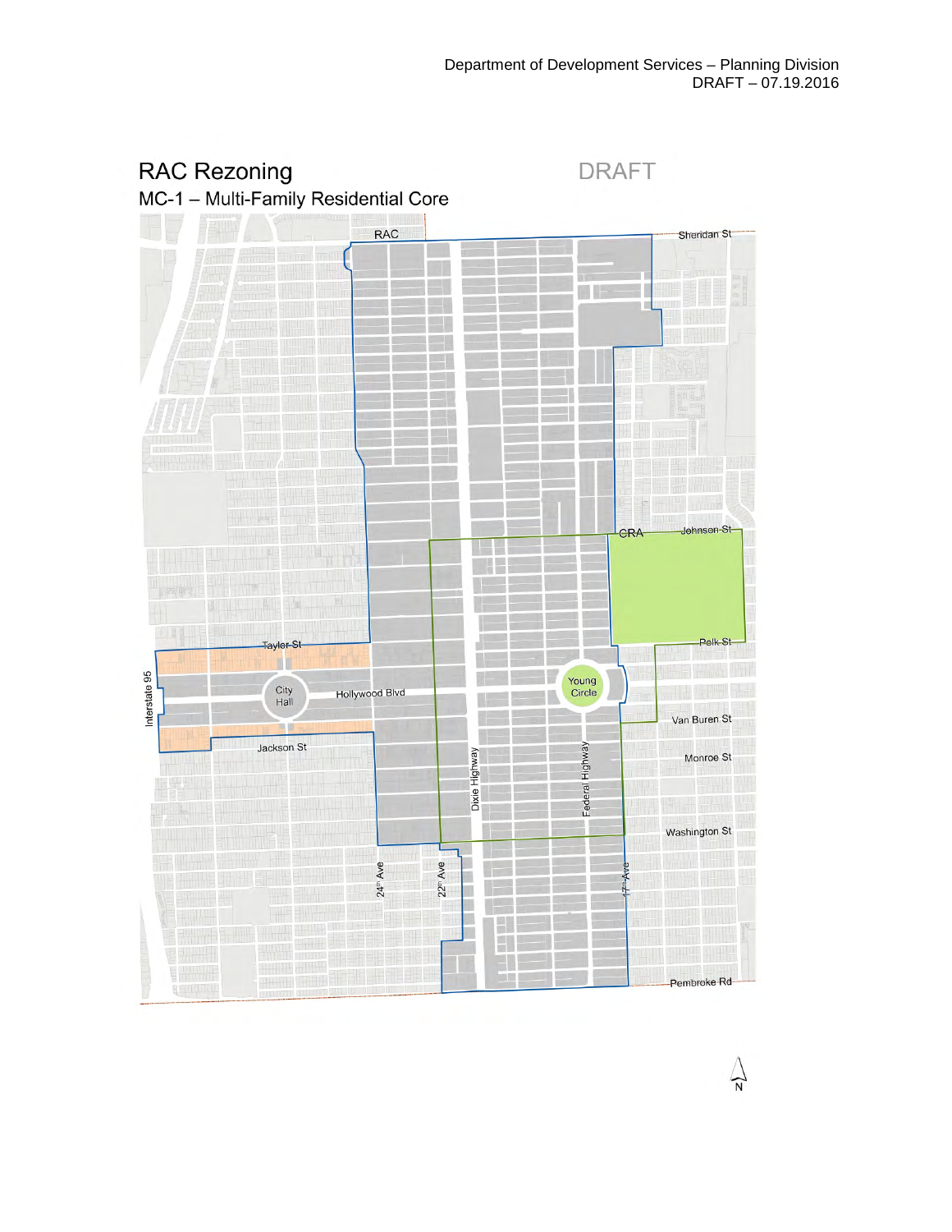Department of Development Services – Planning Division
DRAFT – 07.19.2016

# RAC Rezoning

## MC-1 – Multi-Family Residential Core

DRAFT

RAC
Sheridan St
CRA
Johnson St
Polk St
Taylor St
Interstate 95
City Hall
Hollywood Blvd
Young Circle
Van Buren St
Jackson St
Monroe St
Dixie Highway
Federal Highway
Washington St
24th Ave
22nd Ave
17th Ave
Pembroke Rd
N